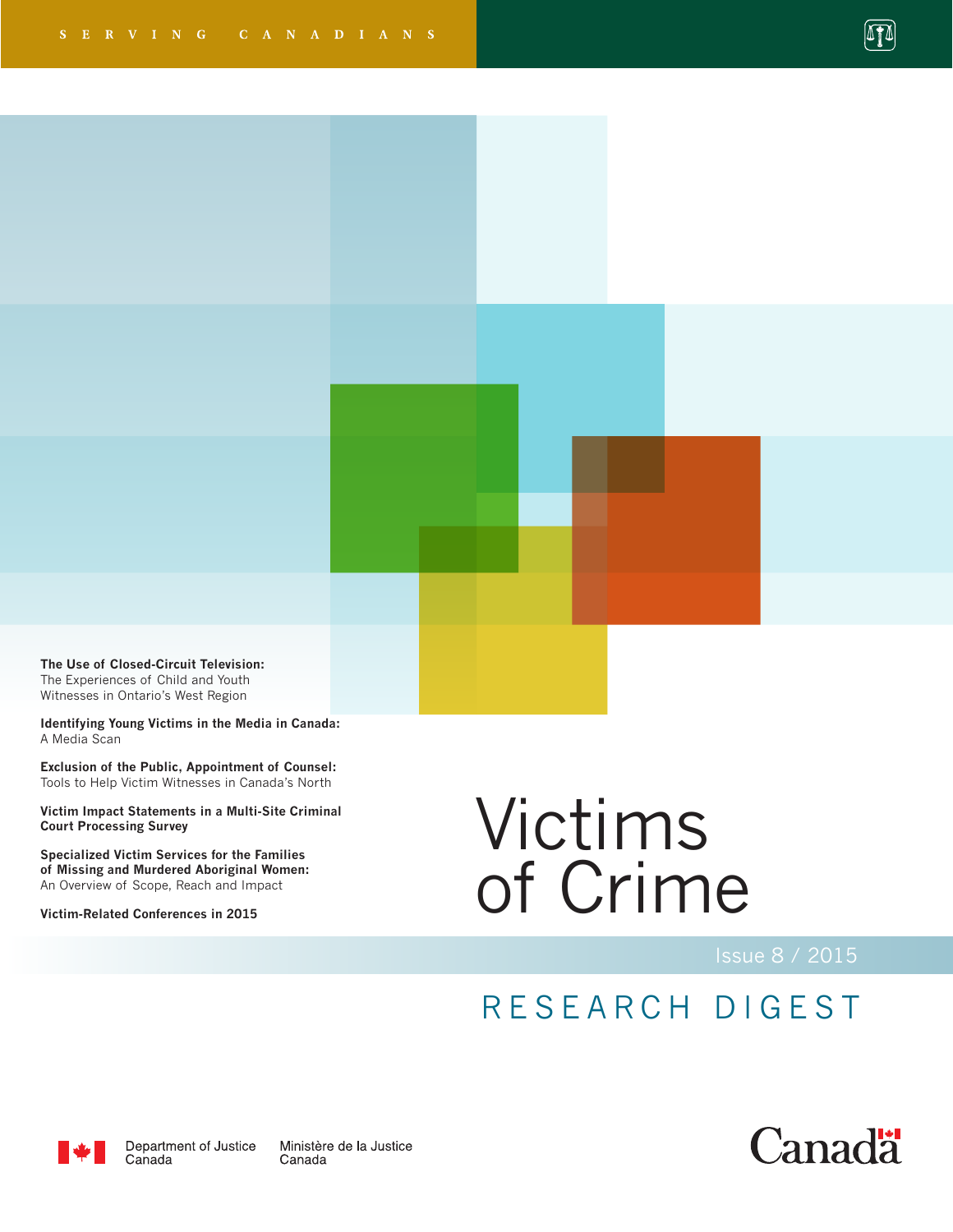SERVING CANADIANS

# Victims of Crime

Issue 8 / 2015

## RESEARCH DIGEST

**The Use of Closed-Circuit Television:**
The Experiences of Child and Youth Witnesses in Ontario's West Region

**Identifying Young Victims in the Media in Canada:**
A Media Scan

**Exclusion of the Public, Appointment of Counsel:**
Tools to Help Victim Witnesses in Canada's North

**Victim Impact Statements in a Multi-Site Criminal Court Processing Survey**

**Specialized Victim Services for the Families of Missing and Murdered Aboriginal Women:**
An Overview of Scope, Reach and Impact

**Victim-Related Conferences in 2015**

Department of Justice Canada | Ministère de la Justice Canada

Canada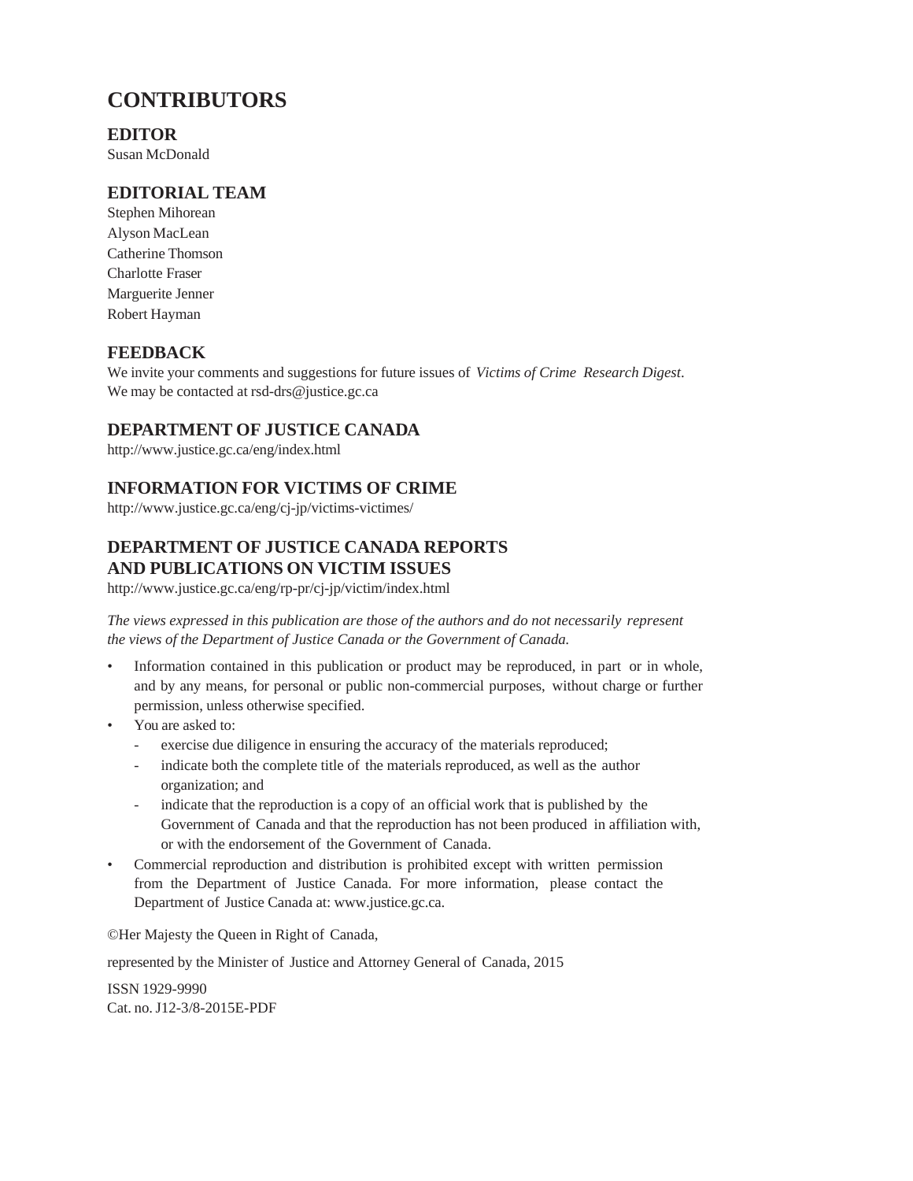# CONTRIBUTORS

## EDITOR

Susan McDonald

## EDITORIAL TEAM

Stephen Mihorean
Alyson MacLean
Catherine Thomson
Charlotte Fraser
Marguerite Jenner
Robert Hayman

## FEEDBACK

We invite your comments and suggestions for future issues of *Victims of Crime Research Digest*. We may be contacted at rsd-drs@justice.gc.ca

## DEPARTMENT OF JUSTICE CANADA

http://www.justice.gc.ca/eng/index.html

## INFORMATION FOR VICTIMS OF CRIME

http://www.justice.gc.ca/eng/cj-jp/victims-victimes/

## DEPARTMENT OF JUSTICE CANADA REPORTS AND PUBLICATIONS ON VICTIM ISSUES

http://www.justice.gc.ca/eng/rp-pr/cj-jp/victim/index.html

*The views expressed in this publication are those of the authors and do not necessarily represent the views of the Department of Justice Canada or the Government of Canada.*

- Information contained in this publication or product may be reproduced, in part or in whole, and by any means, for personal or public non-commercial purposes, without charge or further permission, unless otherwise specified.
- You are asked to:
  - exercise due diligence in ensuring the accuracy of the materials reproduced;
  - indicate both the complete title of the materials reproduced, as well as the author organization; and
  - indicate that the reproduction is a copy of an official work that is published by the Government of Canada and that the reproduction has not been produced in affiliation with, or with the endorsement of the Government of Canada.
- Commercial reproduction and distribution is prohibited except with written permission from the Department of Justice Canada. For more information, please contact the Department of Justice Canada at: www.justice.gc.ca.

©Her Majesty the Queen in Right of Canada,

represented by the Minister of Justice and Attorney General of Canada, 2015

ISSN 1929-9990
Cat. no. J12-3/8-2015E-PDF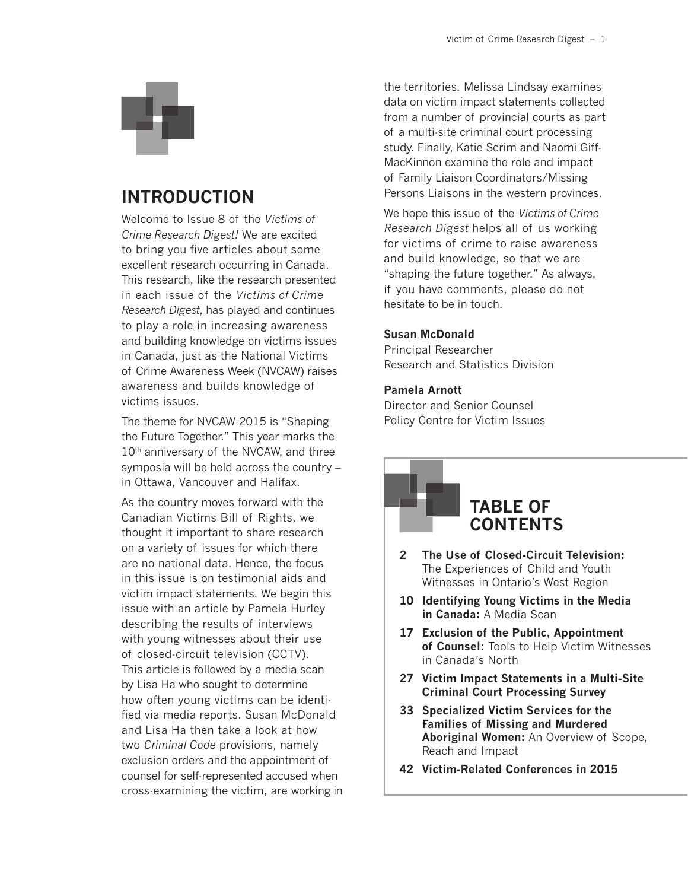## INTRODUCTION

Welcome to Issue 8 of the *Victims of Crime Research Digest!* We are excited to bring you five articles about some excellent research occurring in Canada. This research, like the research presented in each issue of the *Victims of Crime Research Digest*, has played and continues to play a role in increasing awareness and building knowledge on victims issues in Canada, just as the National Victims of Crime Awareness Week (NVCAW) raises awareness and builds knowledge of victims issues.

The theme for NVCAW 2015 is "Shaping the Future Together." This year marks the 10th anniversary of the NVCAW, and three symposia will be held across the country – in Ottawa, Vancouver and Halifax.

As the country moves forward with the Canadian Victims Bill of Rights, we thought it important to share research on a variety of issues for which there are no national data. Hence, the focus in this issue is on testimonial aids and victim impact statements. We begin this issue with an article by Pamela Hurley describing the results of interviews with young witnesses about their use of closed-circuit television (CCTV). This article is followed by a media scan by Lisa Ha who sought to determine how often young victims can be identified via media reports. Susan McDonald and Lisa Ha then take a look at how two *Criminal Code* provisions, namely exclusion orders and the appointment of counsel for self-represented accused when cross-examining the victim, are working in the territories. Melissa Lindsay examines data on victim impact statements collected from a number of provincial courts as part of a multi-site criminal court processing study. Finally, Katie Scrim and Naomi Giff-MacKinnon examine the role and impact of Family Liaison Coordinators/Missing Persons Liaisons in the western provinces.

We hope this issue of the *Victims of Crime Research Digest* helps all of us working for victims of crime to raise awareness and build knowledge, so that we are "shaping the future together." As always, if you have comments, please do not hesitate to be in touch.

**Susan McDonald**
Principal Researcher
Research and Statistics Division

**Pamela Arnott**
Director and Senior Counsel
Policy Centre for Victim Issues

## TABLE OF CONTENTS

- 2 **The Use of Closed-Circuit Television:** The Experiences of Child and Youth Witnesses in Ontario's West Region
- 10 **Identifying Young Victims in the Media in Canada:** A Media Scan
- 17 **Exclusion of the Public, Appointment of Counsel:** Tools to Help Victim Witnesses in Canada's North
- 27 **Victim Impact Statements in a Multi-Site Criminal Court Processing Survey**
- 33 **Specialized Victim Services for the Families of Missing and Murdered Aboriginal Women:** An Overview of Scope, Reach and Impact
- 42 **Victim-Related Conferences in 2015**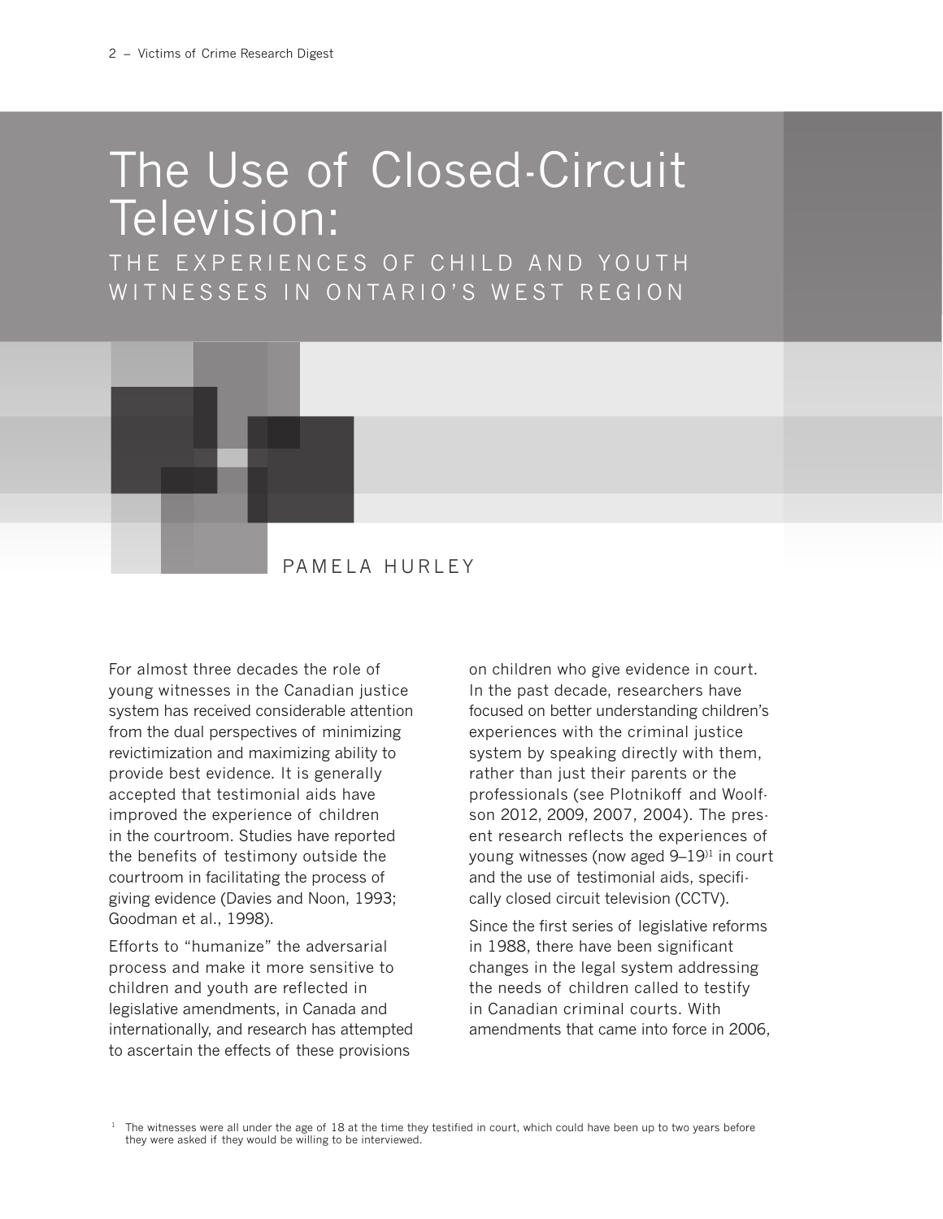# The Use of Closed-Circuit Television:

## THE EXPERIENCES OF CHILD AND YOUTH WITNESSES IN ONTARIO'S WEST REGION

PAMELA HURLEY

For almost three decades the role of young witnesses in the Canadian justice system has received considerable attention from the dual perspectives of minimizing revictimization and maximizing ability to provide best evidence. It is generally accepted that testimonial aids have improved the experience of children in the courtroom. Studies have reported the benefits of testimony outside the courtroom in facilitating the process of giving evidence (Davies and Noon, 1993; Goodman et al., 1998).

Efforts to "humanize" the adversarial process and make it more sensitive to children and youth are reflected in legislative amendments, in Canada and internationally, and research has attempted to ascertain the effects of these provisions on children who give evidence in court. In the past decade, researchers have focused on better understanding children's experiences with the criminal justice system by speaking directly with them, rather than just their parents or the professionals (see Plotnikoff and Woolfson 2012, 2009, 2007, 2004). The present research reflects the experiences of young witnesses (now aged 9–19)[1] in court and the use of testimonial aids, specifically closed circuit television (CCTV).

Since the first series of legislative reforms in 1988, there have been significant changes in the legal system addressing the needs of children called to testify in Canadian criminal courts. With amendments that came into force in 2006,

[1] The witnesses were all under the age of 18 at the time they testified in court, which could have been up to two years before they were asked if they would be willing to be interviewed.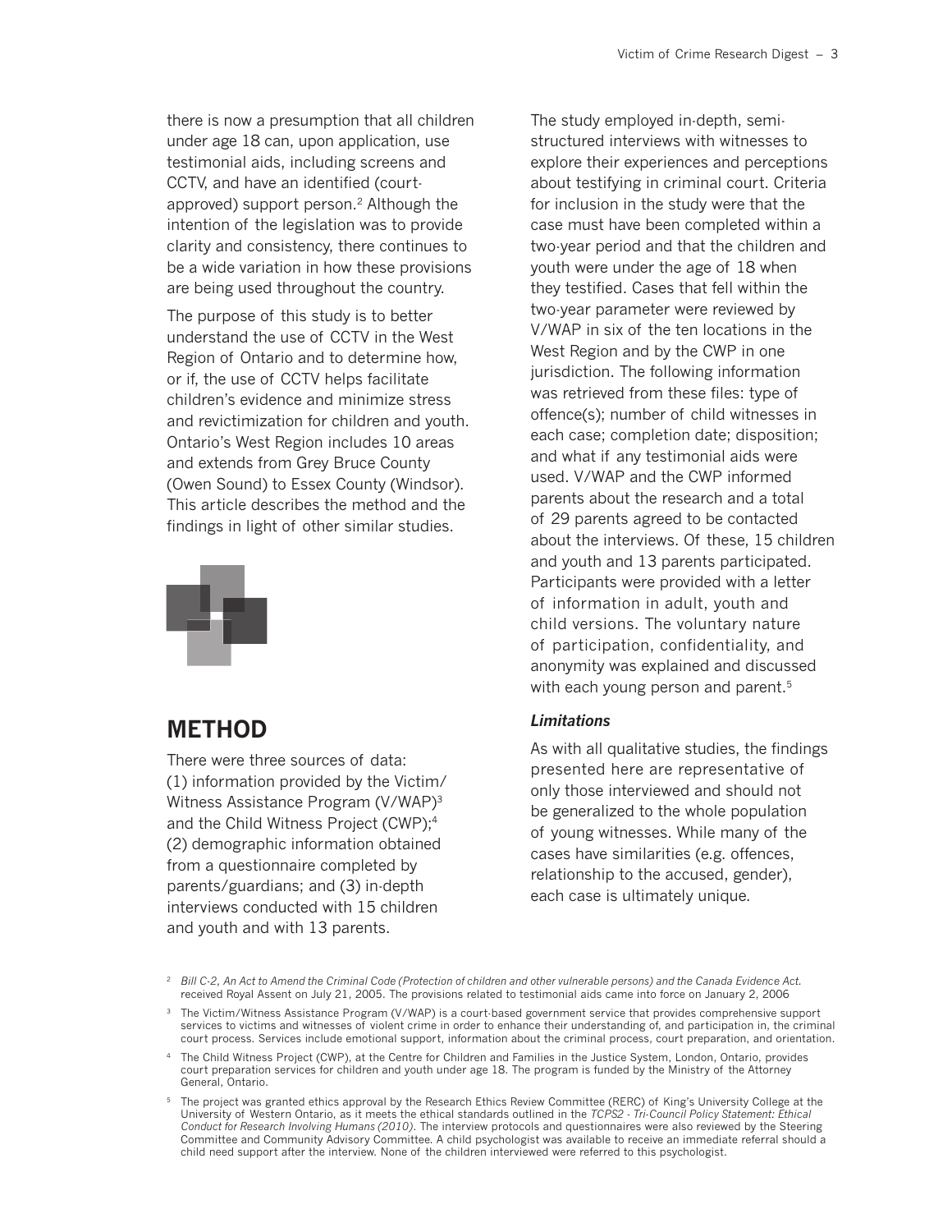there is now a presumption that all children under age 18 can, upon application, use testimonial aids, including screens and CCTV, and have an identified (court-approved) support person.[2] Although the intention of the legislation was to provide clarity and consistency, there continues to be a wide variation in how these provisions are being used throughout the country.

The purpose of this study is to better understand the use of CCTV in the West Region of Ontario and to determine how, or if, the use of CCTV helps facilitate children's evidence and minimize stress and revictimization for children and youth. Ontario's West Region includes 10 areas and extends from Grey Bruce County (Owen Sound) to Essex County (Windsor). This article describes the method and the findings in light of other similar studies.

## METHOD

There were three sources of data: (1) information provided by the Victim/Witness Assistance Program (V/WAP)[3] and the Child Witness Project (CWP);[4] (2) demographic information obtained from a questionnaire completed by parents/guardians; and (3) in-depth interviews conducted with 15 children and youth and with 13 parents.

The study employed in-depth, semi-structured interviews with witnesses to explore their experiences and perceptions about testifying in criminal court. Criteria for inclusion in the study were that the case must have been completed within a two-year period and that the children and youth were under the age of 18 when they testified. Cases that fell within the two-year parameter were reviewed by V/WAP in six of the ten locations in the West Region and by the CWP in one jurisdiction. The following information was retrieved from these files: type of offence(s); number of child witnesses in each case; completion date; disposition; and what if any testimonial aids were used. V/WAP and the CWP informed parents about the research and a total of 29 parents agreed to be contacted about the interviews. Of these, 15 children and youth and 13 parents participated. Participants were provided with a letter of information in adult, youth and child versions. The voluntary nature of participation, confidentiality, and anonymity was explained and discussed with each young person and parent.[5]

### *Limitations*

As with all qualitative studies, the findings presented here are representative of only those interviewed and should not be generalized to the whole population of young witnesses. While many of the cases have similarities (e.g. offences, relationship to the accused, gender), each case is ultimately unique.

---

[2] *Bill C-2, An Act to Amend the Criminal Code (Protection of children and other vulnerable persons) and the Canada Evidence Act.* received Royal Assent on July 21, 2005. The provisions related to testimonial aids came into force on January 2, 2006

[3] The Victim/Witness Assistance Program (V/WAP) is a court-based government service that provides comprehensive support services to victims and witnesses of violent crime in order to enhance their understanding of, and participation in, the criminal court process. Services include emotional support, information about the criminal process, court preparation, and orientation.

[4] The Child Witness Project (CWP), at the Centre for Children and Families in the Justice System, London, Ontario, provides court preparation services for children and youth under age 18. The program is funded by the Ministry of the Attorney General, Ontario.

[5] The project was granted ethics approval by the Research Ethics Review Committee (RERC) of King's University College at the University of Western Ontario, as it meets the ethical standards outlined in the *TCPS2 - Tri-Council Policy Statement: Ethical Conduct for Research Involving Humans (2010)*. The interview protocols and questionnaires were also reviewed by the Steering Committee and Community Advisory Committee. A child psychologist was available to receive an immediate referral should a child need support after the interview. None of the children interviewed were referred to this psychologist.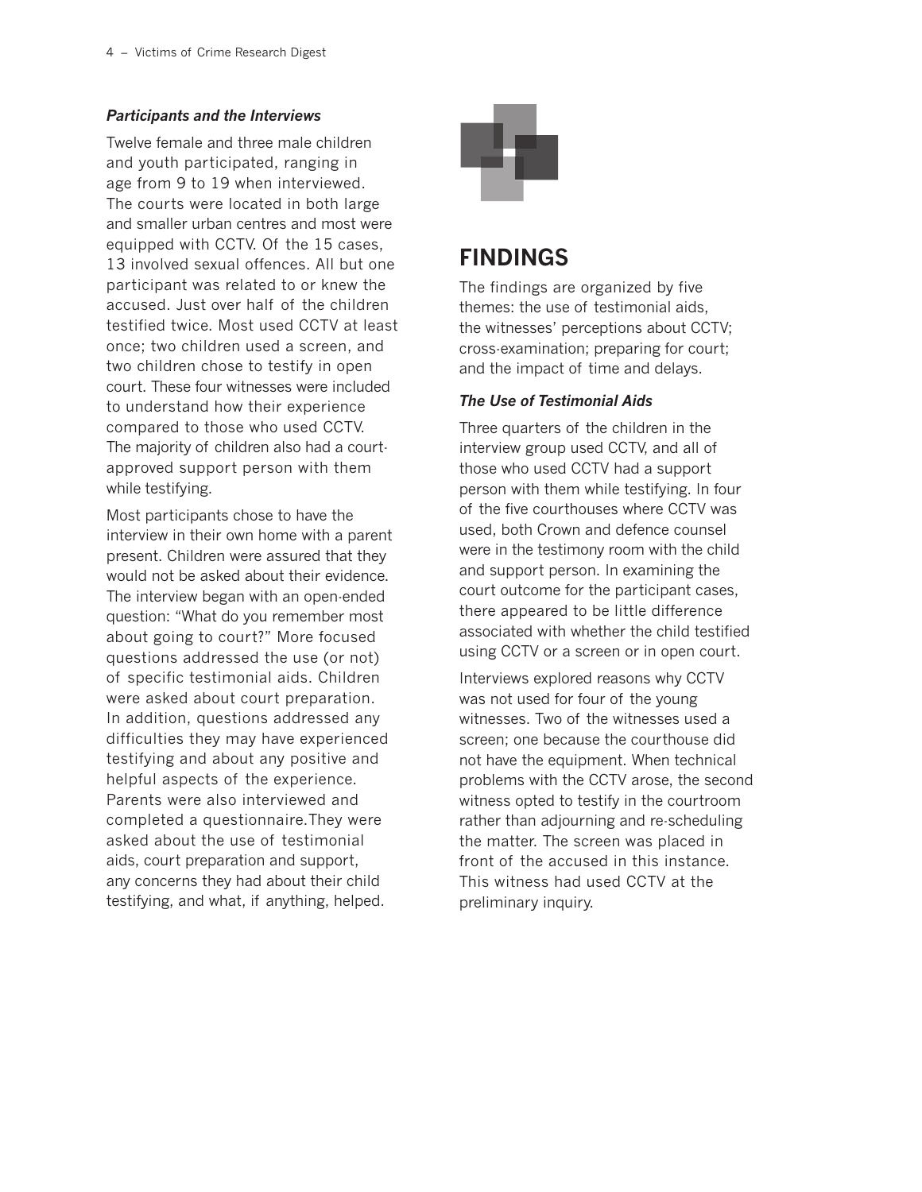### *Participants and the Interviews*

Twelve female and three male children and youth participated, ranging in age from 9 to 19 when interviewed. The courts were located in both large and smaller urban centres and most were equipped with CCTV. Of the 15 cases, 13 involved sexual offences. All but one participant was related to or knew the accused. Just over half of the children testified twice. Most used CCTV at least once; two children used a screen, and two children chose to testify in open court. These four witnesses were included to understand how their experience compared to those who used CCTV. The majority of children also had a court-approved support person with them while testifying.

Most participants chose to have the interview in their own home with a parent present. Children were assured that they would not be asked about their evidence. The interview began with an open-ended question: "What do you remember most about going to court?" More focused questions addressed the use (or not) of specific testimonial aids. Children were asked about court preparation. In addition, questions addressed any difficulties they may have experienced testifying and about any positive and helpful aspects of the experience. Parents were also interviewed and completed a questionnaire.They were asked about the use of testimonial aids, court preparation and support, any concerns they had about their child testifying, and what, if anything, helped.

## FINDINGS

The findings are organized by five themes: the use of testimonial aids, the witnesses' perceptions about CCTV; cross-examination; preparing for court; and the impact of time and delays.

### *The Use of Testimonial Aids*

Three quarters of the children in the interview group used CCTV, and all of those who used CCTV had a support person with them while testifying. In four of the five courthouses where CCTV was used, both Crown and defence counsel were in the testimony room with the child and support person. In examining the court outcome for the participant cases, there appeared to be little difference associated with whether the child testified using CCTV or a screen or in open court.

Interviews explored reasons why CCTV was not used for four of the young witnesses. Two of the witnesses used a screen; one because the courthouse did not have the equipment. When technical problems with the CCTV arose, the second witness opted to testify in the courtroom rather than adjourning and re-scheduling the matter. The screen was placed in front of the accused in this instance. This witness had used CCTV at the preliminary inquiry.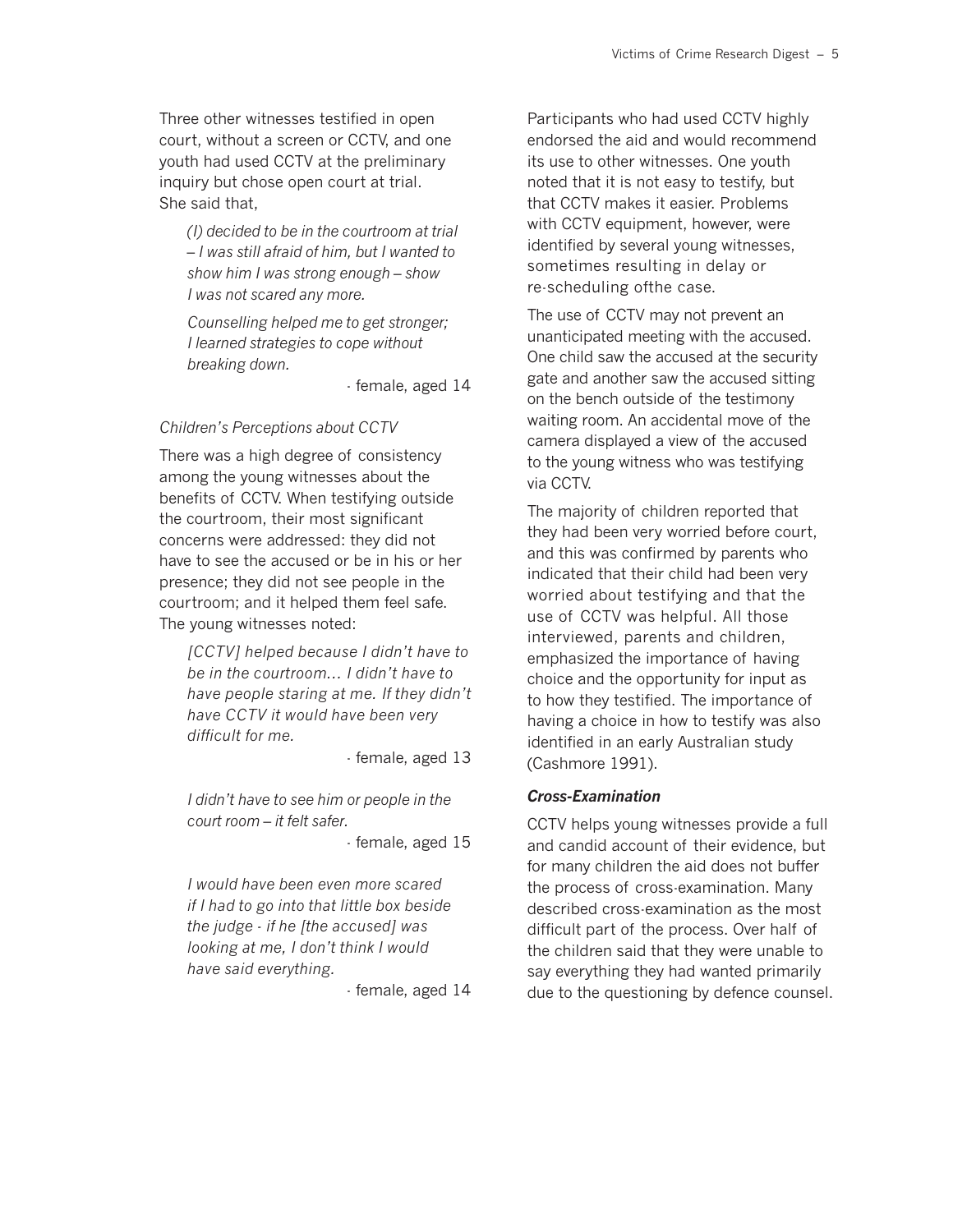Three other witnesses testified in open court, without a screen or CCTV, and one youth had used CCTV at the preliminary inquiry but chose open court at trial. She said that,

> *(I) decided to be in the courtroom at trial – I was still afraid of him, but I wanted to show him I was strong enough – show I was not scared any more.*
>
> *Counselling helped me to get stronger; I learned strategies to cope without breaking down.*
>
> - female, aged 14

*Children's Perceptions about CCTV*

There was a high degree of consistency among the young witnesses about the benefits of CCTV. When testifying outside the courtroom, their most significant concerns were addressed: they did not have to see the accused or be in his or her presence; they did not see people in the courtroom; and it helped them feel safe. The young witnesses noted:

> *[CCTV] helped because I didn't have to be in the courtroom… I didn't have to have people staring at me. If they didn't have CCTV it would have been very difficult for me.*
>
> - female, aged 13

> *I didn't have to see him or people in the court room – it felt safer.*
>
> - female, aged 15

> *I would have been even more scared if I had to go into that little box beside the judge - if he [the accused] was looking at me, I don't think I would have said everything.*
>
> - female, aged 14

Participants who had used CCTV highly endorsed the aid and would recommend its use to other witnesses. One youth noted that it is not easy to testify, but that CCTV makes it easier. Problems with CCTV equipment, however, were identified by several young witnesses, sometimes resulting in delay or re-scheduling ofthe case.

The use of CCTV may not prevent an unanticipated meeting with the accused. One child saw the accused at the security gate and another saw the accused sitting on the bench outside of the testimony waiting room. An accidental move of the camera displayed a view of the accused to the young witness who was testifying via CCTV.

The majority of children reported that they had been very worried before court, and this was confirmed by parents who indicated that their child had been very worried about testifying and that the use of CCTV was helpful. All those interviewed, parents and children, emphasized the importance of having choice and the opportunity for input as to how they testified. The importance of having a choice in how to testify was also identified in an early Australian study (Cashmore 1991).

***Cross-Examination***

CCTV helps young witnesses provide a full and candid account of their evidence, but for many children the aid does not buffer the process of cross-examination. Many described cross-examination as the most difficult part of the process. Over half of the children said that they were unable to say everything they had wanted primarily due to the questioning by defence counsel.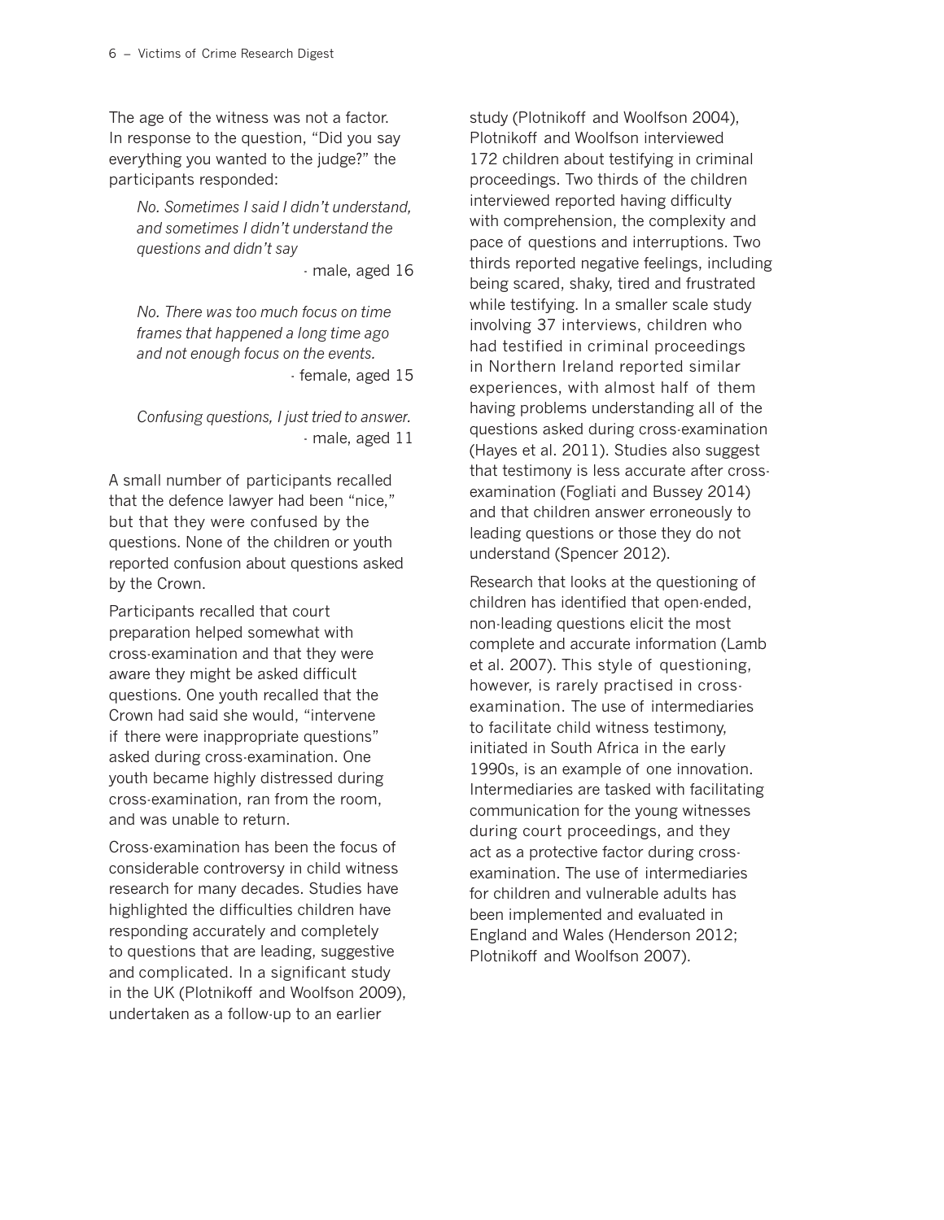The age of the witness was not a factor. In response to the question, "Did you say everything you wanted to the judge?" the participants responded:

> *No. Sometimes I said I didn't understand, and sometimes I didn't understand the questions and didn't say*
>
> - male, aged 16

> *No. There was too much focus on time frames that happened a long time ago and not enough focus on the events.*
>
> - female, aged 15

> *Confusing questions, I just tried to answer.*
>
> - male, aged 11

A small number of participants recalled that the defence lawyer had been "nice," but that they were confused by the questions. None of the children or youth reported confusion about questions asked by the Crown.

Participants recalled that court preparation helped somewhat with cross-examination and that they were aware they might be asked difficult questions. One youth recalled that the Crown had said she would, "intervene if there were inappropriate questions" asked during cross-examination. One youth became highly distressed during cross-examination, ran from the room, and was unable to return.

Cross-examination has been the focus of considerable controversy in child witness research for many decades. Studies have highlighted the difficulties children have responding accurately and completely to questions that are leading, suggestive and complicated. In a significant study in the UK (Plotnikoff and Woolfson 2009), undertaken as a follow-up to an earlier study (Plotnikoff and Woolfson 2004), Plotnikoff and Woolfson interviewed 172 children about testifying in criminal proceedings. Two thirds of the children interviewed reported having difficulty with comprehension, the complexity and pace of questions and interruptions. Two thirds reported negative feelings, including being scared, shaky, tired and frustrated while testifying. In a smaller scale study involving 37 interviews, children who had testified in criminal proceedings in Northern Ireland reported similar experiences, with almost half of them having problems understanding all of the questions asked during cross-examination (Hayes et al. 2011). Studies also suggest that testimony is less accurate after cross-examination (Fogliati and Bussey 2014) and that children answer erroneously to leading questions or those they do not understand (Spencer 2012).

Research that looks at the questioning of children has identified that open-ended, non-leading questions elicit the most complete and accurate information (Lamb et al. 2007). This style of questioning, however, is rarely practised in cross-examination. The use of intermediaries to facilitate child witness testimony, initiated in South Africa in the early 1990s, is an example of one innovation. Intermediaries are tasked with facilitating communication for the young witnesses during court proceedings, and they act as a protective factor during cross-examination. The use of intermediaries for children and vulnerable adults has been implemented and evaluated in England and Wales (Henderson 2012; Plotnikoff and Woolfson 2007).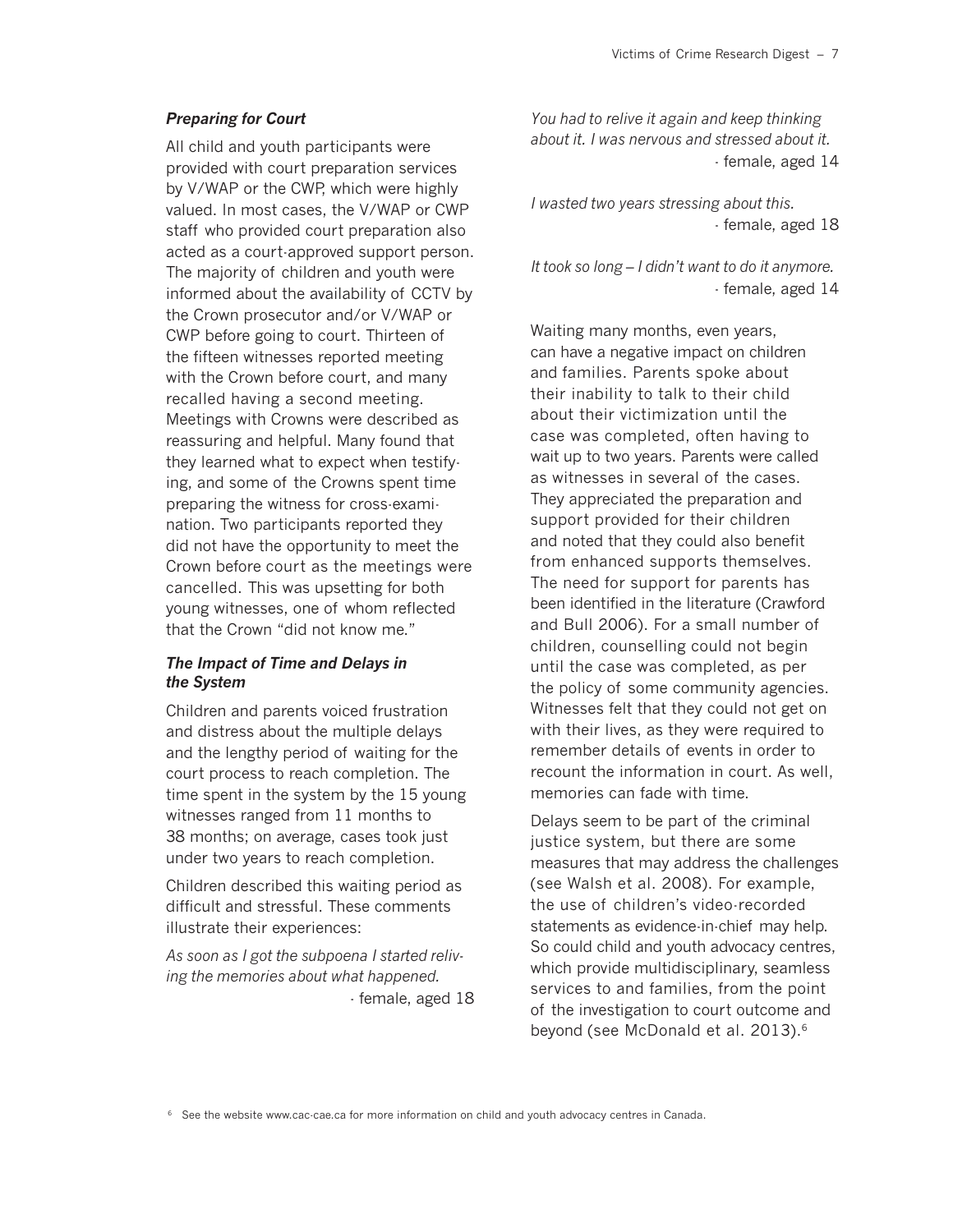### *Preparing for Court*

All child and youth participants were provided with court preparation services by V/WAP or the CWP, which were highly valued. In most cases, the V/WAP or CWP staff who provided court preparation also acted as a court-approved support person. The majority of children and youth were informed about the availability of CCTV by the Crown prosecutor and/or V/WAP or CWP before going to court. Thirteen of the fifteen witnesses reported meeting with the Crown before court, and many recalled having a second meeting. Meetings with Crowns were described as reassuring and helpful. Many found that they learned what to expect when testifying, and some of the Crowns spent time preparing the witness for cross-examination. Two participants reported they did not have the opportunity to meet the Crown before court as the meetings were cancelled. This was upsetting for both young witnesses, one of whom reflected that the Crown "did not know me."

### *The Impact of Time and Delays in the System*

Children and parents voiced frustration and distress about the multiple delays and the lengthy period of waiting for the court process to reach completion. The time spent in the system by the 15 young witnesses ranged from 11 months to 38 months; on average, cases took just under two years to reach completion.

Children described this waiting period as difficult and stressful. These comments illustrate their experiences:

*As soon as I got the subpoena I started reliving the memories about what happened.*
- female, aged 18

*You had to relive it again and keep thinking about it. I was nervous and stressed about it.*
- female, aged 14

*I wasted two years stressing about this.*
- female, aged 18

*It took so long – I didn't want to do it anymore.*
- female, aged 14

Waiting many months, even years, can have a negative impact on children and families. Parents spoke about their inability to talk to their child about their victimization until the case was completed, often having to wait up to two years. Parents were called as witnesses in several of the cases. They appreciated the preparation and support provided for their children and noted that they could also benefit from enhanced supports themselves. The need for support for parents has been identified in the literature (Crawford and Bull 2006). For a small number of children, counselling could not begin until the case was completed, as per the policy of some community agencies. Witnesses felt that they could not get on with their lives, as they were required to remember details of events in order to recount the information in court. As well, memories can fade with time.

Delays seem to be part of the criminal justice system, but there are some measures that may address the challenges (see Walsh et al. 2008). For example, the use of children's video-recorded statements as evidence-in-chief may help. So could child and youth advocacy centres, which provide multidisciplinary, seamless services to and families, from the point of the investigation to court outcome and beyond (see McDonald et al. 2013).[6]

[6] See the website www.cac-cae.ca for more information on child and youth advocacy centres in Canada.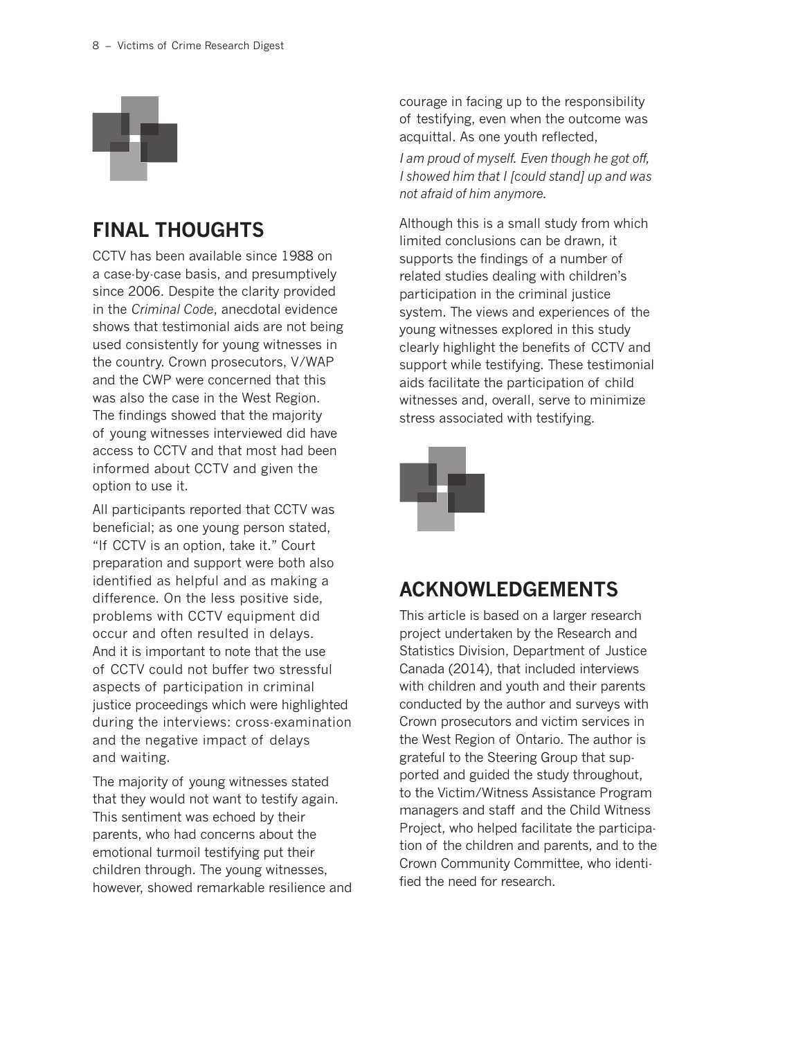## FINAL THOUGHTS

CCTV has been available since 1988 on a case-by-case basis, and presumptively since 2006. Despite the clarity provided in the *Criminal Code*, anecdotal evidence shows that testimonial aids are not being used consistently for young witnesses in the country. Crown prosecutors, V/WAP and the CWP were concerned that this was also the case in the West Region. The findings showed that the majority of young witnesses interviewed did have access to CCTV and that most had been informed about CCTV and given the option to use it.

All participants reported that CCTV was beneficial; as one young person stated, "If CCTV is an option, take it." Court preparation and support were both also identified as helpful and as making a difference. On the less positive side, problems with CCTV equipment did occur and often resulted in delays. And it is important to note that the use of CCTV could not buffer two stressful aspects of participation in criminal justice proceedings which were highlighted during the interviews: cross-examination and the negative impact of delays and waiting.

The majority of young witnesses stated that they would not want to testify again. This sentiment was echoed by their parents, who had concerns about the emotional turmoil testifying put their children through. The young witnesses, however, showed remarkable resilience and courage in facing up to the responsibility of testifying, even when the outcome was acquittal. As one youth reflected,

*I am proud of myself. Even though he got off, I showed him that I [could stand] up and was not afraid of him anymore.*

Although this is a small study from which limited conclusions can be drawn, it supports the findings of a number of related studies dealing with children's participation in the criminal justice system. The views and experiences of the young witnesses explored in this study clearly highlight the benefits of CCTV and support while testifying. These testimonial aids facilitate the participation of child witnesses and, overall, serve to minimize stress associated with testifying.

## ACKNOWLEDGEMENTS

This article is based on a larger research project undertaken by the Research and Statistics Division, Department of Justice Canada (2014), that included interviews with children and youth and their parents conducted by the author and surveys with Crown prosecutors and victim services in the West Region of Ontario. The author is grateful to the Steering Group that supported and guided the study throughout, to the Victim/Witness Assistance Program managers and staff and the Child Witness Project, who helped facilitate the participation of the children and parents, and to the Crown Community Committee, who identified the need for research.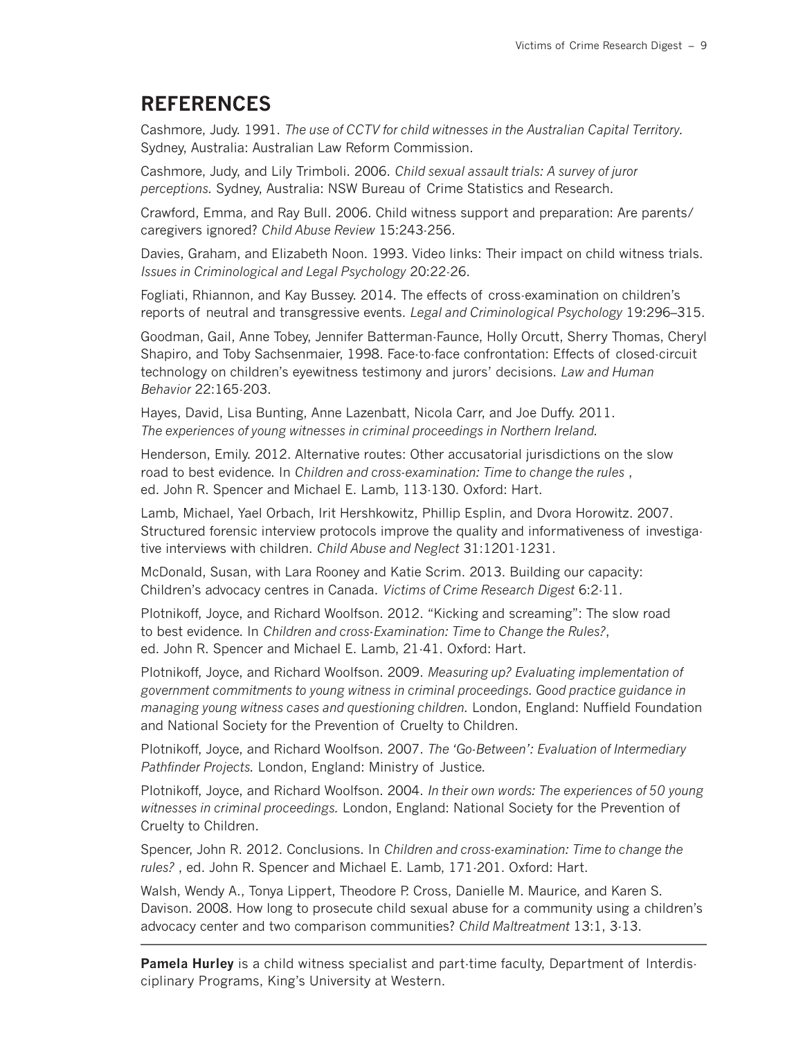## REFERENCES

Cashmore, Judy. 1991. *The use of CCTV for child witnesses in the Australian Capital Territory.* Sydney, Australia: Australian Law Reform Commission.

Cashmore, Judy, and Lily Trimboli. 2006. *Child sexual assault trials: A survey of juror perceptions.* Sydney, Australia: NSW Bureau of Crime Statistics and Research.

Crawford, Emma, and Ray Bull. 2006. Child witness support and preparation: Are parents/caregivers ignored? *Child Abuse Review* 15:243-256.

Davies, Graham, and Elizabeth Noon. 1993. Video links: Their impact on child witness trials. *Issues in Criminological and Legal Psychology* 20:22-26.

Fogliati, Rhiannon, and Kay Bussey. 2014. The effects of cross-examination on children's reports of neutral and transgressive events. *Legal and Criminological Psychology* 19:296–315.

Goodman, Gail, Anne Tobey, Jennifer Batterman-Faunce, Holly Orcutt, Sherry Thomas, Cheryl Shapiro, and Toby Sachsenmaier, 1998. Face-to-face confrontation: Effects of closed-circuit technology on children's eyewitness testimony and jurors' decisions. *Law and Human Behavior* 22:165-203.

Hayes, David, Lisa Bunting, Anne Lazenbatt, Nicola Carr, and Joe Duffy. 2011. *The experiences of young witnesses in criminal proceedings in Northern Ireland.*

Henderson, Emily. 2012. Alternative routes: Other accusatorial jurisdictions on the slow road to best evidence. In *Children and cross-examination: Time to change the rules* , ed. John R. Spencer and Michael E. Lamb, 113-130. Oxford: Hart.

Lamb, Michael, Yael Orbach, Irit Hershkowitz, Phillip Esplin, and Dvora Horowitz. 2007. Structured forensic interview protocols improve the quality and informativeness of investigative interviews with children. *Child Abuse and Neglect* 31:1201-1231.

McDonald, Susan, with Lara Rooney and Katie Scrim. 2013. Building our capacity: Children's advocacy centres in Canada. *Victims of Crime Research Digest* 6:2-11.

Plotnikoff, Joyce, and Richard Woolfson. 2012. "Kicking and screaming": The slow road to best evidence. In *Children and cross-Examination: Time to Change the Rules?*, ed. John R. Spencer and Michael E. Lamb, 21-41. Oxford: Hart.

Plotnikoff, Joyce, and Richard Woolfson. 2009. *Measuring up? Evaluating implementation of government commitments to young witness in criminal proceedings. Good practice guidance in managing young witness cases and questioning children.* London, England: Nuffield Foundation and National Society for the Prevention of Cruelty to Children.

Plotnikoff, Joyce, and Richard Woolfson. 2007. *The 'Go-Between': Evaluation of Intermediary Pathfinder Projects.* London, England: Ministry of Justice.

Plotnikoff, Joyce, and Richard Woolfson. 2004. *In their own words: The experiences of 50 young witnesses in criminal proceedings.* London, England: National Society for the Prevention of Cruelty to Children.

Spencer, John R. 2012. Conclusions. In *Children and cross-examination: Time to change the rules?* , ed. John R. Spencer and Michael E. Lamb, 171-201. Oxford: Hart.

Walsh, Wendy A., Tonya Lippert, Theodore P. Cross, Danielle M. Maurice, and Karen S. Davison. 2008. How long to prosecute child sexual abuse for a community using a children's advocacy center and two comparison communities? *Child Maltreatment* 13:1, 3-13.

---

**Pamela Hurley** is a child witness specialist and part-time faculty, Department of Interdisciplinary Programs, King's University at Western.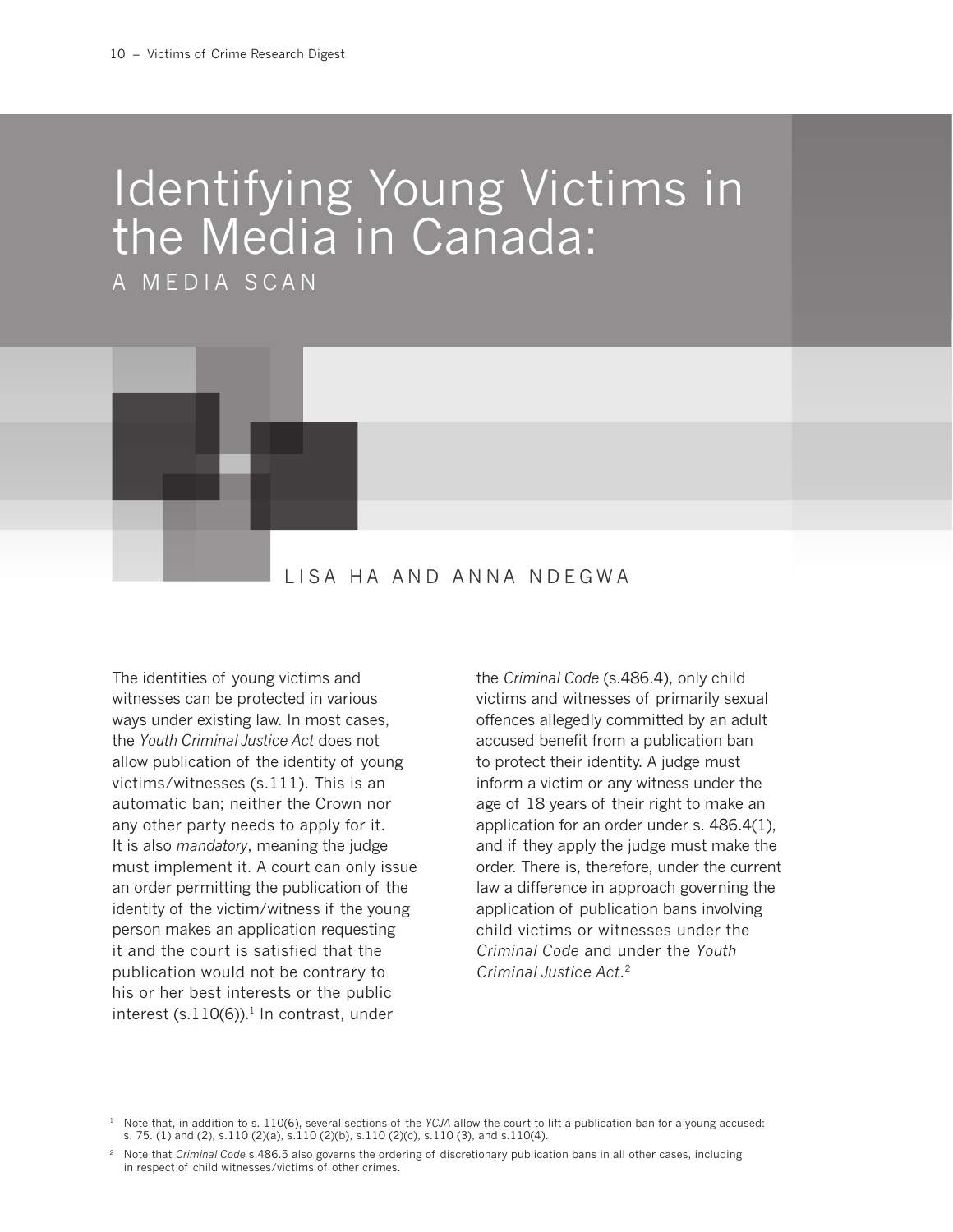# Identifying Young Victims in the Media in Canada:

## A MEDIA SCAN

LISA HA AND ANNA NDEGWA

The identities of young victims and witnesses can be protected in various ways under existing law. In most cases, the *Youth Criminal Justice Act* does not allow publication of the identity of young victims/witnesses (s.111). This is an automatic ban; neither the Crown nor any other party needs to apply for it. It is also *mandatory*, meaning the judge must implement it. A court can only issue an order permitting the publication of the identity of the victim/witness if the young person makes an application requesting it and the court is satisfied that the publication would not be contrary to his or her best interests or the public interest (s.110(6)).[1] In contrast, under the *Criminal Code* (s.486.4), only child victims and witnesses of primarily sexual offences allegedly committed by an adult accused benefit from a publication ban to protect their identity. A judge must inform a victim or any witness under the age of 18 years of their right to make an application for an order under s. 486.4(1), and if they apply the judge must make the order. There is, therefore, under the current law a difference in approach governing the application of publication bans involving child victims or witnesses under the *Criminal Code* and under the *Youth Criminal Justice Act*.[2]

[1] Note that, in addition to s. 110(6), several sections of the *YCJA* allow the court to lift a publication ban for a young accused: s. 75. (1) and (2), s.110 (2)(a), s.110 (2)(b), s.110 (2)(c), s.110 (3), and s.110(4).

[2] Note that *Criminal Code* s.486.5 also governs the ordering of discretionary publication bans in all other cases, including in respect of child witnesses/victims of other crimes.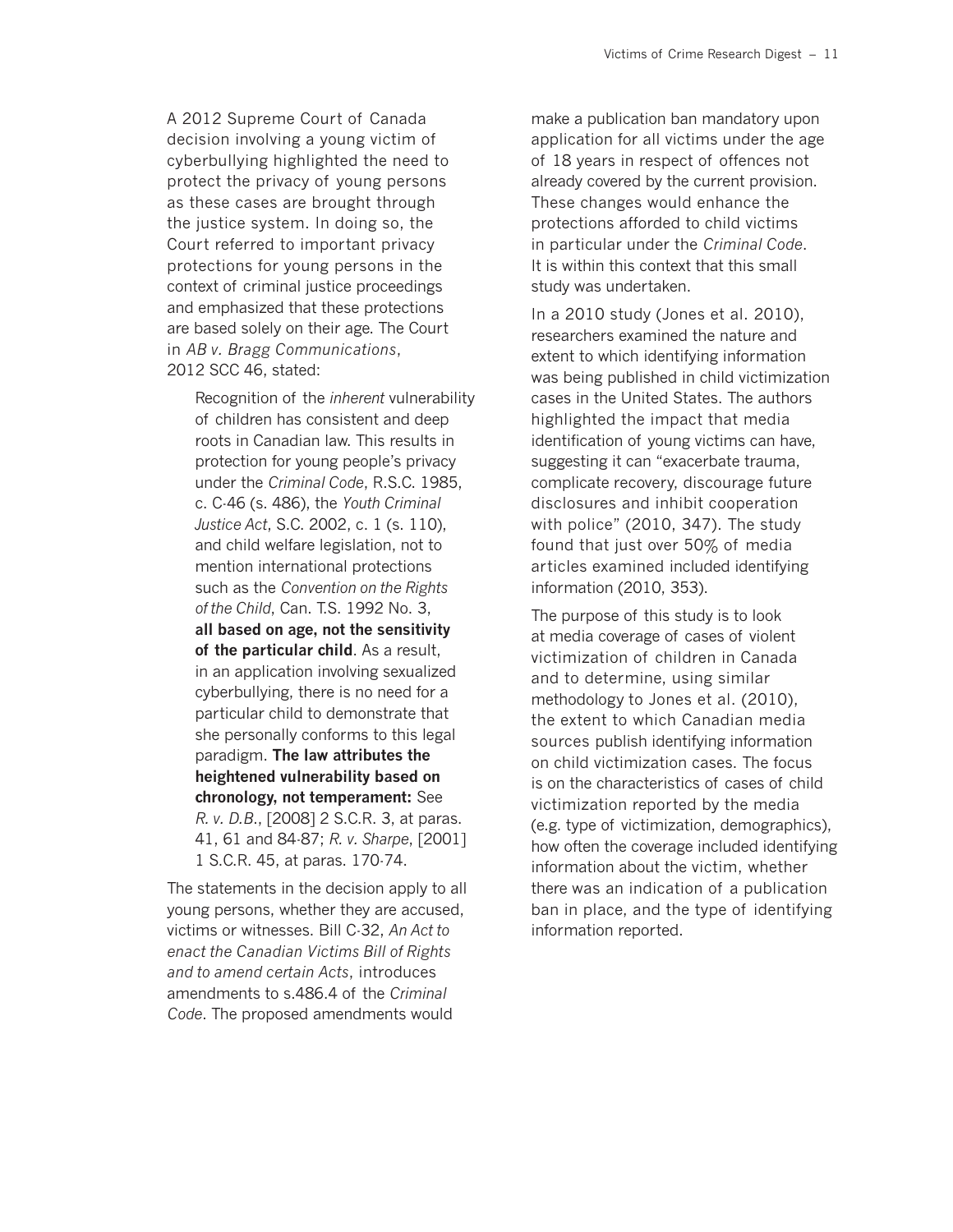A 2012 Supreme Court of Canada decision involving a young victim of cyberbullying highlighted the need to protect the privacy of young persons as these cases are brought through the justice system. In doing so, the Court referred to important privacy protections for young persons in the context of criminal justice proceedings and emphasized that these protections are based solely on their age. The Court in *AB v. Bragg Communications*, 2012 SCC 46, stated:

> Recognition of the *inherent* vulnerability of children has consistent and deep roots in Canadian law. This results in protection for young people's privacy under the *Criminal Code*, R.S.C. 1985, c. C-46 (s. 486), the *Youth Criminal Justice Act*, S.C. 2002, c. 1 (s. 110), and child welfare legislation, not to mention international protections such as the *Convention on the Rights of the Child*, Can. T.S. 1992 No. 3, **all based on age, not the sensitivity of the particular child**. As a result, in an application involving sexualized cyberbullying, there is no need for a particular child to demonstrate that she personally conforms to this legal paradigm. **The law attributes the heightened vulnerability based on chronology, not temperament:** See *R. v. D.B.*, [2008] 2 S.C.R. 3, at paras. 41, 61 and 84-87; *R. v. Sharpe*, [2001] 1 S.C.R. 45, at paras. 170-74.

The statements in the decision apply to all young persons, whether they are accused, victims or witnesses. Bill C-32, *An Act to enact the Canadian Victims Bill of Rights and to amend certain Acts*, introduces amendments to s.486.4 of the *Criminal Code*. The proposed amendments would make a publication ban mandatory upon application for all victims under the age of 18 years in respect of offences not already covered by the current provision. These changes would enhance the protections afforded to child victims in particular under the *Criminal Code*. It is within this context that this small study was undertaken.

In a 2010 study (Jones et al. 2010), researchers examined the nature and extent to which identifying information was being published in child victimization cases in the United States. The authors highlighted the impact that media identification of young victims can have, suggesting it can "exacerbate trauma, complicate recovery, discourage future disclosures and inhibit cooperation with police" (2010, 347). The study found that just over 50% of media articles examined included identifying information (2010, 353).

The purpose of this study is to look at media coverage of cases of violent victimization of children in Canada and to determine, using similar methodology to Jones et al. (2010), the extent to which Canadian media sources publish identifying information on child victimization cases. The focus is on the characteristics of cases of child victimization reported by the media (e.g. type of victimization, demographics), how often the coverage included identifying information about the victim, whether there was an indication of a publication ban in place, and the type of identifying information reported.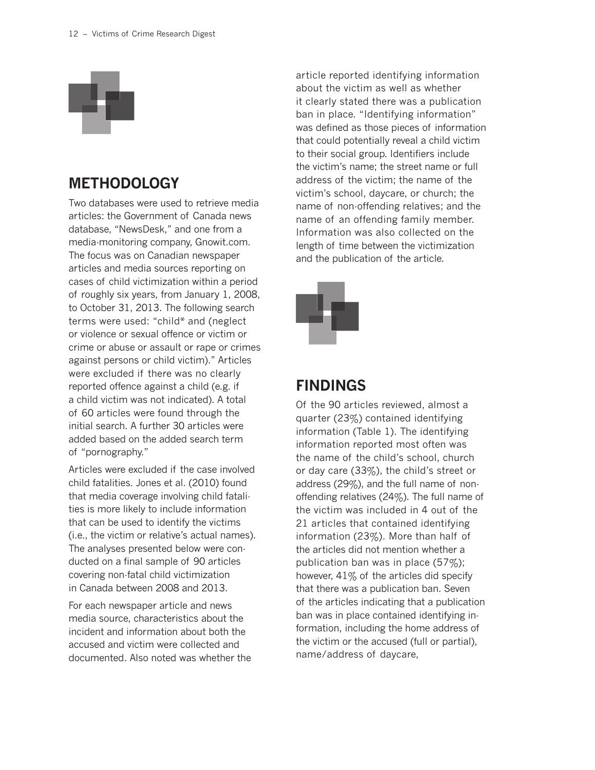## METHODOLOGY

Two databases were used to retrieve media articles: the Government of Canada news database, "NewsDesk," and one from a media-monitoring company, Gnowit.com. The focus was on Canadian newspaper articles and media sources reporting on cases of child victimization within a period of roughly six years, from January 1, 2008, to October 31, 2013. The following search terms were used: "child* and (neglect or violence or sexual offence or victim or crime or abuse or assault or rape or crimes against persons or child victim)." Articles were excluded if there was no clearly reported offence against a child (e.g. if a child victim was not indicated). A total of 60 articles were found through the initial search. A further 30 articles were added based on the added search term of "pornography."

Articles were excluded if the case involved child fatalities. Jones et al. (2010) found that media coverage involving child fatalities is more likely to include information that can be used to identify the victims (i.e., the victim or relative's actual names). The analyses presented below were conducted on a final sample of 90 articles covering non-fatal child victimization in Canada between 2008 and 2013.

For each newspaper article and news media source, characteristics about the incident and information about both the accused and victim were collected and documented. Also noted was whether the article reported identifying information about the victim as well as whether it clearly stated there was a publication ban in place. "Identifying information" was defined as those pieces of information that could potentially reveal a child victim to their social group. Identifiers include the victim's name; the street name or full address of the victim; the name of the victim's school, daycare, or church; the name of non-offending relatives; and the name of an offending family member. Information was also collected on the length of time between the victimization and the publication of the article.

## FINDINGS

Of the 90 articles reviewed, almost a quarter (23%) contained identifying information (Table 1). The identifying information reported most often was the name of the child's school, church or day care (33%), the child's street or address (29%), and the full name of non-offending relatives (24%). The full name of the victim was included in 4 out of the 21 articles that contained identifying information (23%). More than half of the articles did not mention whether a publication ban was in place (57%); however, 41% of the articles did specify that there was a publication ban. Seven of the articles indicating that a publication ban was in place contained identifying information, including the home address of the victim or the accused (full or partial), name/address of daycare,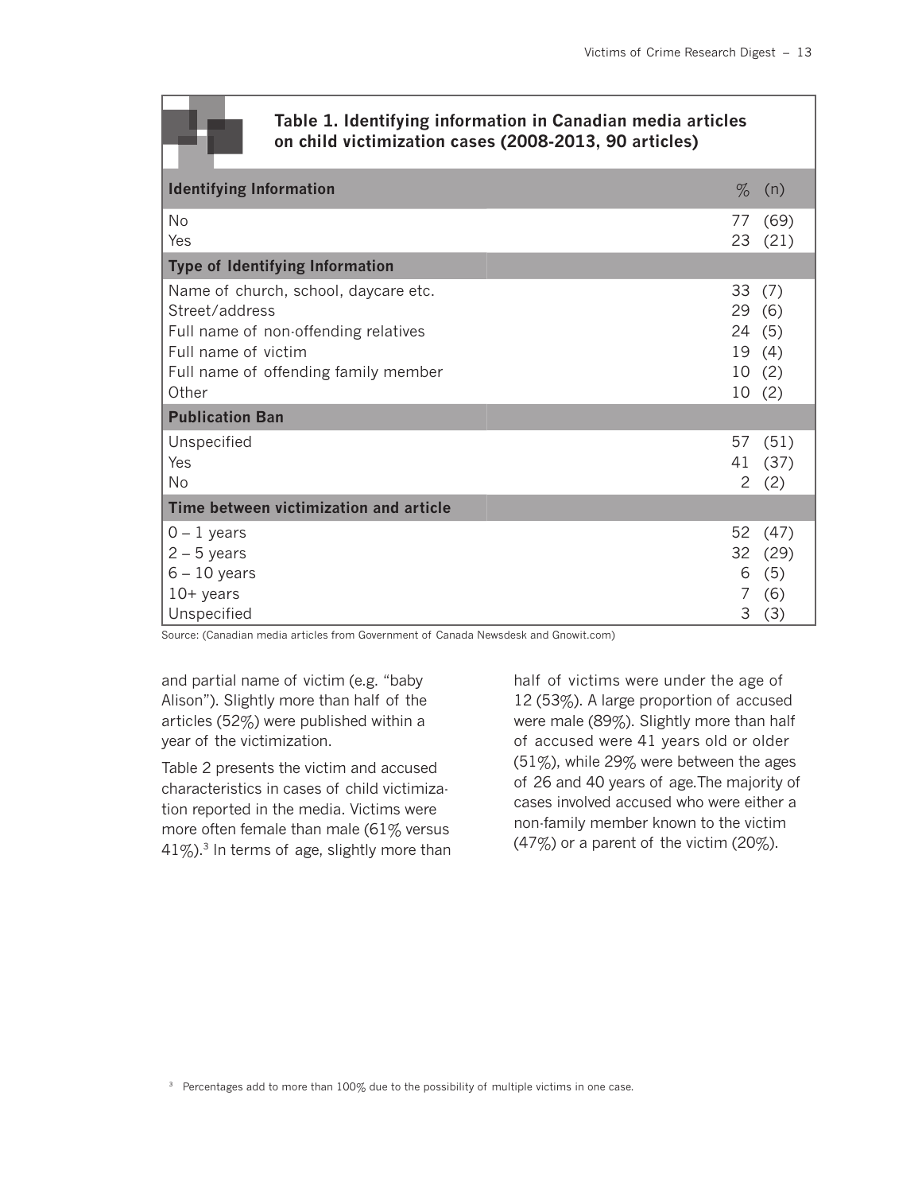**Table 1. Identifying information in Canadian media articles on child victimization cases (2008-2013, 90 articles)**

| Identifying Information | % | (n) |
|---|---|---|
| No | 77 | (69) |
| Yes | 23 | (21) |
| **Type of Identifying Information** | | |
| Name of church, school, daycare etc. | 33 | (7) |
| Street/address | 29 | (6) |
| Full name of non-offending relatives | 24 | (5) |
| Full name of victim | 19 | (4) |
| Full name of offending family member | 10 | (2) |
| Other | 10 | (2) |
| **Publication Ban** | | |
| Unspecified | 57 | (51) |
| Yes | 41 | (37) |
| No | 2 | (2) |
| **Time between victimization and article** | | |
| 0 – 1 years | 52 | (47) |
| 2 – 5 years | 32 | (29) |
| 6 – 10 years | 6 | (5) |
| 10+ years | 7 | (6) |
| Unspecified | 3 | (3) |

Source: (Canadian media articles from Government of Canada Newsdesk and Gnowit.com)

and partial name of victim (e.g. "baby Alison"). Slightly more than half of the articles (52%) were published within a year of the victimization.

Table 2 presents the victim and accused characteristics in cases of child victimization reported in the media. Victims were more often female than male (61% versus 41%).[3] In terms of age, slightly more than half of victims were under the age of 12 (53%). A large proportion of accused were male (89%). Slightly more than half of accused were 41 years old or older (51%), while 29% were between the ages of 26 and 40 years of age.The majority of cases involved accused who were either a non-family member known to the victim (47%) or a parent of the victim (20%).

[3] Percentages add to more than 100% due to the possibility of multiple victims in one case.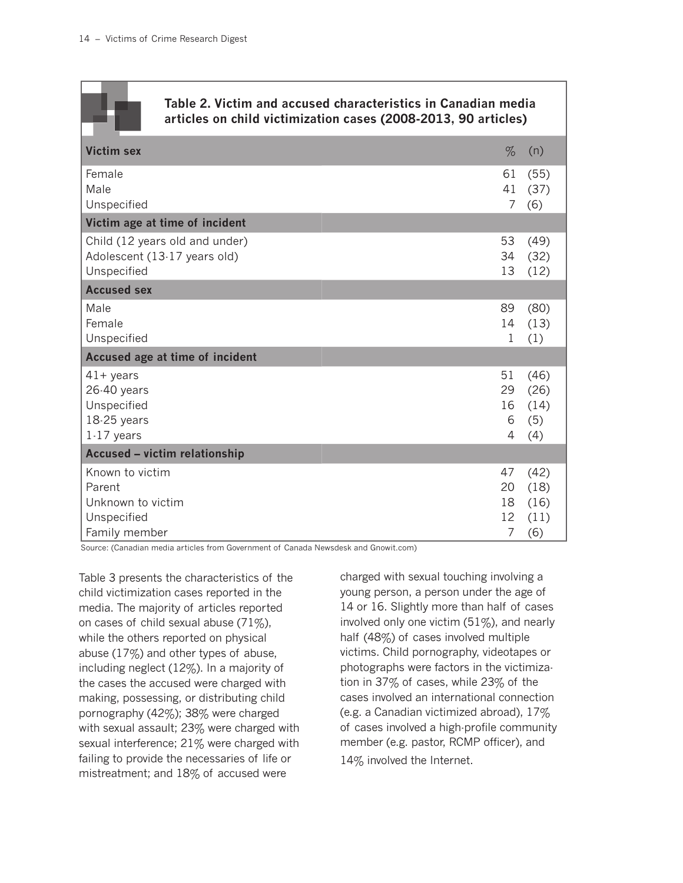**Table 2. Victim and accused characteristics in Canadian media articles on child victimization cases (2008-2013, 90 articles)**

| Victim sex | % | (n) |
|---|---|---|
| Female | 61 | (55) |
| Male | 41 | (37) |
| Unspecified | 7 | (6) |
| **Victim age at time of incident** | | |
| Child (12 years old and under) | 53 | (49) |
| Adolescent (13-17 years old) | 34 | (32) |
| Unspecified | 13 | (12) |
| **Accused sex** | | |
| Male | 89 | (80) |
| Female | 14 | (13) |
| Unspecified | 1 | (1) |
| **Accused age at time of incident** | | |
| 41+ years | 51 | (46) |
| 26-40 years | 29 | (26) |
| Unspecified | 16 | (14) |
| 18-25 years | 6 | (5) |
| 1-17 years | 4 | (4) |
| **Accused – victim relationship** | | |
| Known to victim | 47 | (42) |
| Parent | 20 | (18) |
| Unknown to victim | 18 | (16) |
| Unspecified | 12 | (11) |
| Family member | 7 | (6) |

Source: (Canadian media articles from Government of Canada Newsdesk and Gnowit.com)

Table 3 presents the characteristics of the child victimization cases reported in the media. The majority of articles reported on cases of child sexual abuse (71%), while the others reported on physical abuse (17%) and other types of abuse, including neglect (12%). In a majority of the cases the accused were charged with making, possessing, or distributing child pornography (42%); 38% were charged with sexual assault; 23% were charged with sexual interference; 21% were charged with failing to provide the necessaries of life or mistreatment; and 18% of accused were charged with sexual touching involving a young person, a person under the age of 14 or 16. Slightly more than half of cases involved only one victim (51%), and nearly half (48%) of cases involved multiple victims. Child pornography, videotapes or photographs were factors in the victimization in 37% of cases, while 23% of the cases involved an international connection (e.g. a Canadian victimized abroad), 17% of cases involved a high-profile community member (e.g. pastor, RCMP officer), and 14% involved the Internet.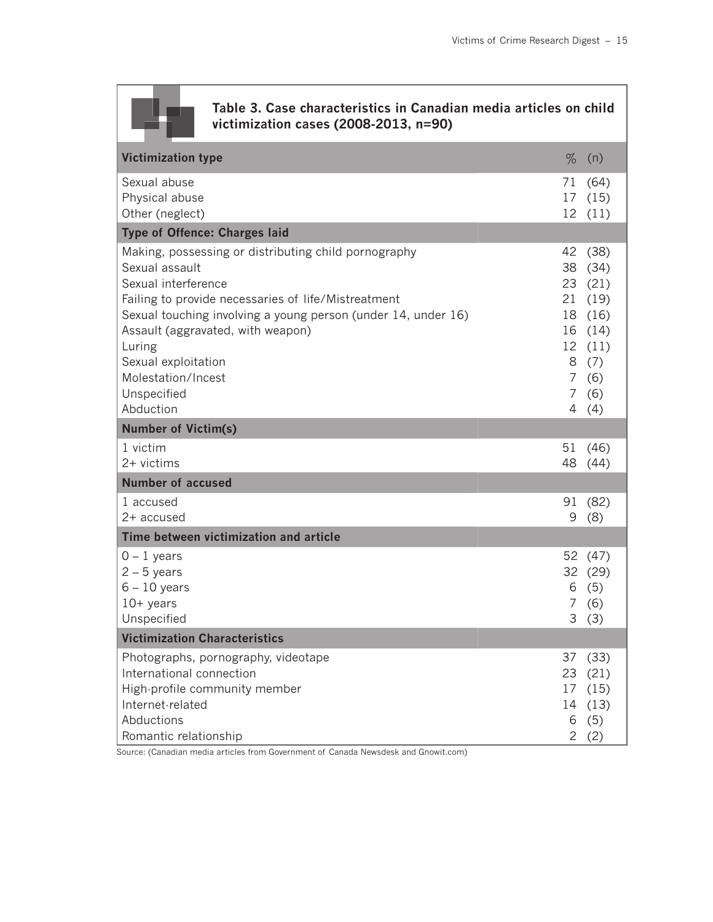**Table 3. Case characteristics in Canadian media articles on child victimization cases (2008-2013, n=90)**

| Victimization type | % | (n) |
|---|---|---|
| Sexual abuse | 71 | (64) |
| Physical abuse | 17 | (15) |
| Other (neglect) | 12 | (11) |
| **Type of Offence: Charges laid** | | |
| Making, possessing or distributing child pornography | 42 | (38) |
| Sexual assault | 38 | (34) |
| Sexual interference | 23 | (21) |
| Failing to provide necessaries of life/Mistreatment | 21 | (19) |
| Sexual touching involving a young person (under 14, under 16) | 18 | (16) |
| Assault (aggravated, with weapon) | 16 | (14) |
| Luring | 12 | (11) |
| Sexual exploitation | 8 | (7) |
| Molestation/Incest | 7 | (6) |
| Unspecified | 7 | (6) |
| Abduction | 4 | (4) |
| **Number of Victim(s)** | | |
| 1 victim | 51 | (46) |
| 2+ victims | 48 | (44) |
| **Number of accused** | | |
| 1 accused | 91 | (82) |
| 2+ accused | 9 | (8) |
| **Time between victimization and article** | | |
| 0 – 1 years | 52 | (47) |
| 2 – 5 years | 32 | (29) |
| 6 – 10 years | 6 | (5) |
| 10+ years | 7 | (6) |
| Unspecified | 3 | (3) |
| **Victimization Characteristics** | | |
| Photographs, pornography, videotape | 37 | (33) |
| International connection | 23 | (21) |
| High-profile community member | 17 | (15) |
| Internet-related | 14 | (13) |
| Abductions | 6 | (5) |
| Romantic relationship | 2 | (2) |

Source: (Canadian media articles from Government of Canada Newsdesk and Gnowit.com)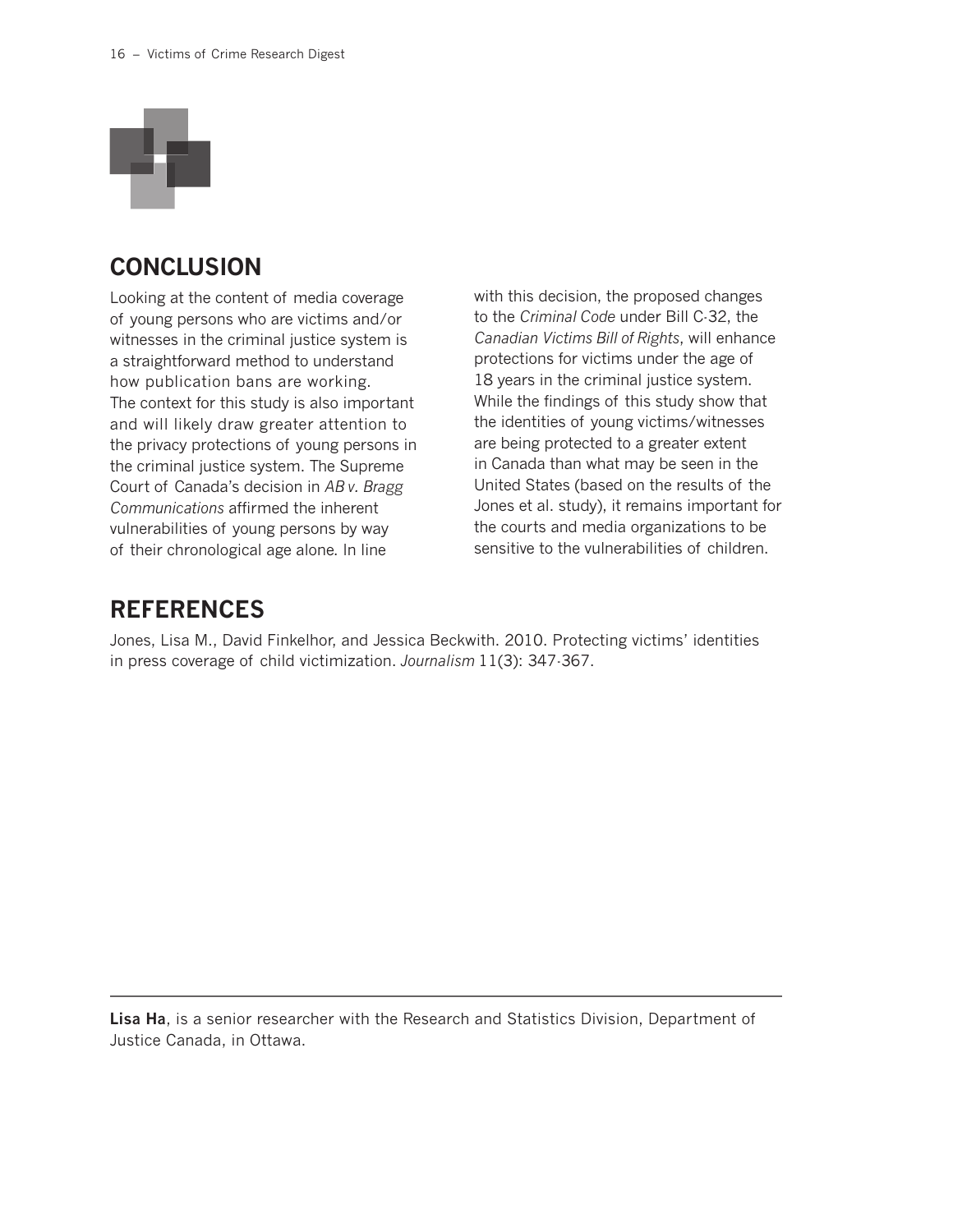## CONCLUSION

Looking at the content of media coverage of young persons who are victims and/or witnesses in the criminal justice system is a straightforward method to understand how publication bans are working. The context for this study is also important and will likely draw greater attention to the privacy protections of young persons in the criminal justice system. The Supreme Court of Canada's decision in *AB v. Bragg Communications* affirmed the inherent vulnerabilities of young persons by way of their chronological age alone. In line with this decision, the proposed changes to the *Criminal Code* under Bill C-32, the *Canadian Victims Bill of Rights*, will enhance protections for victims under the age of 18 years in the criminal justice system. While the findings of this study show that the identities of young victims/witnesses are being protected to a greater extent in Canada than what may be seen in the United States (based on the results of the Jones et al. study), it remains important for the courts and media organizations to be sensitive to the vulnerabilities of children.

## REFERENCES

Jones, Lisa M., David Finkelhor, and Jessica Beckwith. 2010. Protecting victims' identities in press coverage of child victimization. *Journalism* 11(3): 347-367.

---

**Lisa Ha**, is a senior researcher with the Research and Statistics Division, Department of Justice Canada, in Ottawa.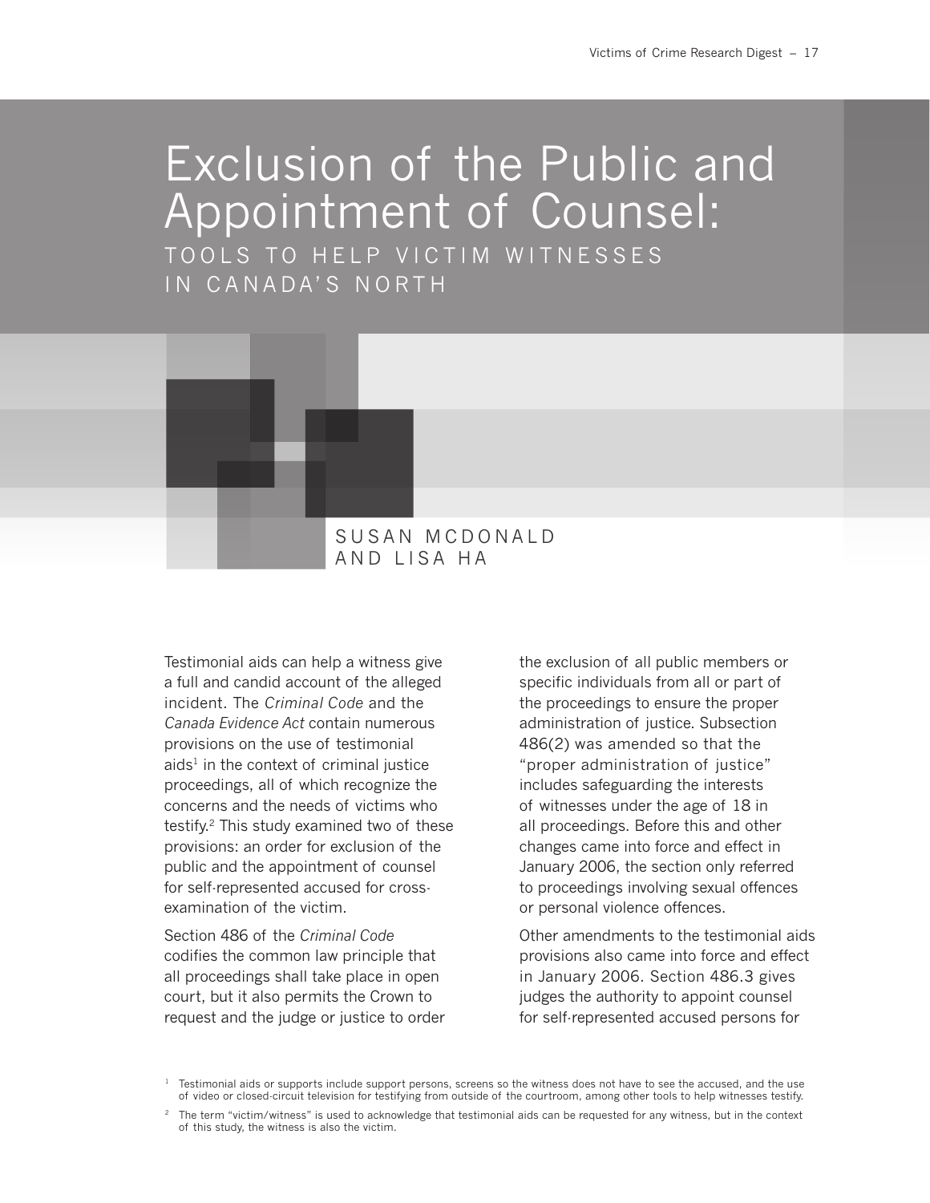# Exclusion of the Public and Appointment of Counsel:

## TOOLS TO HELP VICTIM WITNESSES IN CANADA'S NORTH

SUSAN MCDONALD AND LISA HA

Testimonial aids can help a witness give a full and candid account of the alleged incident. The *Criminal Code* and the *Canada Evidence Act* contain numerous provisions on the use of testimonial aids[1] in the context of criminal justice proceedings, all of which recognize the concerns and the needs of victims who testify.[2] This study examined two of these provisions: an order for exclusion of the public and the appointment of counsel for self-represented accused for cross-examination of the victim.

Section 486 of the *Criminal Code* codifies the common law principle that all proceedings shall take place in open court, but it also permits the Crown to request and the judge or justice to order the exclusion of all public members or specific individuals from all or part of the proceedings to ensure the proper administration of justice. Subsection 486(2) was amended so that the "proper administration of justice" includes safeguarding the interests of witnesses under the age of 18 in all proceedings. Before this and other changes came into force and effect in January 2006, the section only referred to proceedings involving sexual offences or personal violence offences.

Other amendments to the testimonial aids provisions also came into force and effect in January 2006. Section 486.3 gives judges the authority to appoint counsel for self-represented accused persons for

[1] Testimonial aids or supports include support persons, screens so the witness does not have to see the accused, and the use of video or closed-circuit television for testifying from outside of the courtroom, among other tools to help witnesses testify.

[2] The term "victim/witness" is used to acknowledge that testimonial aids can be requested for any witness, but in the context of this study, the witness is also the victim.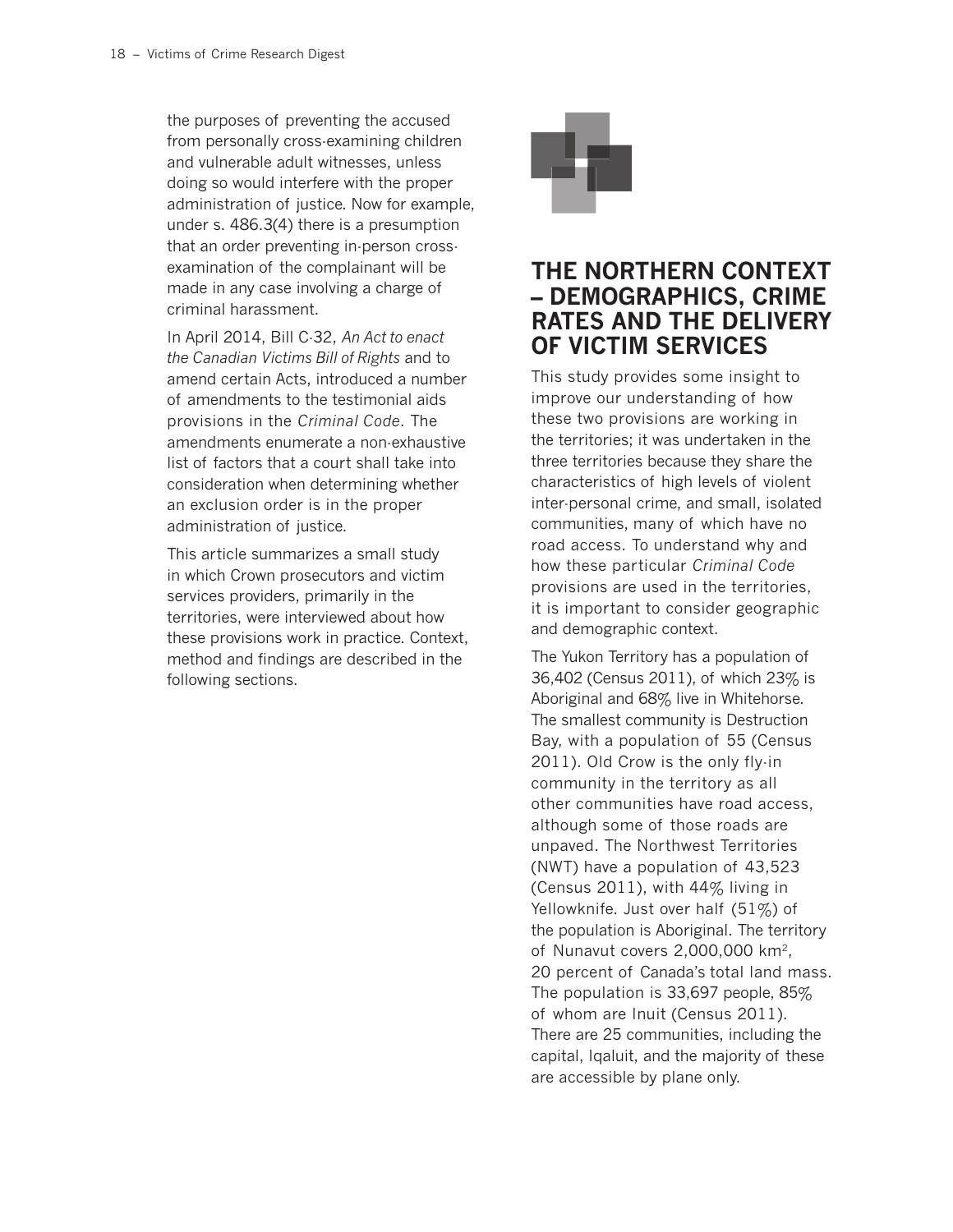the purposes of preventing the accused from personally cross-examining children and vulnerable adult witnesses, unless doing so would interfere with the proper administration of justice. Now for example, under s. 486.3(4) there is a presumption that an order preventing in-person cross-examination of the complainant will be made in any case involving a charge of criminal harassment.

In April 2014, Bill C-32, *An Act to enact the Canadian Victims Bill of Rights* and to amend certain Acts, introduced a number of amendments to the testimonial aids provisions in the *Criminal Code*. The amendments enumerate a non-exhaustive list of factors that a court shall take into consideration when determining whether an exclusion order is in the proper administration of justice.

This article summarizes a small study in which Crown prosecutors and victim services providers, primarily in the territories, were interviewed about how these provisions work in practice. Context, method and findings are described in the following sections.

## THE NORTHERN CONTEXT – DEMOGRAPHICS, CRIME RATES AND THE DELIVERY OF VICTIM SERVICES

This study provides some insight to improve our understanding of how these two provisions are working in the territories; it was undertaken in the three territories because they share the characteristics of high levels of violent inter-personal crime, and small, isolated communities, many of which have no road access. To understand why and how these particular *Criminal Code* provisions are used in the territories, it is important to consider geographic and demographic context.

The Yukon Territory has a population of 36,402 (Census 2011), of which 23% is Aboriginal and 68% live in Whitehorse. The smallest community is Destruction Bay, with a population of 55 (Census 2011). Old Crow is the only fly-in community in the territory as all other communities have road access, although some of those roads are unpaved. The Northwest Territories (NWT) have a population of 43,523 (Census 2011), with 44% living in Yellowknife. Just over half (51%) of the population is Aboriginal. The territory of Nunavut covers 2,000,000 km$^2$, 20 percent of Canada's total land mass. The population is 33,697 people, 85% of whom are Inuit (Census 2011). There are 25 communities, including the capital, Iqaluit, and the majority of these are accessible by plane only.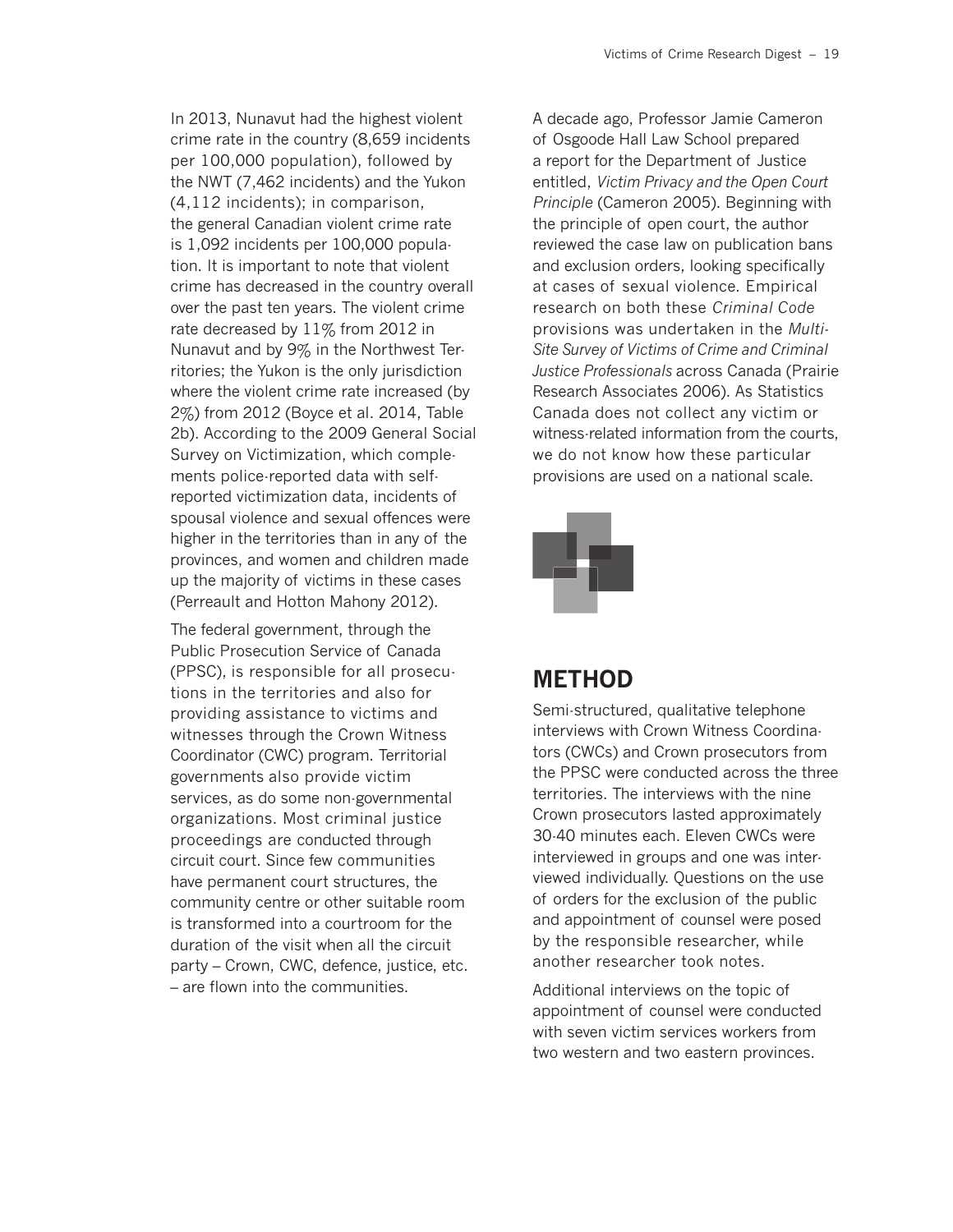In 2013, Nunavut had the highest violent crime rate in the country (8,659 incidents per 100,000 population), followed by the NWT (7,462 incidents) and the Yukon (4,112 incidents); in comparison, the general Canadian violent crime rate is 1,092 incidents per 100,000 population. It is important to note that violent crime has decreased in the country overall over the past ten years. The violent crime rate decreased by 11% from 2012 in Nunavut and by 9% in the Northwest Territories; the Yukon is the only jurisdiction where the violent crime rate increased (by 2%) from 2012 (Boyce et al. 2014, Table 2b). According to the 2009 General Social Survey on Victimization, which complements police-reported data with self-reported victimization data, incidents of spousal violence and sexual offences were higher in the territories than in any of the provinces, and women and children made up the majority of victims in these cases (Perreault and Hotton Mahony 2012).

The federal government, through the Public Prosecution Service of Canada (PPSC), is responsible for all prosecutions in the territories and also for providing assistance to victims and witnesses through the Crown Witness Coordinator (CWC) program. Territorial governments also provide victim services, as do some non-governmental organizations. Most criminal justice proceedings are conducted through circuit court. Since few communities have permanent court structures, the community centre or other suitable room is transformed into a courtroom for the duration of the visit when all the circuit party – Crown, CWC, defence, justice, etc. – are flown into the communities.

A decade ago, Professor Jamie Cameron of Osgoode Hall Law School prepared a report for the Department of Justice entitled, *Victim Privacy and the Open Court Principle* (Cameron 2005). Beginning with the principle of open court, the author reviewed the case law on publication bans and exclusion orders, looking specifically at cases of sexual violence. Empirical research on both these *Criminal Code* provisions was undertaken in the *Multi-Site Survey of Victims of Crime and Criminal Justice Professionals* across Canada (Prairie Research Associates 2006). As Statistics Canada does not collect any victim or witness-related information from the courts, we do not know how these particular provisions are used on a national scale.

## METHOD

Semi-structured, qualitative telephone interviews with Crown Witness Coordinators (CWCs) and Crown prosecutors from the PPSC were conducted across the three territories. The interviews with the nine Crown prosecutors lasted approximately 30-40 minutes each. Eleven CWCs were interviewed in groups and one was interviewed individually. Questions on the use of orders for the exclusion of the public and appointment of counsel were posed by the responsible researcher, while another researcher took notes.

Additional interviews on the topic of appointment of counsel were conducted with seven victim services workers from two western and two eastern provinces.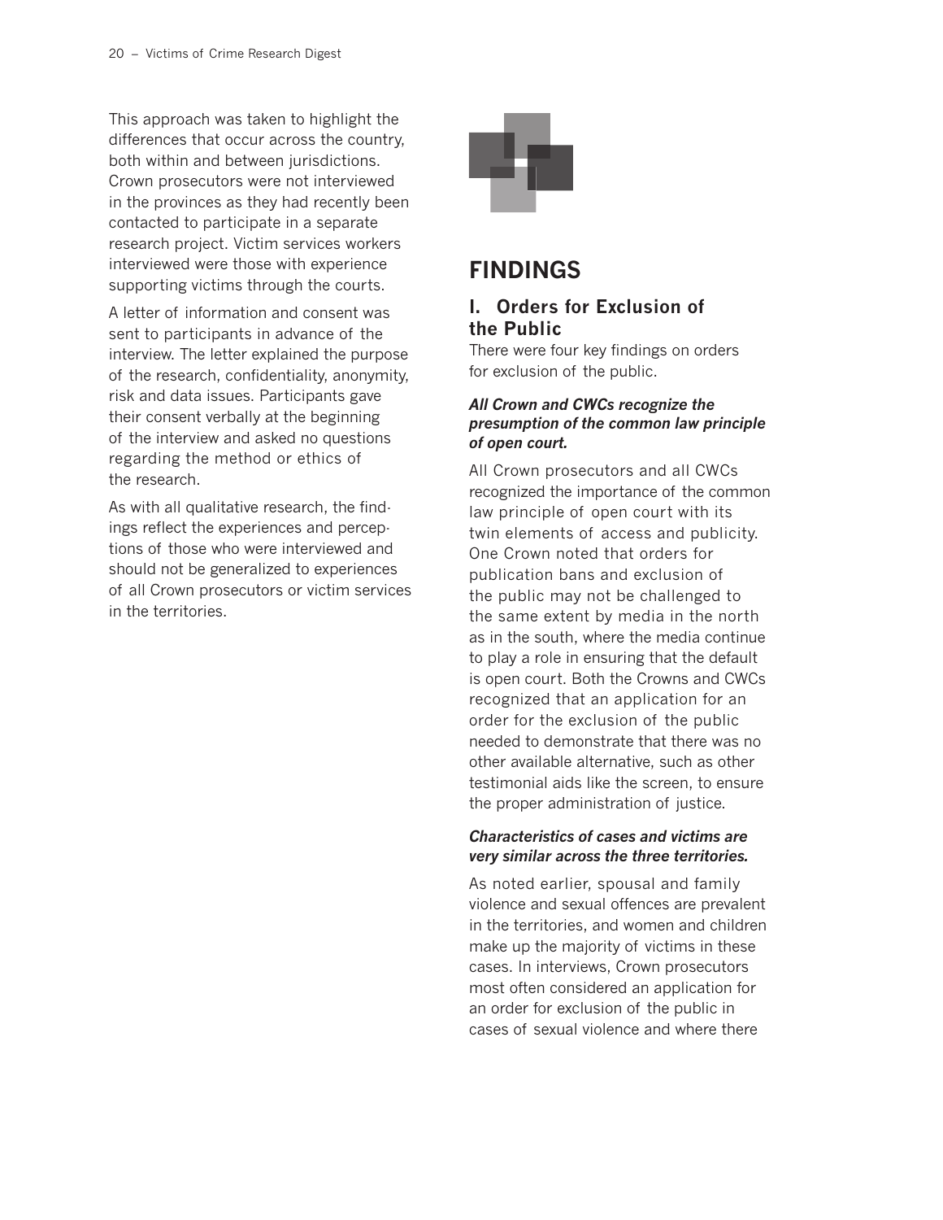This approach was taken to highlight the differences that occur across the country, both within and between jurisdictions. Crown prosecutors were not interviewed in the provinces as they had recently been contacted to participate in a separate research project. Victim services workers interviewed were those with experience supporting victims through the courts.

A letter of information and consent was sent to participants in advance of the interview. The letter explained the purpose of the research, confidentiality, anonymity, risk and data issues. Participants gave their consent verbally at the beginning of the interview and asked no questions regarding the method or ethics of the research.

As with all qualitative research, the findings reflect the experiences and perceptions of those who were interviewed and should not be generalized to experiences of all Crown prosecutors or victim services in the territories.

# FINDINGS

## I. Orders for Exclusion of the Public

There were four key findings on orders for exclusion of the public.

### *All Crown and CWCs recognize the presumption of the common law principle of open court.*

All Crown prosecutors and all CWCs recognized the importance of the common law principle of open court with its twin elements of access and publicity. One Crown noted that orders for publication bans and exclusion of the public may not be challenged to the same extent by media in the north as in the south, where the media continue to play a role in ensuring that the default is open court. Both the Crowns and CWCs recognized that an application for an order for the exclusion of the public needed to demonstrate that there was no other available alternative, such as other testimonial aids like the screen, to ensure the proper administration of justice.

### *Characteristics of cases and victims are very similar across the three territories.*

As noted earlier, spousal and family violence and sexual offences are prevalent in the territories, and women and children make up the majority of victims in these cases. In interviews, Crown prosecutors most often considered an application for an order for exclusion of the public in cases of sexual violence and where there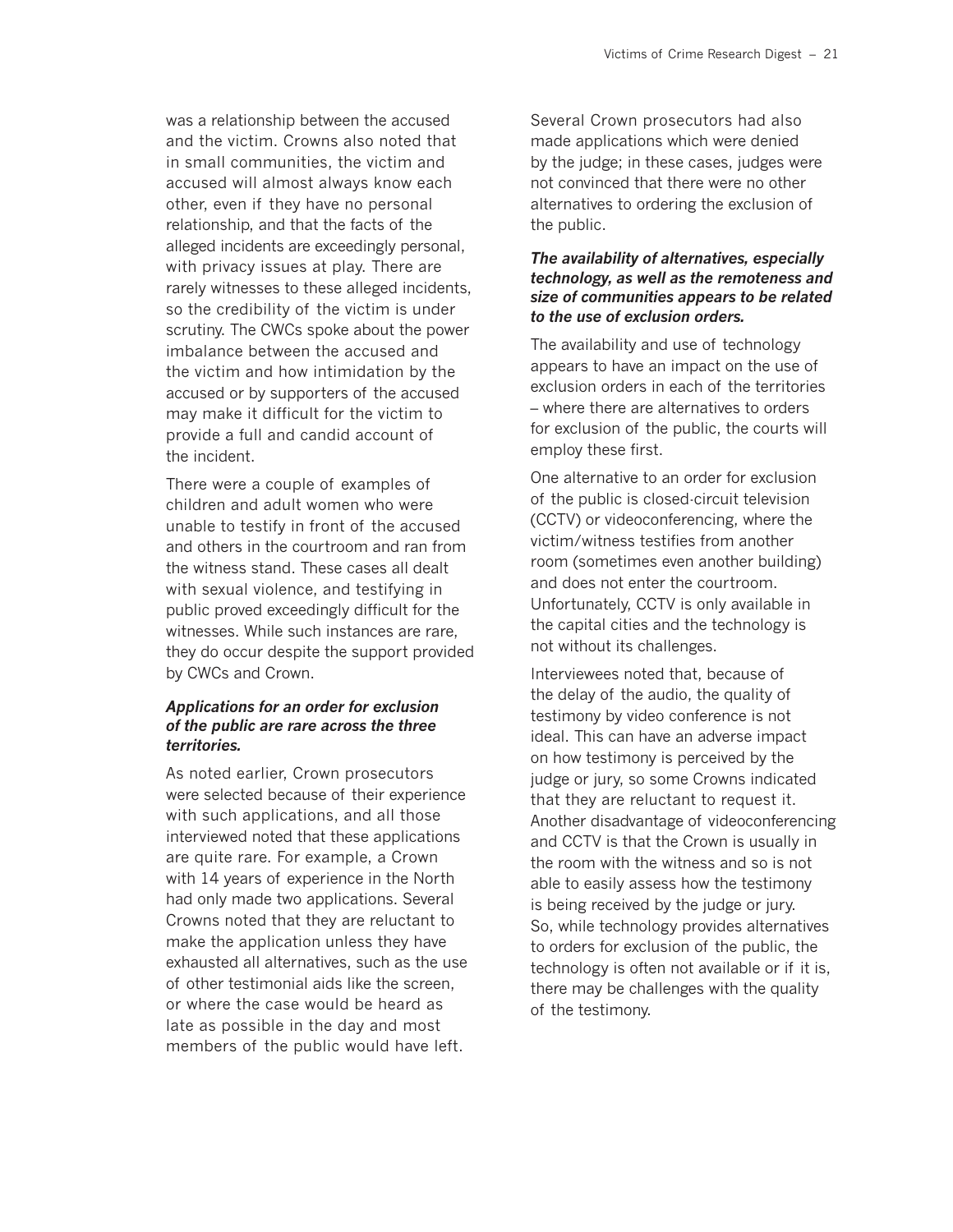was a relationship between the accused and the victim. Crowns also noted that in small communities, the victim and accused will almost always know each other, even if they have no personal relationship, and that the facts of the alleged incidents are exceedingly personal, with privacy issues at play. There are rarely witnesses to these alleged incidents, so the credibility of the victim is under scrutiny. The CWCs spoke about the power imbalance between the accused and the victim and how intimidation by the accused or by supporters of the accused may make it difficult for the victim to provide a full and candid account of the incident.

There were a couple of examples of children and adult women who were unable to testify in front of the accused and others in the courtroom and ran from the witness stand. These cases all dealt with sexual violence, and testifying in public proved exceedingly difficult for the witnesses. While such instances are rare, they do occur despite the support provided by CWCs and Crown.

***Applications for an order for exclusion of the public are rare across the three territories.***

As noted earlier, Crown prosecutors were selected because of their experience with such applications, and all those interviewed noted that these applications are quite rare. For example, a Crown with 14 years of experience in the North had only made two applications. Several Crowns noted that they are reluctant to make the application unless they have exhausted all alternatives, such as the use of other testimonial aids like the screen, or where the case would be heard as late as possible in the day and most members of the public would have left.

Several Crown prosecutors had also made applications which were denied by the judge; in these cases, judges were not convinced that there were no other alternatives to ordering the exclusion of the public.

***The availability of alternatives, especially technology, as well as the remoteness and size of communities appears to be related to the use of exclusion orders.***

The availability and use of technology appears to have an impact on the use of exclusion orders in each of the territories – where there are alternatives to orders for exclusion of the public, the courts will employ these first.

One alternative to an order for exclusion of the public is closed-circuit television (CCTV) or videoconferencing, where the victim/witness testifies from another room (sometimes even another building) and does not enter the courtroom. Unfortunately, CCTV is only available in the capital cities and the technology is not without its challenges.

Interviewees noted that, because of the delay of the audio, the quality of testimony by video conference is not ideal. This can have an adverse impact on how testimony is perceived by the judge or jury, so some Crowns indicated that they are reluctant to request it. Another disadvantage of videoconferencing and CCTV is that the Crown is usually in the room with the witness and so is not able to easily assess how the testimony is being received by the judge or jury. So, while technology provides alternatives to orders for exclusion of the public, the technology is often not available or if it is, there may be challenges with the quality of the testimony.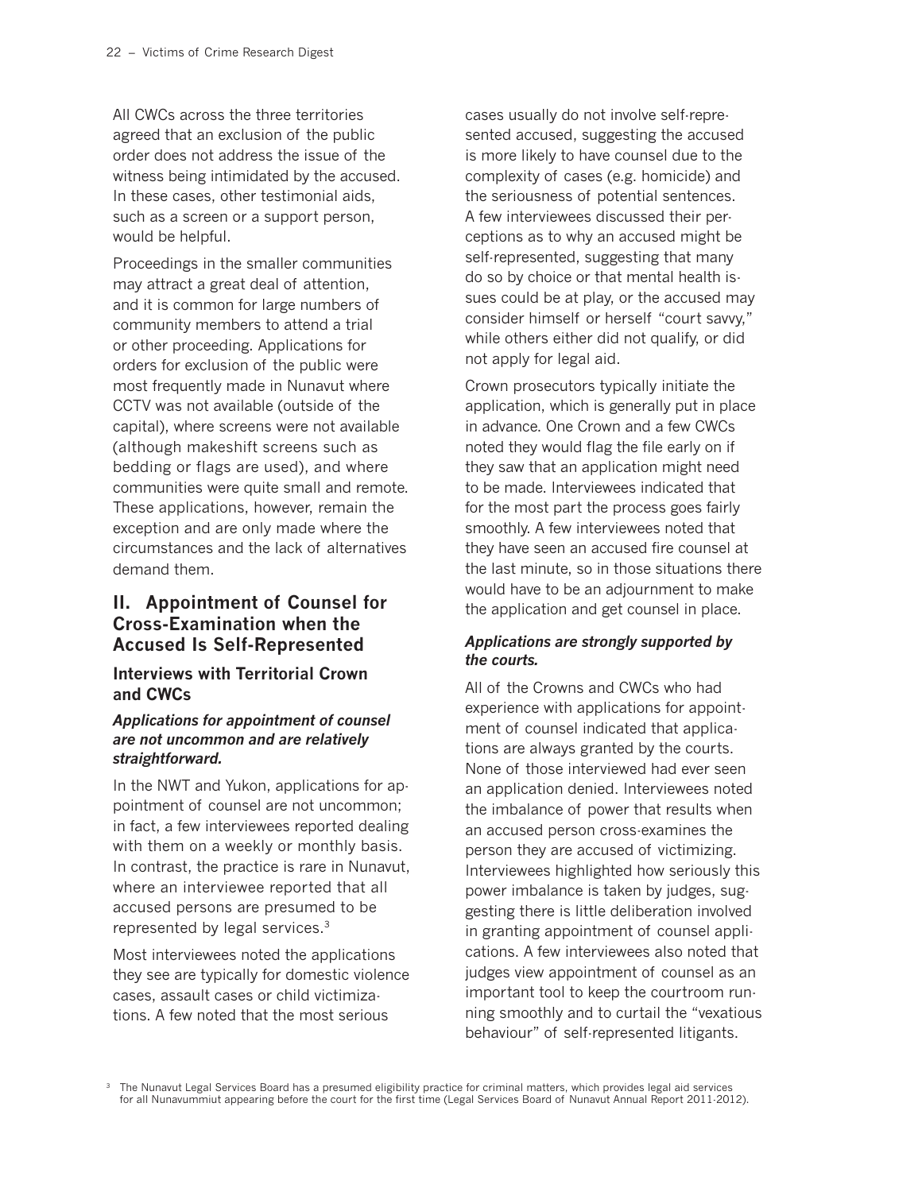All CWCs across the three territories agreed that an exclusion of the public order does not address the issue of the witness being intimidated by the accused. In these cases, other testimonial aids, such as a screen or a support person, would be helpful.

Proceedings in the smaller communities may attract a great deal of attention, and it is common for large numbers of community members to attend a trial or other proceeding. Applications for orders for exclusion of the public were most frequently made in Nunavut where CCTV was not available (outside of the capital), where screens were not available (although makeshift screens such as bedding or flags are used), and where communities were quite small and remote. These applications, however, remain the exception and are only made where the circumstances and the lack of alternatives demand them.

## II. Appointment of Counsel for Cross-Examination when the Accused Is Self-Represented

### Interviews with Territorial Crown and CWCs

#### *Applications for appointment of counsel are not uncommon and are relatively straightforward.*

In the NWT and Yukon, applications for appointment of counsel are not uncommon; in fact, a few interviewees reported dealing with them on a weekly or monthly basis. In contrast, the practice is rare in Nunavut, where an interviewee reported that all accused persons are presumed to be represented by legal services.[3]

Most interviewees noted the applications they see are typically for domestic violence cases, assault cases or child victimizations. A few noted that the most serious cases usually do not involve self-represented accused, suggesting the accused is more likely to have counsel due to the complexity of cases (e.g. homicide) and the seriousness of potential sentences. A few interviewees discussed their perceptions as to why an accused might be self-represented, suggesting that many do so by choice or that mental health issues could be at play, or the accused may consider himself or herself "court savvy," while others either did not qualify, or did not apply for legal aid.

Crown prosecutors typically initiate the application, which is generally put in place in advance. One Crown and a few CWCs noted they would flag the file early on if they saw that an application might need to be made. Interviewees indicated that for the most part the process goes fairly smoothly. A few interviewees noted that they have seen an accused fire counsel at the last minute, so in those situations there would have to be an adjournment to make the application and get counsel in place.

#### *Applications are strongly supported by the courts.*

All of the Crowns and CWCs who had experience with applications for appointment of counsel indicated that applications are always granted by the courts. None of those interviewed had ever seen an application denied. Interviewees noted the imbalance of power that results when an accused person cross-examines the person they are accused of victimizing. Interviewees highlighted how seriously this power imbalance is taken by judges, suggesting there is little deliberation involved in granting appointment of counsel applications. A few interviewees also noted that judges view appointment of counsel as an important tool to keep the courtroom running smoothly and to curtail the "vexatious behaviour" of self-represented litigants.

[3] The Nunavut Legal Services Board has a presumed eligibility practice for criminal matters, which provides legal aid services for all Nunavummiut appearing before the court for the first time (Legal Services Board of Nunavut Annual Report 2011-2012).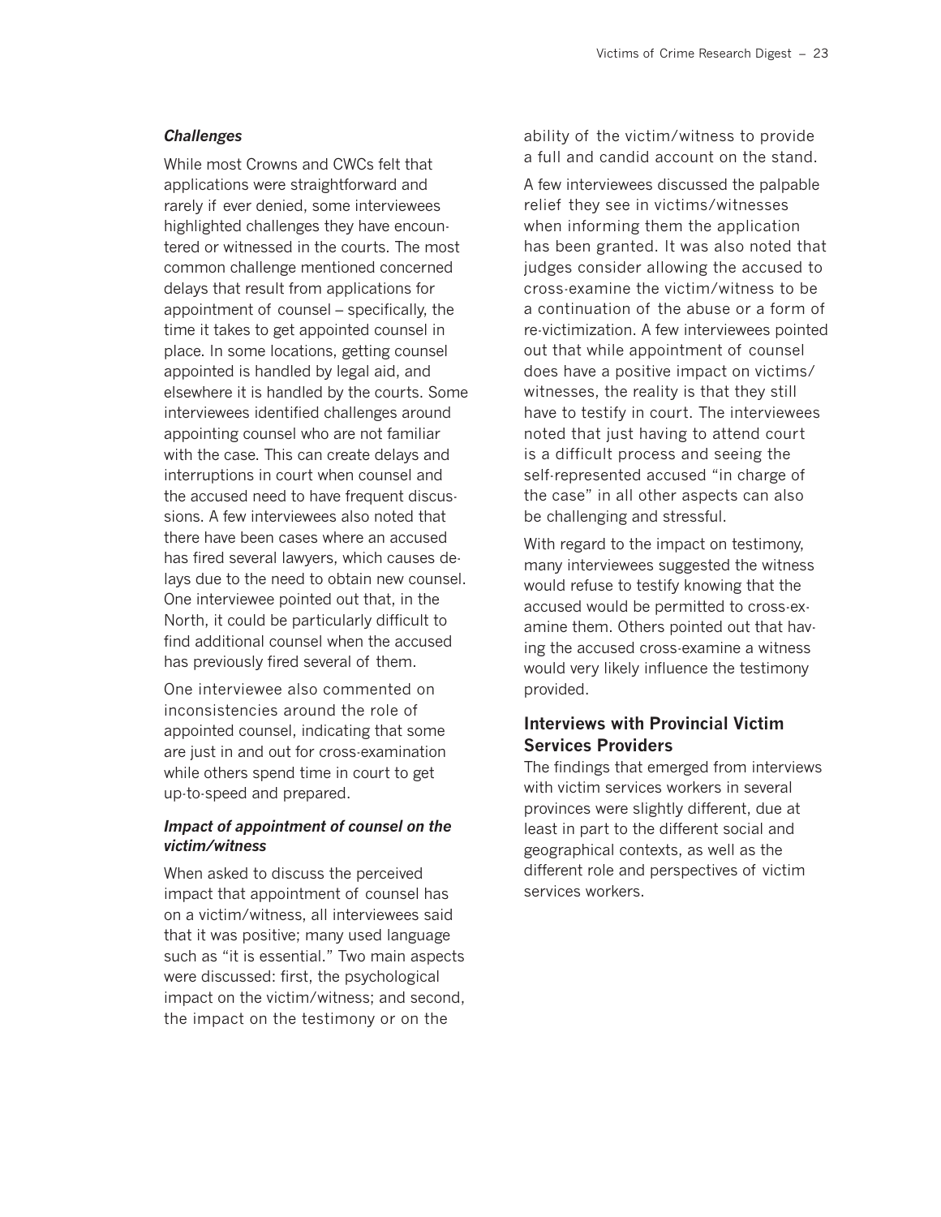### *Challenges*

While most Crowns and CWCs felt that applications were straightforward and rarely if ever denied, some interviewees highlighted challenges they have encountered or witnessed in the courts. The most common challenge mentioned concerned delays that result from applications for appointment of counsel – specifically, the time it takes to get appointed counsel in place. In some locations, getting counsel appointed is handled by legal aid, and elsewhere it is handled by the courts. Some interviewees identified challenges around appointing counsel who are not familiar with the case. This can create delays and interruptions in court when counsel and the accused need to have frequent discussions. A few interviewees also noted that there have been cases where an accused has fired several lawyers, which causes delays due to the need to obtain new counsel. One interviewee pointed out that, in the North, it could be particularly difficult to find additional counsel when the accused has previously fired several of them.

One interviewee also commented on inconsistencies around the role of appointed counsel, indicating that some are just in and out for cross-examination while others spend time in court to get up-to-speed and prepared.

### *Impact of appointment of counsel on the victim/witness*

When asked to discuss the perceived impact that appointment of counsel has on a victim/witness, all interviewees said that it was positive; many used language such as "it is essential." Two main aspects were discussed: first, the psychological impact on the victim/witness; and second, the impact on the testimony or on the ability of the victim/witness to provide a full and candid account on the stand.

A few interviewees discussed the palpable relief they see in victims/witnesses when informing them the application has been granted. It was also noted that judges consider allowing the accused to cross-examine the victim/witness to be a continuation of the abuse or a form of re-victimization. A few interviewees pointed out that while appointment of counsel does have a positive impact on victims/witnesses, the reality is that they still have to testify in court. The interviewees noted that just having to attend court is a difficult process and seeing the self-represented accused "in charge of the case" in all other aspects can also be challenging and stressful.

With regard to the impact on testimony, many interviewees suggested the witness would refuse to testify knowing that the accused would be permitted to cross-examine them. Others pointed out that having the accused cross-examine a witness would very likely influence the testimony provided.

## Interviews with Provincial Victim Services Providers

The findings that emerged from interviews with victim services workers in several provinces were slightly different, due at least in part to the different social and geographical contexts, as well as the different role and perspectives of victim services workers.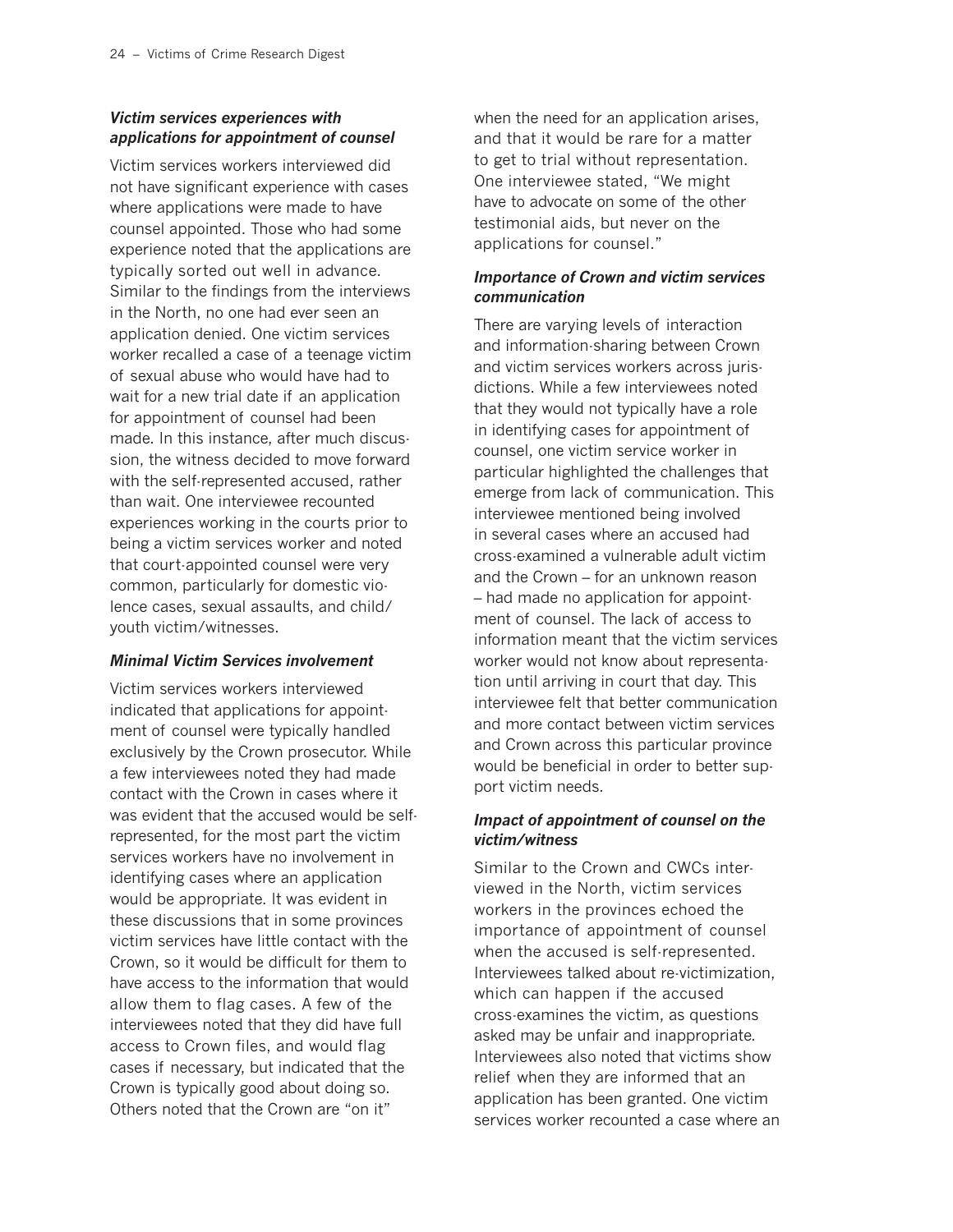### *Victim services experiences with applications for appointment of counsel*

Victim services workers interviewed did not have significant experience with cases where applications were made to have counsel appointed. Those who had some experience noted that the applications are typically sorted out well in advance. Similar to the findings from the interviews in the North, no one had ever seen an application denied. One victim services worker recalled a case of a teenage victim of sexual abuse who would have had to wait for a new trial date if an application for appointment of counsel had been made. In this instance, after much discussion, the witness decided to move forward with the self-represented accused, rather than wait. One interviewee recounted experiences working in the courts prior to being a victim services worker and noted that court-appointed counsel were very common, particularly for domestic violence cases, sexual assaults, and child/youth victim/witnesses.

### *Minimal Victim Services involvement*

Victim services workers interviewed indicated that applications for appointment of counsel were typically handled exclusively by the Crown prosecutor. While a few interviewees noted they had made contact with the Crown in cases where it was evident that the accused would be self-represented, for the most part the victim services workers have no involvement in identifying cases where an application would be appropriate. It was evident in these discussions that in some provinces victim services have little contact with the Crown, so it would be difficult for them to have access to the information that would allow them to flag cases. A few of the interviewees noted that they did have full access to Crown files, and would flag cases if necessary, but indicated that the Crown is typically good about doing so. Others noted that the Crown are "on it" when the need for an application arises, and that it would be rare for a matter to get to trial without representation. One interviewee stated, "We might have to advocate on some of the other testimonial aids, but never on the applications for counsel."

### *Importance of Crown and victim services communication*

There are varying levels of interaction and information-sharing between Crown and victim services workers across jurisdictions. While a few interviewees noted that they would not typically have a role in identifying cases for appointment of counsel, one victim service worker in particular highlighted the challenges that emerge from lack of communication. This interviewee mentioned being involved in several cases where an accused had cross-examined a vulnerable adult victim and the Crown – for an unknown reason – had made no application for appointment of counsel. The lack of access to information meant that the victim services worker would not know about representation until arriving in court that day. This interviewee felt that better communication and more contact between victim services and Crown across this particular province would be beneficial in order to better support victim needs.

### *Impact of appointment of counsel on the victim/witness*

Similar to the Crown and CWCs interviewed in the North, victim services workers in the provinces echoed the importance of appointment of counsel when the accused is self-represented. Interviewees talked about re-victimization, which can happen if the accused cross-examines the victim, as questions asked may be unfair and inappropriate. Interviewees also noted that victims show relief when they are informed that an application has been granted. One victim services worker recounted a case where an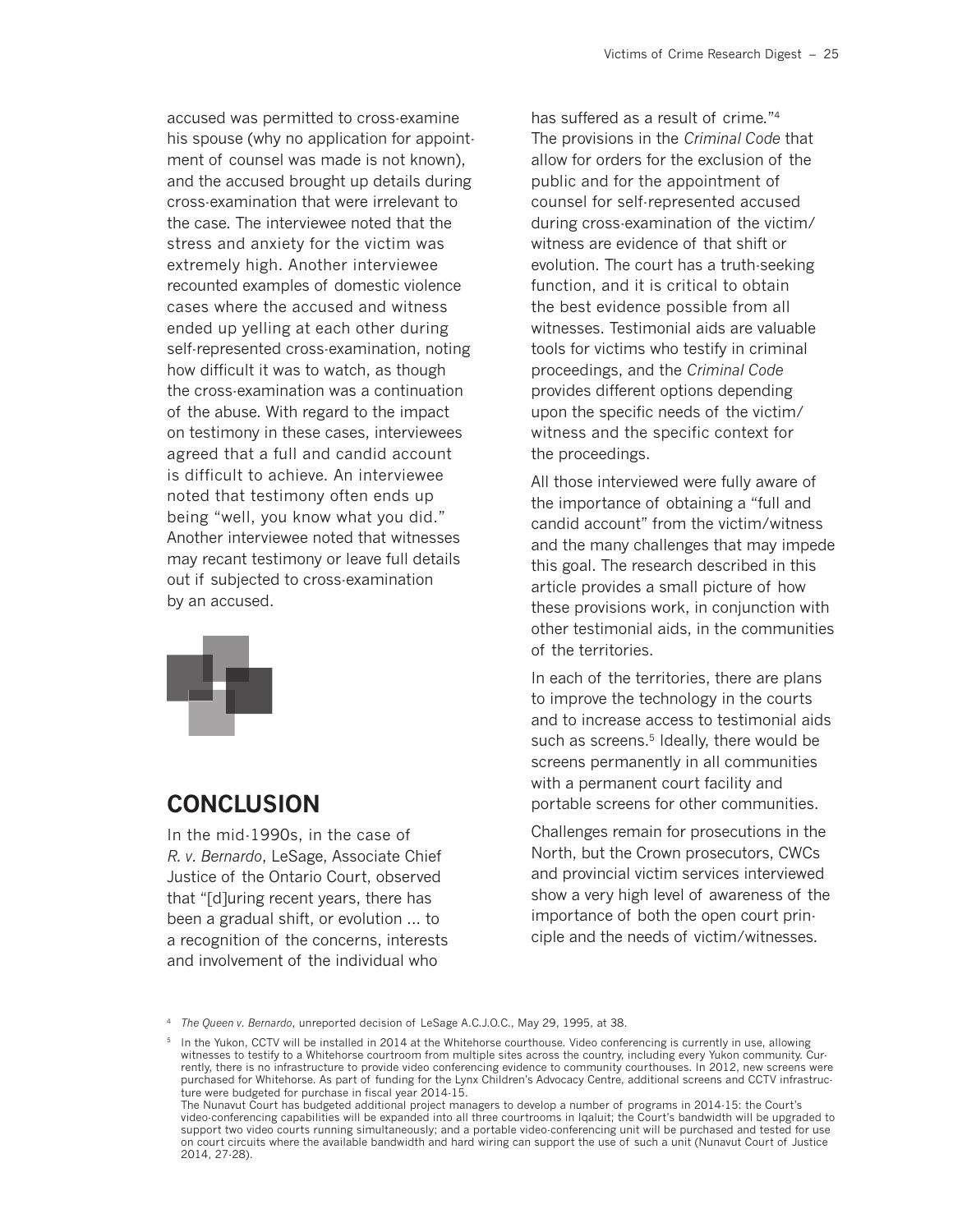accused was permitted to cross-examine his spouse (why no application for appointment of counsel was made is not known), and the accused brought up details during cross-examination that were irrelevant to the case. The interviewee noted that the stress and anxiety for the victim was extremely high. Another interviewee recounted examples of domestic violence cases where the accused and witness ended up yelling at each other during self-represented cross-examination, noting how difficult it was to watch, as though the cross-examination was a continuation of the abuse. With regard to the impact on testimony in these cases, interviewees agreed that a full and candid account is difficult to achieve. An interviewee noted that testimony often ends up being "well, you know what you did." Another interviewee noted that witnesses may recant testimony or leave full details out if subjected to cross-examination by an accused.

## CONCLUSION

In the mid-1990s, in the case of *R. v. Bernardo*, LeSage, Associate Chief Justice of the Ontario Court, observed that "[d]uring recent years, there has been a gradual shift, or evolution ... to a recognition of the concerns, interests and involvement of the individual who has suffered as a result of crime."[4] The provisions in the *Criminal Code* that allow for orders for the exclusion of the public and for the appointment of counsel for self-represented accused during cross-examination of the victim/witness are evidence of that shift or evolution. The court has a truth-seeking function, and it is critical to obtain the best evidence possible from all witnesses. Testimonial aids are valuable tools for victims who testify in criminal proceedings, and the *Criminal Code* provides different options depending upon the specific needs of the victim/witness and the specific context for the proceedings.

All those interviewed were fully aware of the importance of obtaining a "full and candid account" from the victim/witness and the many challenges that may impede this goal. The research described in this article provides a small picture of how these provisions work, in conjunction with other testimonial aids, in the communities of the territories.

In each of the territories, there are plans to improve the technology in the courts and to increase access to testimonial aids such as screens.[5] Ideally, there would be screens permanently in all communities with a permanent court facility and portable screens for other communities.

Challenges remain for prosecutions in the North, but the Crown prosecutors, CWCs and provincial victim services interviewed show a very high level of awareness of the importance of both the open court principle and the needs of victim/witnesses.

---

[4] *The Queen v. Bernardo*, unreported decision of LeSage A.C.J.O.C., May 29, 1995, at 38.

[5] In the Yukon, CCTV will be installed in 2014 at the Whitehorse courthouse. Video conferencing is currently in use, allowing witnesses to testify to a Whitehorse courtroom from multiple sites across the country, including every Yukon community. Currently, there is no infrastructure to provide video conferencing evidence to community courthouses. In 2012, new screens were purchased for Whitehorse. As part of funding for the Lynx Children's Advocacy Centre, additional screens and CCTV infrastructure were budgeted for purchase in fiscal year 2014-15.
The Nunavut Court has budgeted additional project managers to develop a number of programs in 2014-15: the Court's video-conferencing capabilities will be expanded into all three courtrooms in Iqaluit; the Court's bandwidth will be upgraded to support two video courts running simultaneously; and a portable video-conferencing unit will be purchased and tested for use on court circuits where the available bandwidth and hard wiring can support the use of such a unit (Nunavut Court of Justice 2014, 27-28).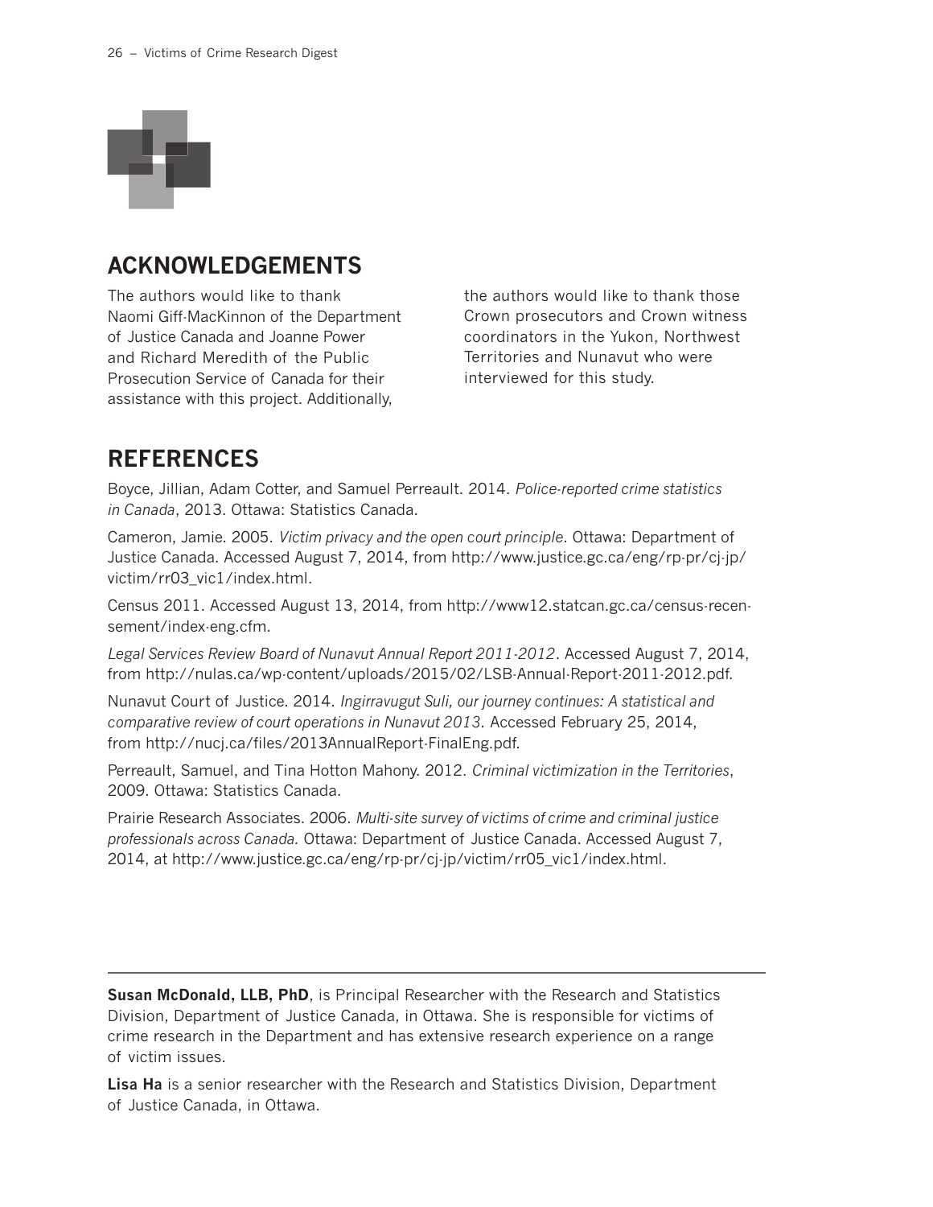## ACKNOWLEDGEMENTS

The authors would like to thank Naomi Giff-MacKinnon of the Department of Justice Canada and Joanne Power and Richard Meredith of the Public Prosecution Service of Canada for their assistance with this project. Additionally, the authors would like to thank those Crown prosecutors and Crown witness coordinators in the Yukon, Northwest Territories and Nunavut who were interviewed for this study.

## REFERENCES

Boyce, Jillian, Adam Cotter, and Samuel Perreault. 2014. *Police-reported crime statistics in Canada*, 2013. Ottawa: Statistics Canada.

Cameron, Jamie. 2005. *Victim privacy and the open court principle*. Ottawa: Department of Justice Canada. Accessed August 7, 2014, from http://www.justice.gc.ca/eng/rp-pr/cj-jp/victim/rr03_vic1/index.html.

Census 2011. Accessed August 13, 2014, from http://www12.statcan.gc.ca/census-recensement/index-eng.cfm.

*Legal Services Review Board of Nunavut Annual Report 2011-2012*. Accessed August 7, 2014, from http://nulas.ca/wp-content/uploads/2015/02/LSB-Annual-Report-2011-2012.pdf.

Nunavut Court of Justice. 2014. *Ingirravugut Suli, our journey continues: A statistical and comparative review of court operations in Nunavut 2013*. Accessed February 25, 2014, from http://nucj.ca/files/2013AnnualReport-FinalEng.pdf.

Perreault, Samuel, and Tina Hotton Mahony. 2012. *Criminal victimization in the Territories*, 2009. Ottawa: Statistics Canada.

Prairie Research Associates. 2006. *Multi-site survey of victims of crime and criminal justice professionals across Canada.* Ottawa: Department of Justice Canada. Accessed August 7, 2014, at http://www.justice.gc.ca/eng/rp-pr/cj-jp/victim/rr05_vic1/index.html.

---

**Susan McDonald, LLB, PhD**, is Principal Researcher with the Research and Statistics Division, Department of Justice Canada, in Ottawa. She is responsible for victims of crime research in the Department and has extensive research experience on a range of victim issues.

**Lisa Ha** is a senior researcher with the Research and Statistics Division, Department of Justice Canada, in Ottawa.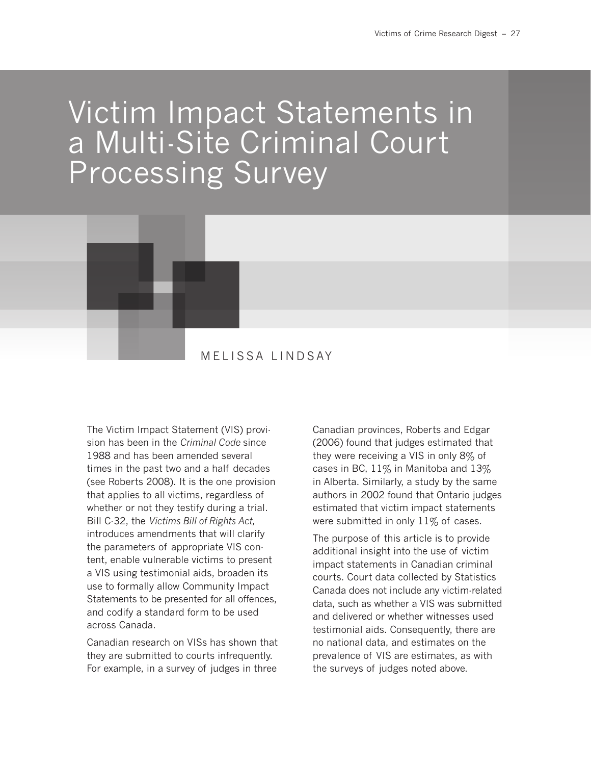# Victim Impact Statements in a Multi-Site Criminal Court Processing Survey

MELISSA LINDSAY

The Victim Impact Statement (VIS) provision has been in the *Criminal Code* since 1988 and has been amended several times in the past two and a half decades (see Roberts 2008). It is the one provision that applies to all victims, regardless of whether or not they testify during a trial. Bill C-32, the *Victims Bill of Rights Act,* introduces amendments that will clarify the parameters of appropriate VIS content, enable vulnerable victims to present a VIS using testimonial aids, broaden its use to formally allow Community Impact Statements to be presented for all offences, and codify a standard form to be used across Canada.

Canadian research on VISs has shown that they are submitted to courts infrequently. For example, in a survey of judges in three Canadian provinces, Roberts and Edgar (2006) found that judges estimated that they were receiving a VIS in only 8% of cases in BC, 11% in Manitoba and 13% in Alberta. Similarly, a study by the same authors in 2002 found that Ontario judges estimated that victim impact statements were submitted in only 11% of cases.

The purpose of this article is to provide additional insight into the use of victim impact statements in Canadian criminal courts. Court data collected by Statistics Canada does not include any victim-related data, such as whether a VIS was submitted and delivered or whether witnesses used testimonial aids. Consequently, there are no national data, and estimates on the prevalence of VIS are estimates, as with the surveys of judges noted above.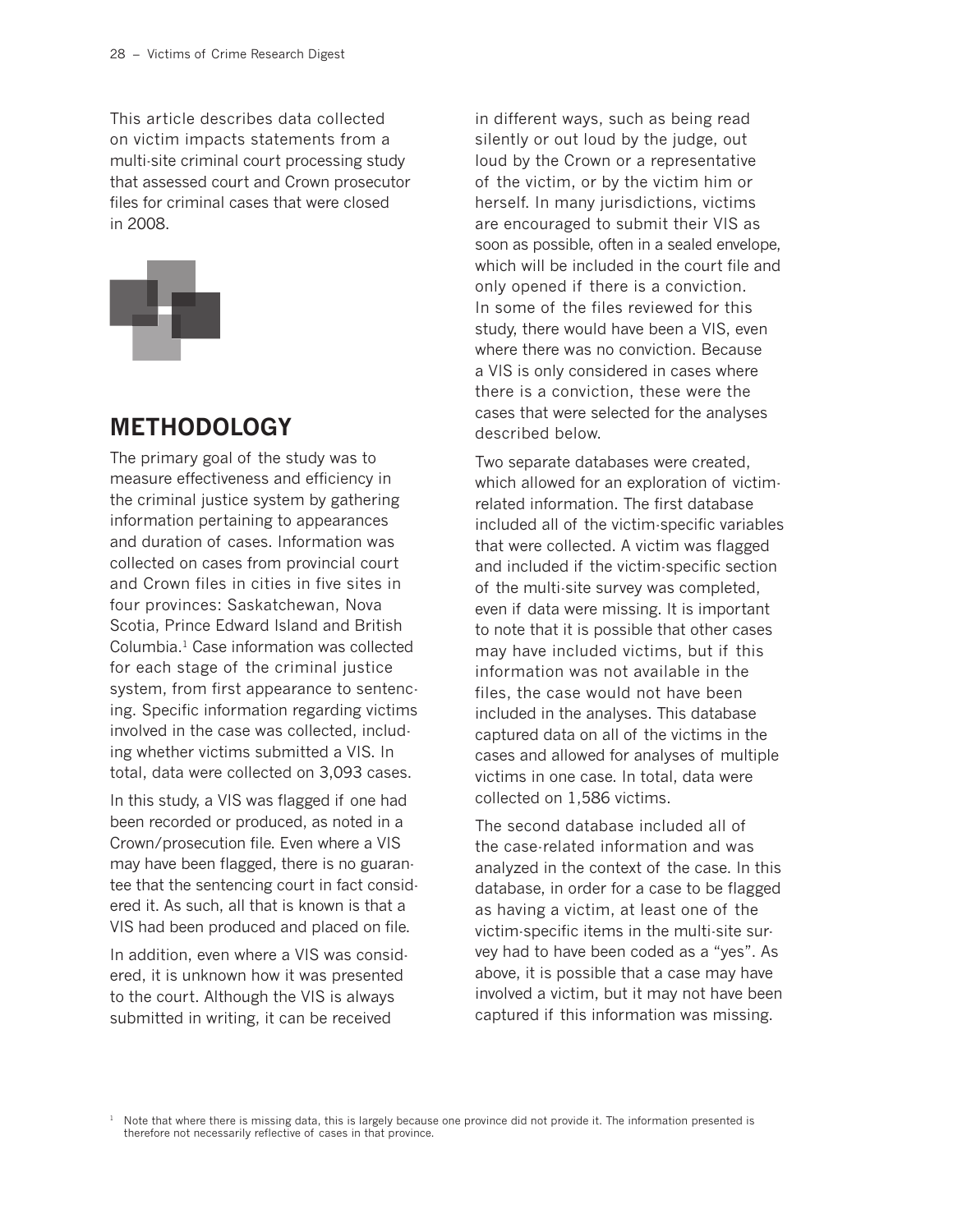This article describes data collected on victim impacts statements from a multi-site criminal court processing study that assessed court and Crown prosecutor files for criminal cases that were closed in 2008.

## METHODOLOGY

The primary goal of the study was to measure effectiveness and efficiency in the criminal justice system by gathering information pertaining to appearances and duration of cases. Information was collected on cases from provincial court and Crown files in cities in five sites in four provinces: Saskatchewan, Nova Scotia, Prince Edward Island and British Columbia.[1] Case information was collected for each stage of the criminal justice system, from first appearance to sentencing. Specific information regarding victims involved in the case was collected, including whether victims submitted a VIS. In total, data were collected on 3,093 cases.

In this study, a VIS was flagged if one had been recorded or produced, as noted in a Crown/prosecution file. Even where a VIS may have been flagged, there is no guarantee that the sentencing court in fact considered it. As such, all that is known is that a VIS had been produced and placed on file.

In addition, even where a VIS was considered, it is unknown how it was presented to the court. Although the VIS is always submitted in writing, it can be received in different ways, such as being read silently or out loud by the judge, out loud by the Crown or a representative of the victim, or by the victim him or herself. In many jurisdictions, victims are encouraged to submit their VIS as soon as possible, often in a sealed envelope, which will be included in the court file and only opened if there is a conviction. In some of the files reviewed for this study, there would have been a VIS, even where there was no conviction. Because a VIS is only considered in cases where there is a conviction, these were the cases that were selected for the analyses described below.

Two separate databases were created, which allowed for an exploration of victim-related information. The first database included all of the victim-specific variables that were collected. A victim was flagged and included if the victim-specific section of the multi-site survey was completed, even if data were missing. It is important to note that it is possible that other cases may have included victims, but if this information was not available in the files, the case would not have been included in the analyses. This database captured data on all of the victims in the cases and allowed for analyses of multiple victims in one case. In total, data were collected on 1,586 victims.

The second database included all of the case-related information and was analyzed in the context of the case. In this database, in order for a case to be flagged as having a victim, at least one of the victim-specific items in the multi-site survey had to have been coded as a "yes". As above, it is possible that a case may have involved a victim, but it may not have been captured if this information was missing.

[1] Note that where there is missing data, this is largely because one province did not provide it. The information presented is therefore not necessarily reflective of cases in that province.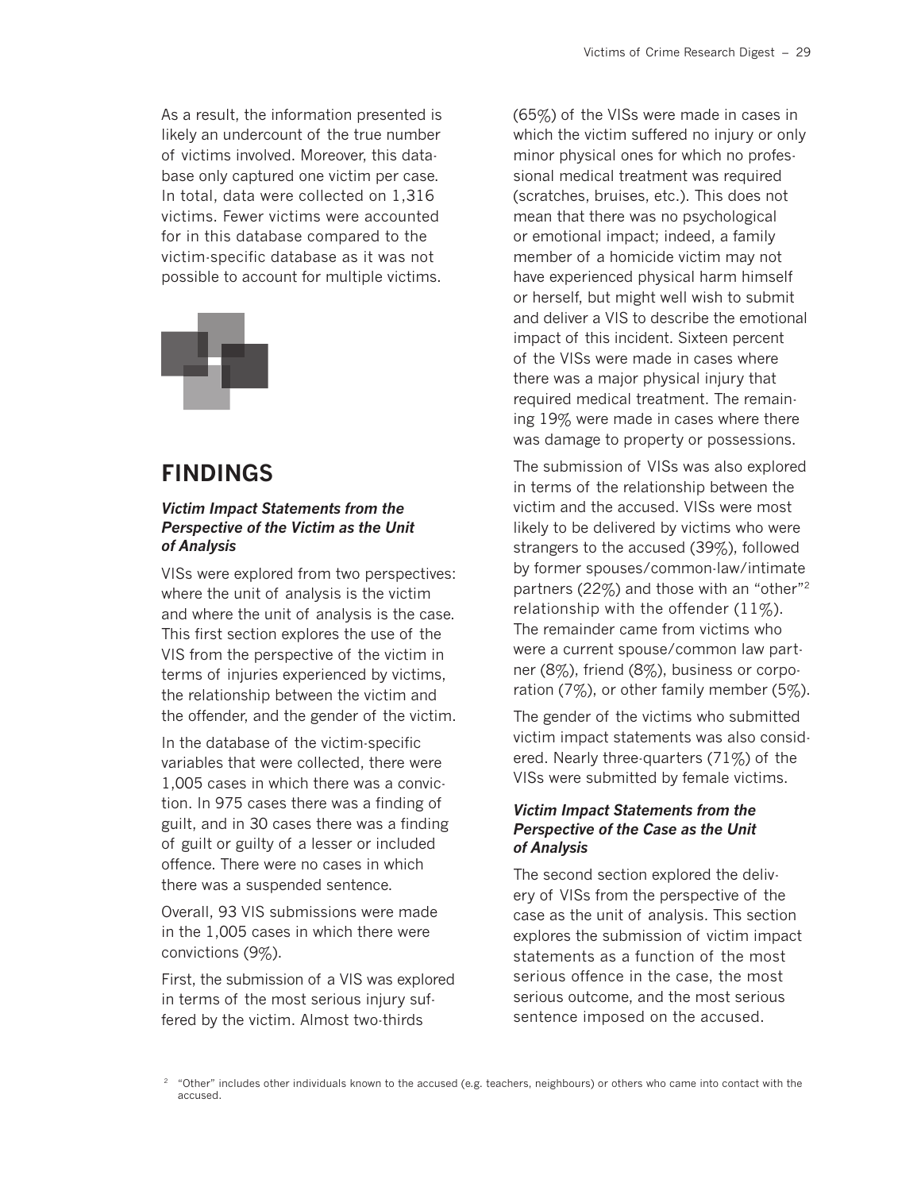As a result, the information presented is likely an undercount of the true number of victims involved. Moreover, this database only captured one victim per case. In total, data were collected on 1,316 victims. Fewer victims were accounted for in this database compared to the victim-specific database as it was not possible to account for multiple victims.

## FINDINGS

### *Victim Impact Statements from the Perspective of the Victim as the Unit of Analysis*

VISs were explored from two perspectives: where the unit of analysis is the victim and where the unit of analysis is the case. This first section explores the use of the VIS from the perspective of the victim in terms of injuries experienced by victims, the relationship between the victim and the offender, and the gender of the victim.

In the database of the victim-specific variables that were collected, there were 1,005 cases in which there was a conviction. In 975 cases there was a finding of guilt, and in 30 cases there was a finding of guilt or guilty of a lesser or included offence. There were no cases in which there was a suspended sentence.

Overall, 93 VIS submissions were made in the 1,005 cases in which there were convictions (9%).

First, the submission of a VIS was explored in terms of the most serious injury suffered by the victim. Almost two-thirds (65%) of the VISs were made in cases in which the victim suffered no injury or only minor physical ones for which no professional medical treatment was required (scratches, bruises, etc.). This does not mean that there was no psychological or emotional impact; indeed, a family member of a homicide victim may not have experienced physical harm himself or herself, but might well wish to submit and deliver a VIS to describe the emotional impact of this incident. Sixteen percent of the VISs were made in cases where there was a major physical injury that required medical treatment. The remaining 19% were made in cases where there was damage to property or possessions.

The submission of VISs was also explored in terms of the relationship between the victim and the accused. VISs were most likely to be delivered by victims who were strangers to the accused (39%), followed by former spouses/common-law/intimate partners (22%) and those with an "other"[2] relationship with the offender (11%). The remainder came from victims who were a current spouse/common law partner (8%), friend (8%), business or corporation (7%), or other family member (5%).

The gender of the victims who submitted victim impact statements was also considered. Nearly three-quarters (71%) of the VISs were submitted by female victims.

### *Victim Impact Statements from the Perspective of the Case as the Unit of Analysis*

The second section explored the delivery of VISs from the perspective of the case as the unit of analysis. This section explores the submission of victim impact statements as a function of the most serious offence in the case, the most serious outcome, and the most serious sentence imposed on the accused.

[2] "Other" includes other individuals known to the accused (e.g. teachers, neighbours) or others who came into contact with the accused.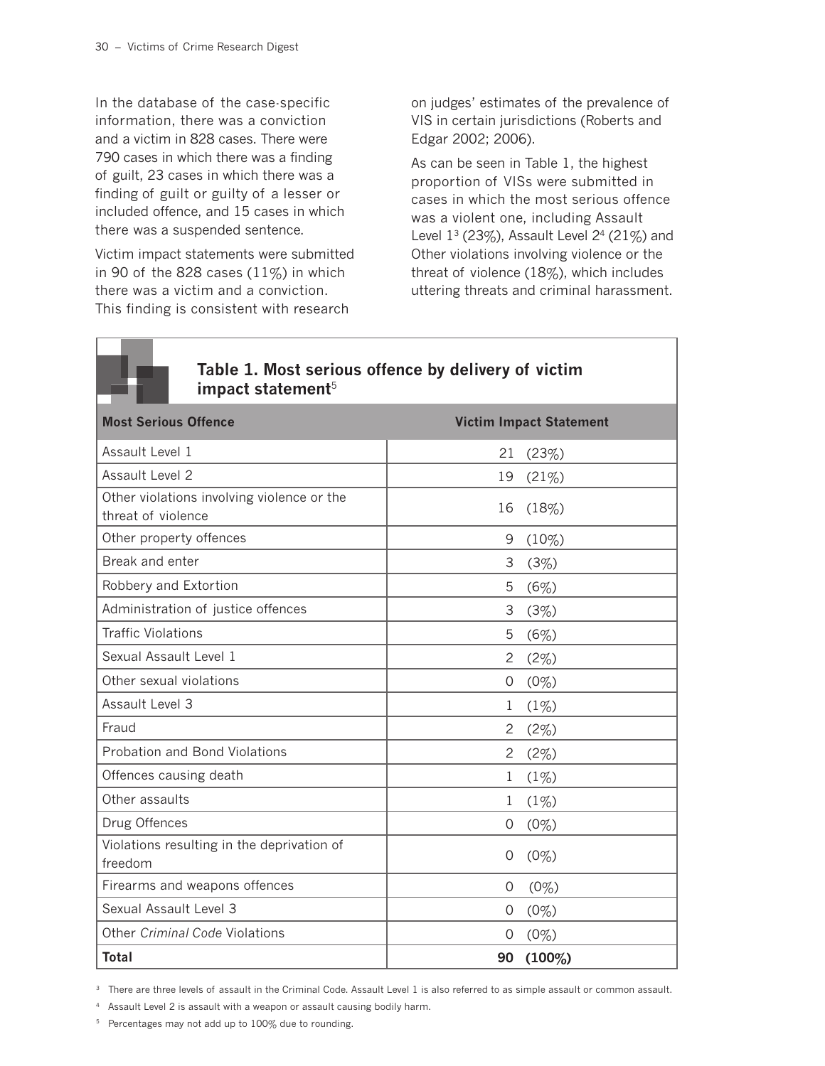In the database of the case-specific information, there was a conviction and a victim in 828 cases. There were 790 cases in which there was a finding of guilt, 23 cases in which there was a finding of guilt or guilty of a lesser or included offence, and 15 cases in which there was a suspended sentence.

Victim impact statements were submitted in 90 of the 828 cases (11%) in which there was a victim and a conviction. This finding is consistent with research on judges' estimates of the prevalence of VIS in certain jurisdictions (Roberts and Edgar 2002; 2006).

As can be seen in Table 1, the highest proportion of VISs were submitted in cases in which the most serious offence was a violent one, including Assault Level 1[3] (23%), Assault Level 2[4] (21%) and Other violations involving violence or the threat of violence (18%), which includes uttering threats and criminal harassment.

**Table 1. Most serious offence by delivery of victim impact statement[5]**

| Most Serious Offence | Victim Impact Statement |
|---|---|
| Assault Level 1 | 21 (23%) |
| Assault Level 2 | 19 (21%) |
| Other violations involving violence or the threat of violence | 16 (18%) |
| Other property offences | 9 (10%) |
| Break and enter | 3 (3%) |
| Robbery and Extortion | 5 (6%) |
| Administration of justice offences | 3 (3%) |
| Traffic Violations | 5 (6%) |
| Sexual Assault Level 1 | 2 (2%) |
| Other sexual violations | 0 (0%) |
| Assault Level 3 | 1 (1%) |
| Fraud | 2 (2%) |
| Probation and Bond Violations | 2 (2%) |
| Offences causing death | 1 (1%) |
| Other assaults | 1 (1%) |
| Drug Offences | 0 (0%) |
| Violations resulting in the deprivation of freedom | 0 (0%) |
| Firearms and weapons offences | 0 (0%) |
| Sexual Assault Level 3 | 0 (0%) |
| Other *Criminal Code* Violations | 0 (0%) |
| **Total** | **90 (100%)** |

[3] There are three levels of assault in the Criminal Code. Assault Level 1 is also referred to as simple assault or common assault.

[4] Assault Level 2 is assault with a weapon or assault causing bodily harm.

[5] Percentages may not add up to 100% due to rounding.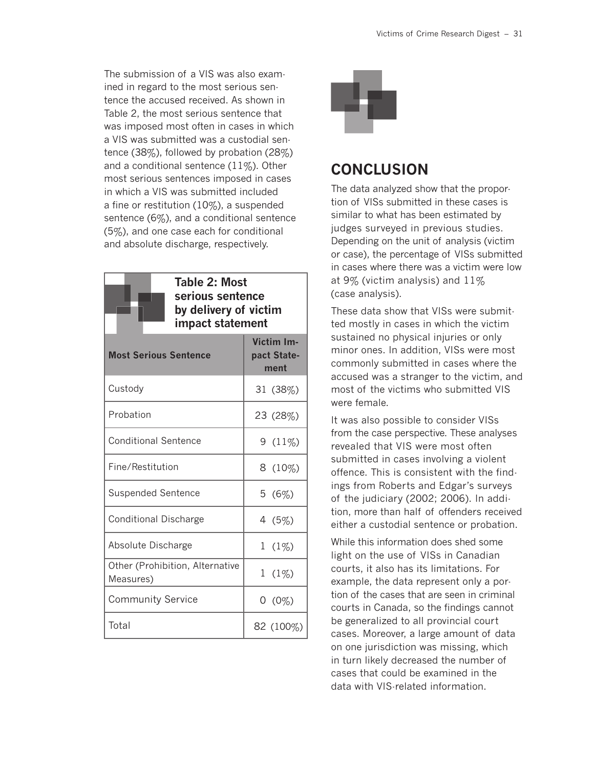The submission of a VIS was also examined in regard to the most serious sentence the accused received. As shown in Table 2, the most serious sentence that was imposed most often in cases in which a VIS was submitted was a custodial sentence (38%), followed by probation (28%) and a conditional sentence (11%). Other most serious sentences imposed in cases in which a VIS was submitted included a fine or restitution (10%), a suspended sentence (6%), and a conditional sentence (5%), and one case each for conditional and absolute discharge, respectively.

**Table 2: Most serious sentence by delivery of victim impact statement**

| Most Serious Sentence | Victim Impact Statement |
|---|---|
| Custody | 31 (38%) |
| Probation | 23 (28%) |
| Conditional Sentence | 9 (11%) |
| Fine/Restitution | 8 (10%) |
| Suspended Sentence | 5 (6%) |
| Conditional Discharge | 4 (5%) |
| Absolute Discharge | 1 (1%) |
| Other (Prohibition, Alternative Measures) | 1 (1%) |
| Community Service | 0 (0%) |
| Total | 82 (100%) |

## CONCLUSION

The data analyzed show that the proportion of VISs submitted in these cases is similar to what has been estimated by judges surveyed in previous studies. Depending on the unit of analysis (victim or case), the percentage of VISs submitted in cases where there was a victim were low at 9% (victim analysis) and 11% (case analysis).

These data show that VISs were submitted mostly in cases in which the victim sustained no physical injuries or only minor ones. In addition, VISs were most commonly submitted in cases where the accused was a stranger to the victim, and most of the victims who submitted VIS were female.

It was also possible to consider VISs from the case perspective. These analyses revealed that VIS were most often submitted in cases involving a violent offence. This is consistent with the findings from Roberts and Edgar's surveys of the judiciary (2002; 2006). In addition, more than half of offenders received either a custodial sentence or probation.

While this information does shed some light on the use of VISs in Canadian courts, it also has its limitations. For example, the data represent only a portion of the cases that are seen in criminal courts in Canada, so the findings cannot be generalized to all provincial court cases. Moreover, a large amount of data on one jurisdiction was missing, which in turn likely decreased the number of cases that could be examined in the data with VIS-related information.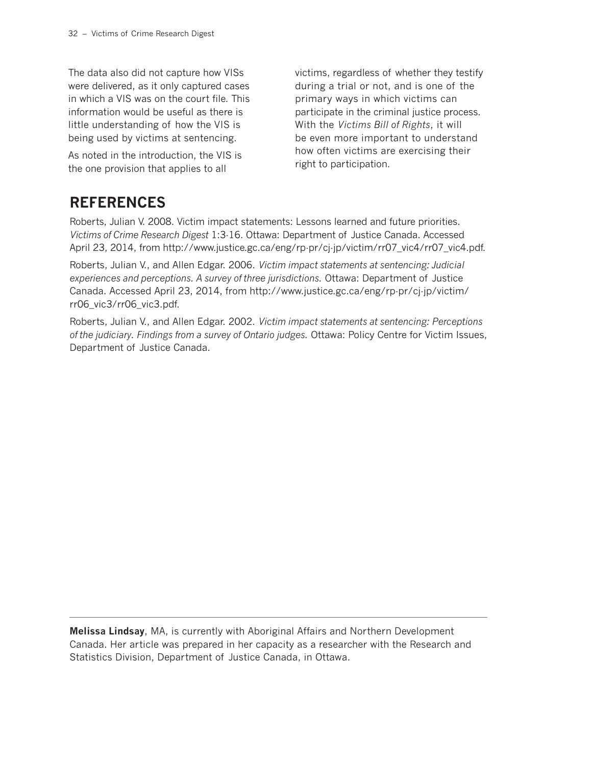The data also did not capture how VISs were delivered, as it only captured cases in which a VIS was on the court file. This information would be useful as there is little understanding of how the VIS is being used by victims at sentencing.

As noted in the introduction, the VIS is the one provision that applies to all victims, regardless of whether they testify during a trial or not, and is one of the primary ways in which victims can participate in the criminal justice process. With the *Victims Bill of Rights*, it will be even more important to understand how often victims are exercising their right to participation.

## REFERENCES

Roberts, Julian V. 2008. Victim impact statements: Lessons learned and future priorities. *Victims of Crime Research Digest* 1:3-16. Ottawa: Department of Justice Canada. Accessed April 23, 2014, from http://www.justice.gc.ca/eng/rp-pr/cj-jp/victim/rr07_vic4/rr07_vic4.pdf.

Roberts, Julian V., and Allen Edgar. 2006. *Victim impact statements at sentencing: Judicial experiences and perceptions. A survey of three jurisdictions.* Ottawa: Department of Justice Canada. Accessed April 23, 2014, from http://www.justice.gc.ca/eng/rp-pr/cj-jp/victim/rr06_vic3/rr06_vic3.pdf.

Roberts, Julian V., and Allen Edgar. 2002. *Victim impact statements at sentencing: Perceptions of the judiciary. Findings from a survey of Ontario judges.* Ottawa: Policy Centre for Victim Issues, Department of Justice Canada.

---

**Melissa Lindsay**, MA, is currently with Aboriginal Affairs and Northern Development Canada. Her article was prepared in her capacity as a researcher with the Research and Statistics Division, Department of Justice Canada, in Ottawa.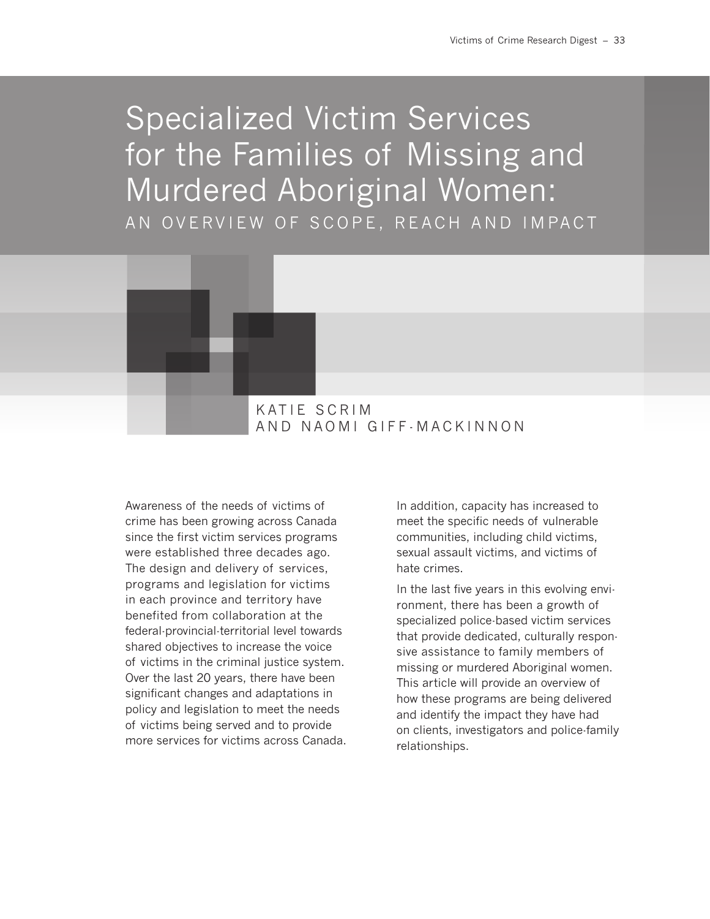# Specialized Victim Services for the Families of Missing and Murdered Aboriginal Women:

## AN OVERVIEW OF SCOPE, REACH AND IMPACT

KATIE SCRIM AND NAOMI GIFF-MACKINNON

Awareness of the needs of victims of crime has been growing across Canada since the first victim services programs were established three decades ago. The design and delivery of services, programs and legislation for victims in each province and territory have benefited from collaboration at the federal-provincial-territorial level towards shared objectives to increase the voice of victims in the criminal justice system. Over the last 20 years, there have been significant changes and adaptations in policy and legislation to meet the needs of victims being served and to provide more services for victims across Canada. In addition, capacity has increased to meet the specific needs of vulnerable communities, including child victims, sexual assault victims, and victims of hate crimes.

In the last five years in this evolving environment, there has been a growth of specialized police-based victim services that provide dedicated, culturally responsive assistance to family members of missing or murdered Aboriginal women. This article will provide an overview of how these programs are being delivered and identify the impact they have had on clients, investigators and police-family relationships.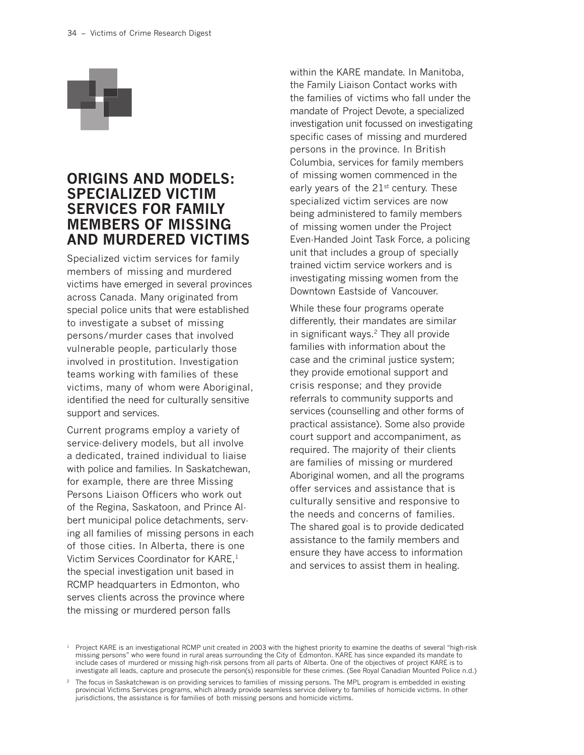## ORIGINS AND MODELS: SPECIALIZED VICTIM SERVICES FOR FAMILY MEMBERS OF MISSING AND MURDERED VICTIMS

Specialized victim services for family members of missing and murdered victims have emerged in several provinces across Canada. Many originated from special police units that were established to investigate a subset of missing persons/murder cases that involved vulnerable people, particularly those involved in prostitution. Investigation teams working with families of these victims, many of whom were Aboriginal, identified the need for culturally sensitive support and services.

Current programs employ a variety of service-delivery models, but all involve a dedicated, trained individual to liaise with police and families. In Saskatchewan, for example, there are three Missing Persons Liaison Officers who work out of the Regina, Saskatoon, and Prince Albert municipal police detachments, serving all families of missing persons in each of those cities. In Alberta, there is one Victim Services Coordinator for KARE,[1] the special investigation unit based in RCMP headquarters in Edmonton, who serves clients across the province where the missing or murdered person falls within the KARE mandate. In Manitoba, the Family Liaison Contact works with the families of victims who fall under the mandate of Project Devote, a specialized investigation unit focussed on investigating specific cases of missing and murdered persons in the province. In British Columbia, services for family members of missing women commenced in the early years of the 21st century. These specialized victim services are now being administered to family members of missing women under the Project Even-Handed Joint Task Force, a policing unit that includes a group of specially trained victim service workers and is investigating missing women from the Downtown Eastside of Vancouver.

While these four programs operate differently, their mandates are similar in significant ways.[2] They all provide families with information about the case and the criminal justice system; they provide emotional support and crisis response; and they provide referrals to community supports and services (counselling and other forms of practical assistance). Some also provide court support and accompaniment, as required. The majority of their clients are families of missing or murdered Aboriginal women, and all the programs offer services and assistance that is culturally sensitive and responsive to the needs and concerns of families. The shared goal is to provide dedicated assistance to the family members and ensure they have access to information and services to assist them in healing.

[1] Project KARE is an investigational RCMP unit created in 2003 with the highest priority to examine the deaths of several "high-risk missing persons" who were found in rural areas surrounding the City of Edmonton. KARE has since expanded its mandate to include cases of murdered or missing high-risk persons from all parts of Alberta. One of the objectives of project KARE is to investigate all leads, capture and prosecute the person(s) responsible for these crimes. (See Royal Canadian Mounted Police n.d.)

[2] The focus in Saskatchewan is on providing services to families of missing persons. The MPL program is embedded in existing provincial Victims Services programs, which already provide seamless service delivery to families of homicide victims. In other jurisdictions, the assistance is for families of both missing persons and homicide victims.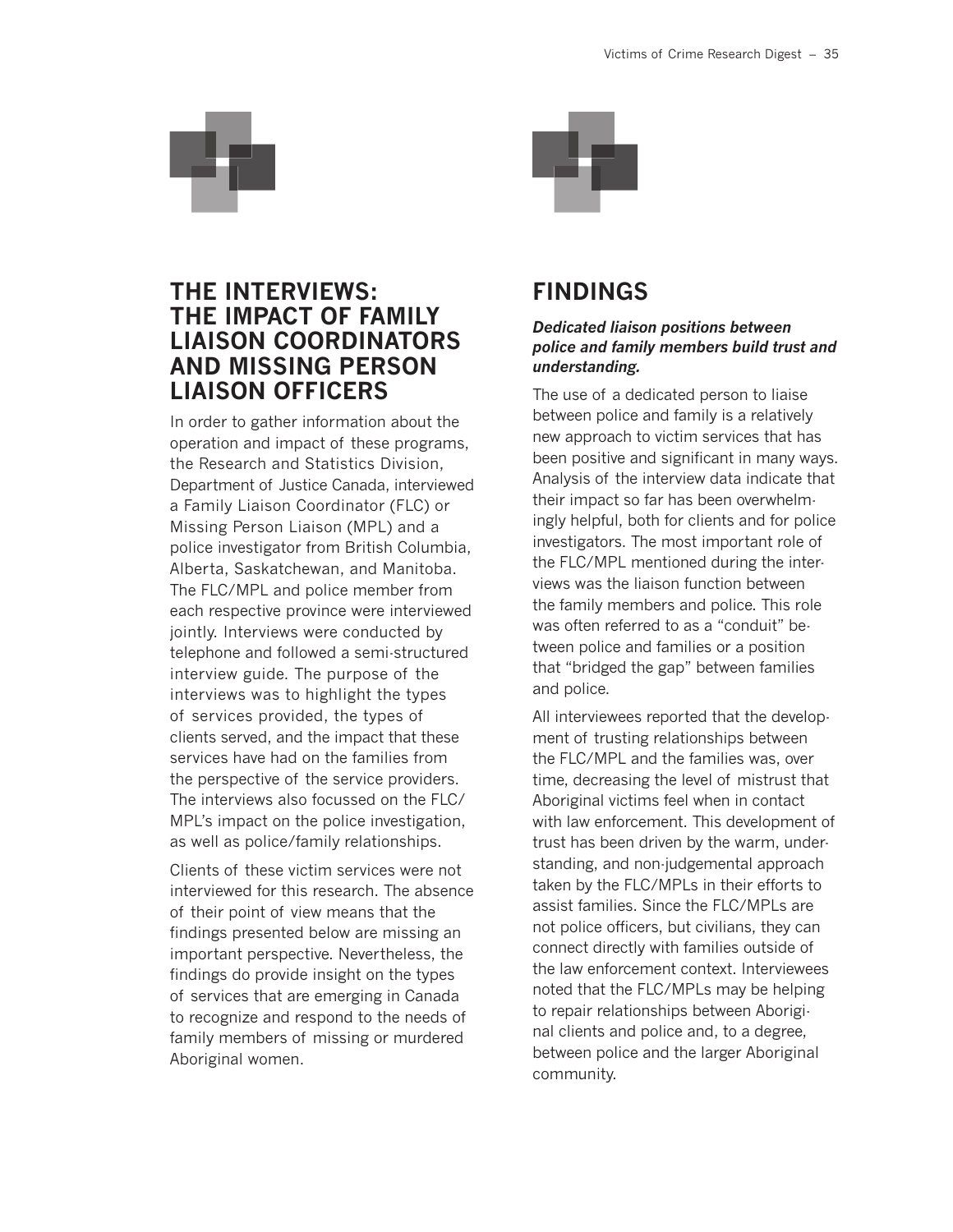## THE INTERVIEWS: THE IMPACT OF FAMILY LIAISON COORDINATORS AND MISSING PERSON LIAISON OFFICERS

In order to gather information about the operation and impact of these programs, the Research and Statistics Division, Department of Justice Canada, interviewed a Family Liaison Coordinator (FLC) or Missing Person Liaison (MPL) and a police investigator from British Columbia, Alberta, Saskatchewan, and Manitoba. The FLC/MPL and police member from each respective province were interviewed jointly. Interviews were conducted by telephone and followed a semi-structured interview guide. The purpose of the interviews was to highlight the types of services provided, the types of clients served, and the impact that these services have had on the families from the perspective of the service providers. The interviews also focussed on the FLC/MPL's impact on the police investigation, as well as police/family relationships.

Clients of these victim services were not interviewed for this research. The absence of their point of view means that the findings presented below are missing an important perspective. Nevertheless, the findings do provide insight on the types of services that are emerging in Canada to recognize and respond to the needs of family members of missing or murdered Aboriginal women.

## FINDINGS

***Dedicated liaison positions between police and family members build trust and understanding.***

The use of a dedicated person to liaise between police and family is a relatively new approach to victim services that has been positive and significant in many ways. Analysis of the interview data indicate that their impact so far has been overwhelmingly helpful, both for clients and for police investigators. The most important role of the FLC/MPL mentioned during the interviews was the liaison function between the family members and police. This role was often referred to as a "conduit" between police and families or a position that "bridged the gap" between families and police.

All interviewees reported that the development of trusting relationships between the FLC/MPL and the families was, over time, decreasing the level of mistrust that Aboriginal victims feel when in contact with law enforcement. This development of trust has been driven by the warm, understanding, and non-judgemental approach taken by the FLC/MPLs in their efforts to assist families. Since the FLC/MPLs are not police officers, but civilians, they can connect directly with families outside of the law enforcement context. Interviewees noted that the FLC/MPLs may be helping to repair relationships between Aboriginal clients and police and, to a degree, between police and the larger Aboriginal community.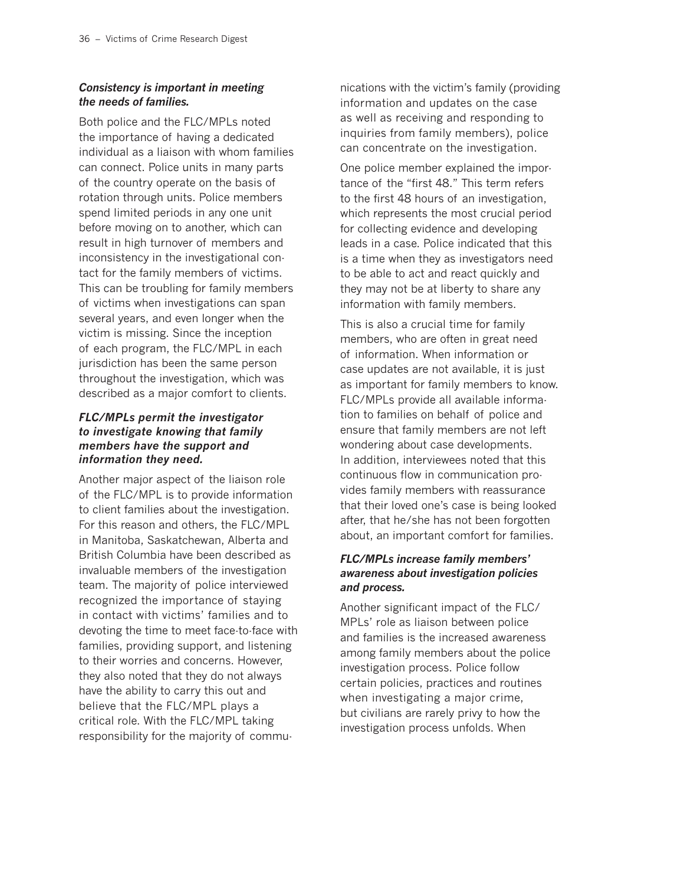***Consistency is important in meeting the needs of families.***

Both police and the FLC/MPLs noted the importance of having a dedicated individual as a liaison with whom families can connect. Police units in many parts of the country operate on the basis of rotation through units. Police members spend limited periods in any one unit before moving on to another, which can result in high turnover of members and inconsistency in the investigational contact for the family members of victims. This can be troubling for family members of victims when investigations can span several years, and even longer when the victim is missing. Since the inception of each program, the FLC/MPL in each jurisdiction has been the same person throughout the investigation, which was described as a major comfort to clients.

***FLC/MPLs permit the investigator to investigate knowing that family members have the support and information they need.***

Another major aspect of the liaison role of the FLC/MPL is to provide information to client families about the investigation. For this reason and others, the FLC/MPL in Manitoba, Saskatchewan, Alberta and British Columbia have been described as invaluable members of the investigation team. The majority of police interviewed recognized the importance of staying in contact with victims' families and to devoting the time to meet face-to-face with families, providing support, and listening to their worries and concerns. However, they also noted that they do not always have the ability to carry this out and believe that the FLC/MPL plays a critical role. With the FLC/MPL taking responsibility for the majority of communications with the victim's family (providing information and updates on the case as well as receiving and responding to inquiries from family members), police can concentrate on the investigation.

One police member explained the importance of the "first 48." This term refers to the first 48 hours of an investigation, which represents the most crucial period for collecting evidence and developing leads in a case. Police indicated that this is a time when they as investigators need to be able to act and react quickly and they may not be at liberty to share any information with family members.

This is also a crucial time for family members, who are often in great need of information. When information or case updates are not available, it is just as important for family members to know. FLC/MPLs provide all available information to families on behalf of police and ensure that family members are not left wondering about case developments. In addition, interviewees noted that this continuous flow in communication provides family members with reassurance that their loved one's case is being looked after, that he/she has not been forgotten about, an important comfort for families.

***FLC/MPLs increase family members' awareness about investigation policies and process.***

Another significant impact of the FLC/MPLs' role as liaison between police and families is the increased awareness among family members about the police investigation process. Police follow certain policies, practices and routines when investigating a major crime, but civilians are rarely privy to how the investigation process unfolds. When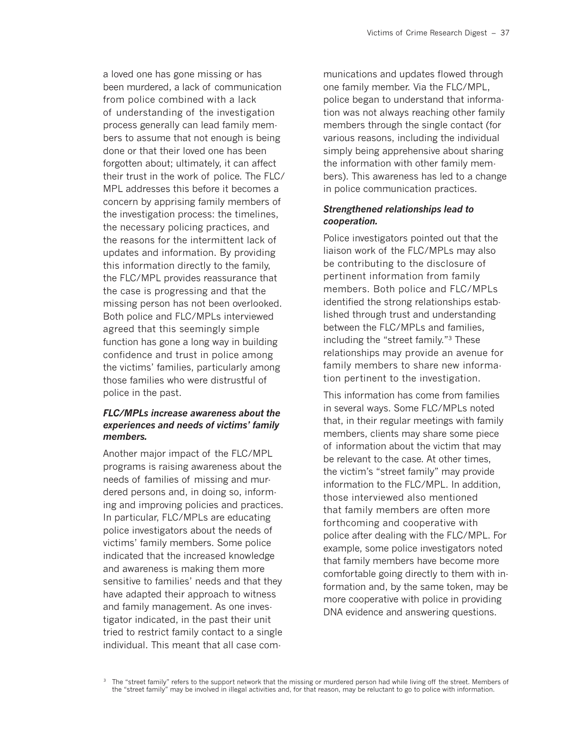a loved one has gone missing or has been murdered, a lack of communication from police combined with a lack of understanding of the investigation process generally can lead family members to assume that not enough is being done or that their loved one has been forgotten about; ultimately, it can affect their trust in the work of police. The FLC/MPL addresses this before it becomes a concern by apprising family members of the investigation process: the timelines, the necessary policing practices, and the reasons for the intermittent lack of updates and information. By providing this information directly to the family, the FLC/MPL provides reassurance that the case is progressing and that the missing person has not been overlooked. Both police and FLC/MPLs interviewed agreed that this seemingly simple function has gone a long way in building confidence and trust in police among the victims' families, particularly among those families who were distrustful of police in the past.

***FLC/MPLs increase awareness about the experiences and needs of victims' family members.***

Another major impact of the FLC/MPL programs is raising awareness about the needs of families of missing and murdered persons and, in doing so, informing and improving policies and practices. In particular, FLC/MPLs are educating police investigators about the needs of victims' family members. Some police indicated that the increased knowledge and awareness is making them more sensitive to families' needs and that they have adapted their approach to witness and family management. As one investigator indicated, in the past their unit tried to restrict family contact to a single individual. This meant that all case communications and updates flowed through one family member. Via the FLC/MPL, police began to understand that information was not always reaching other family members through the single contact (for various reasons, including the individual simply being apprehensive about sharing the information with other family members). This awareness has led to a change in police communication practices.

***Strengthened relationships lead to cooperation.***

Police investigators pointed out that the liaison work of the FLC/MPLs may also be contributing to the disclosure of pertinent information from family members. Both police and FLC/MPLs identified the strong relationships established through trust and understanding between the FLC/MPLs and families, including the "street family."[3] These relationships may provide an avenue for family members to share new information pertinent to the investigation.

This information has come from families in several ways. Some FLC/MPLs noted that, in their regular meetings with family members, clients may share some piece of information about the victim that may be relevant to the case. At other times, the victim's "street family" may provide information to the FLC/MPL. In addition, those interviewed also mentioned that family members are often more forthcoming and cooperative with police after dealing with the FLC/MPL. For example, some police investigators noted that family members have become more comfortable going directly to them with information and, by the same token, may be more cooperative with police in providing DNA evidence and answering questions.

[3] The "street family" refers to the support network that the missing or murdered person had while living off the street. Members of the "street family" may be involved in illegal activities and, for that reason, may be reluctant to go to police with information.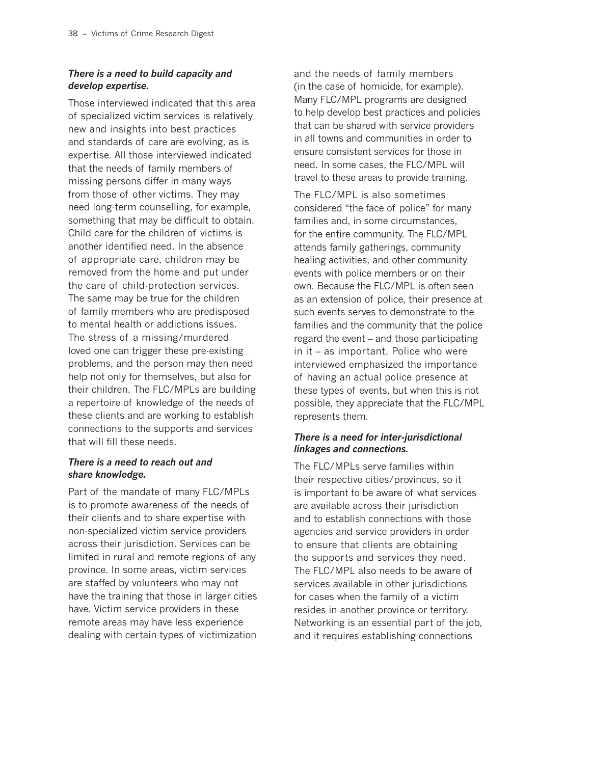### *There is a need to build capacity and develop expertise.*

Those interviewed indicated that this area of specialized victim services is relatively new and insights into best practices and standards of care are evolving, as is expertise. All those interviewed indicated that the needs of family members of missing persons differ in many ways from those of other victims. They may need long-term counselling, for example, something that may be difficult to obtain. Child care for the children of victims is another identified need. In the absence of appropriate care, children may be removed from the home and put under the care of child-protection services. The same may be true for the children of family members who are predisposed to mental health or addictions issues. The stress of a missing/murdered loved one can trigger these pre-existing problems, and the person may then need help not only for themselves, but also for their children. The FLC/MPLs are building a repertoire of knowledge of the needs of these clients and are working to establish connections to the supports and services that will fill these needs.

### *There is a need to reach out and share knowledge.*

Part of the mandate of many FLC/MPLs is to promote awareness of the needs of their clients and to share expertise with non-specialized victim service providers across their jurisdiction. Services can be limited in rural and remote regions of any province. In some areas, victim services are staffed by volunteers who may not have the training that those in larger cities have. Victim service providers in these remote areas may have less experience dealing with certain types of victimization and the needs of family members (in the case of homicide, for example). Many FLC/MPL programs are designed to help develop best practices and policies that can be shared with service providers in all towns and communities in order to ensure consistent services for those in need. In some cases, the FLC/MPL will travel to these areas to provide training.

The FLC/MPL is also sometimes considered "the face of police" for many families and, in some circumstances, for the entire community. The FLC/MPL attends family gatherings, community healing activities, and other community events with police members or on their own. Because the FLC/MPL is often seen as an extension of police, their presence at such events serves to demonstrate to the families and the community that the police regard the event – and those participating in it – as important. Police who were interviewed emphasized the importance of having an actual police presence at these types of events, but when this is not possible, they appreciate that the FLC/MPL represents them.

### *There is a need for inter-jurisdictional linkages and connections.*

The FLC/MPLs serve families within their respective cities/provinces, so it is important to be aware of what services are available across their jurisdiction and to establish connections with those agencies and service providers in order to ensure that clients are obtaining the supports and services they need. The FLC/MPL also needs to be aware of services available in other jurisdictions for cases when the family of a victim resides in another province or territory. Networking is an essential part of the job, and it requires establishing connections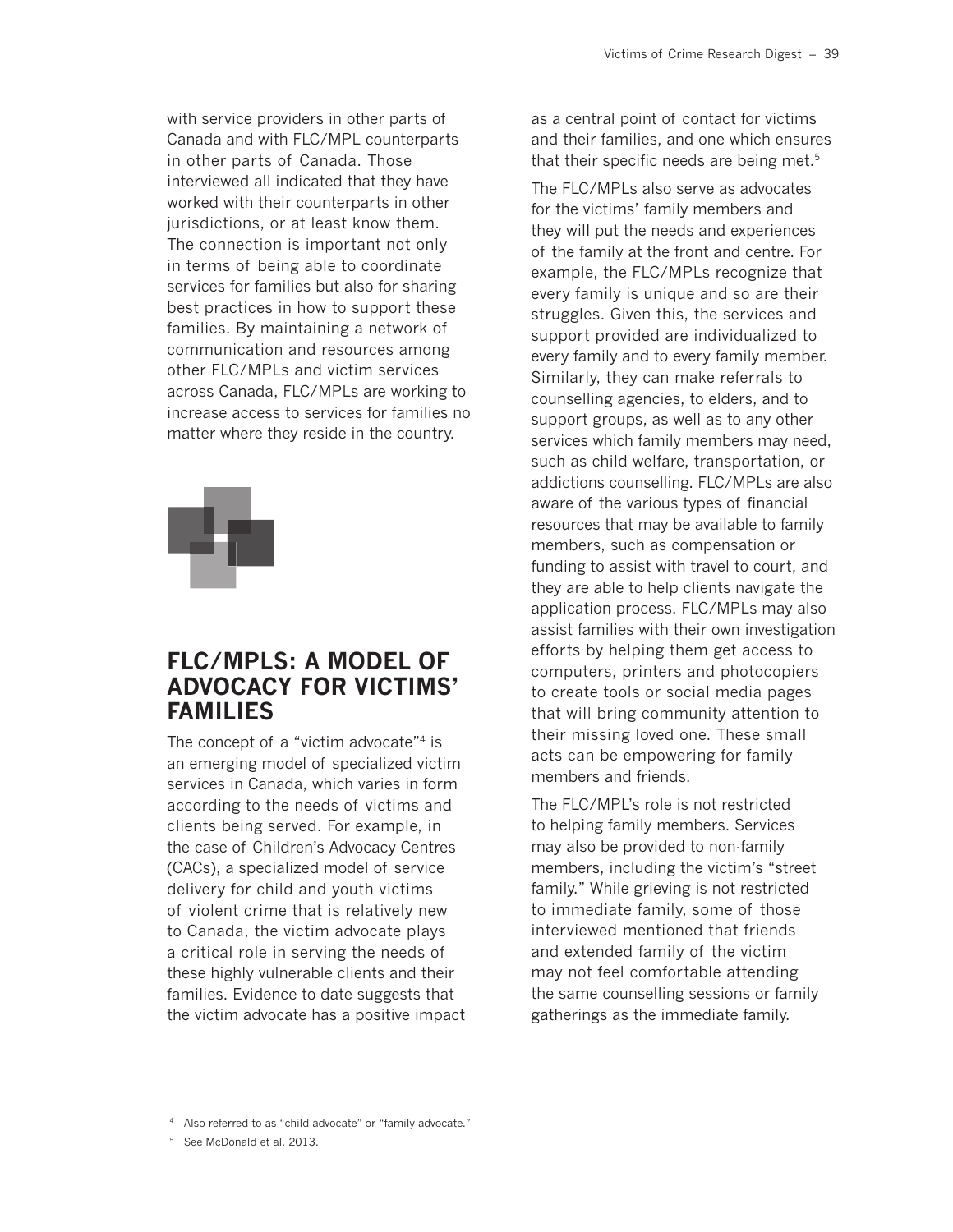with service providers in other parts of Canada and with FLC/MPL counterparts in other parts of Canada. Those interviewed all indicated that they have worked with their counterparts in other jurisdictions, or at least know them. The connection is important not only in terms of being able to coordinate services for families but also for sharing best practices in how to support these families. By maintaining a network of communication and resources among other FLC/MPLs and victim services across Canada, FLC/MPLs are working to increase access to services for families no matter where they reside in the country.

## FLC/MPLS: A MODEL OF ADVOCACY FOR VICTIMS' FAMILIES

The concept of a "victim advocate"[4] is an emerging model of specialized victim services in Canada, which varies in form according to the needs of victims and clients being served. For example, in the case of Children's Advocacy Centres (CACs), a specialized model of service delivery for child and youth victims of violent crime that is relatively new to Canada, the victim advocate plays a critical role in serving the needs of these highly vulnerable clients and their families. Evidence to date suggests that the victim advocate has a positive impact as a central point of contact for victims and their families, and one which ensures that their specific needs are being met.[5]

The FLC/MPLs also serve as advocates for the victims' family members and they will put the needs and experiences of the family at the front and centre. For example, the FLC/MPLs recognize that every family is unique and so are their struggles. Given this, the services and support provided are individualized to every family and to every family member. Similarly, they can make referrals to counselling agencies, to elders, and to support groups, as well as to any other services which family members may need, such as child welfare, transportation, or addictions counselling. FLC/MPLs are also aware of the various types of financial resources that may be available to family members, such as compensation or funding to assist with travel to court, and they are able to help clients navigate the application process. FLC/MPLs may also assist families with their own investigation efforts by helping them get access to computers, printers and photocopiers to create tools or social media pages that will bring community attention to their missing loved one. These small acts can be empowering for family members and friends.

The FLC/MPL's role is not restricted to helping family members. Services may also be provided to non-family members, including the victim's "street family." While grieving is not restricted to immediate family, some of those interviewed mentioned that friends and extended family of the victim may not feel comfortable attending the same counselling sessions or family gatherings as the immediate family.

[4] Also referred to as "child advocate" or "family advocate."

[5] See McDonald et al. 2013.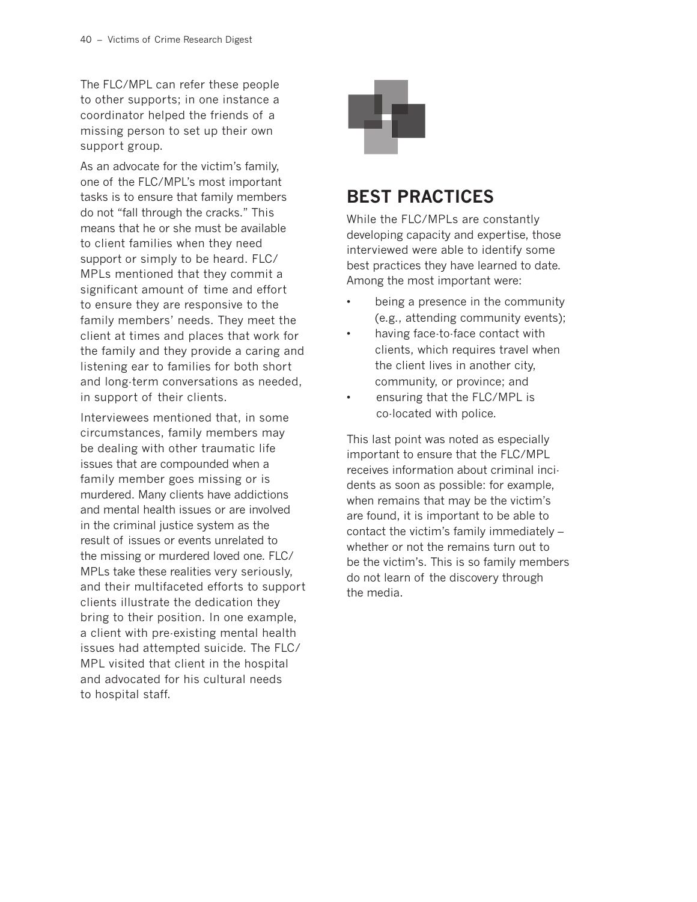The FLC/MPL can refer these people to other supports; in one instance a coordinator helped the friends of a missing person to set up their own support group.

As an advocate for the victim's family, one of the FLC/MPL's most important tasks is to ensure that family members do not "fall through the cracks." This means that he or she must be available to client families when they need support or simply to be heard. FLC/MPLs mentioned that they commit a significant amount of time and effort to ensure they are responsive to the family members' needs. They meet the client at times and places that work for the family and they provide a caring and listening ear to families for both short and long-term conversations as needed, in support of their clients.

Interviewees mentioned that, in some circumstances, family members may be dealing with other traumatic life issues that are compounded when a family member goes missing or is murdered. Many clients have addictions and mental health issues or are involved in the criminal justice system as the result of issues or events unrelated to the missing or murdered loved one. FLC/MPLs take these realities very seriously, and their multifaceted efforts to support clients illustrate the dedication they bring to their position. In one example, a client with pre-existing mental health issues had attempted suicide. The FLC/MPL visited that client in the hospital and advocated for his cultural needs to hospital staff.

## BEST PRACTICES

While the FLC/MPLs are constantly developing capacity and expertise, those interviewed were able to identify some best practices they have learned to date. Among the most important were:

- being a presence in the community (e.g., attending community events);
- having face-to-face contact with clients, which requires travel when the client lives in another city, community, or province; and
- ensuring that the FLC/MPL is co-located with police.

This last point was noted as especially important to ensure that the FLC/MPL receives information about criminal incidents as soon as possible: for example, when remains that may be the victim's are found, it is important to be able to contact the victim's family immediately – whether or not the remains turn out to be the victim's. This is so family members do not learn of the discovery through the media.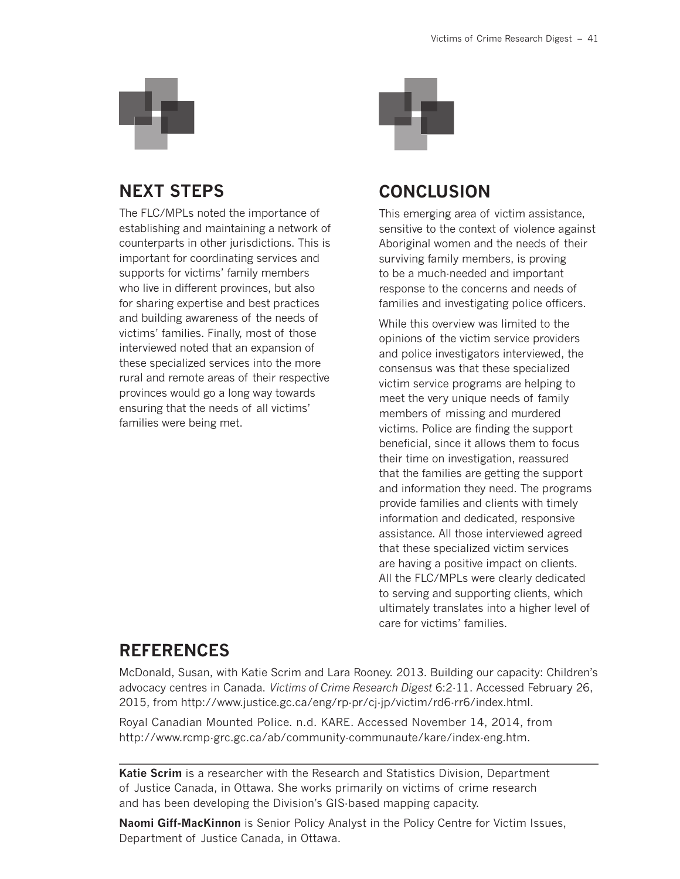## NEXT STEPS

The FLC/MPLs noted the importance of establishing and maintaining a network of counterparts in other jurisdictions. This is important for coordinating services and supports for victims' family members who live in different provinces, but also for sharing expertise and best practices and building awareness of the needs of victims' families. Finally, most of those interviewed noted that an expansion of these specialized services into the more rural and remote areas of their respective provinces would go a long way towards ensuring that the needs of all victims' families were being met.

## CONCLUSION

This emerging area of victim assistance, sensitive to the context of violence against Aboriginal women and the needs of their surviving family members, is proving to be a much-needed and important response to the concerns and needs of families and investigating police officers.

While this overview was limited to the opinions of the victim service providers and police investigators interviewed, the consensus was that these specialized victim service programs are helping to meet the very unique needs of family members of missing and murdered victims. Police are finding the support beneficial, since it allows them to focus their time on investigation, reassured that the families are getting the support and information they need. The programs provide families and clients with timely information and dedicated, responsive assistance. All those interviewed agreed that these specialized victim services are having a positive impact on clients. All the FLC/MPLs were clearly dedicated to serving and supporting clients, which ultimately translates into a higher level of care for victims' families.

## REFERENCES

McDonald, Susan, with Katie Scrim and Lara Rooney. 2013. Building our capacity: Children's advocacy centres in Canada. *Victims of Crime Research Digest* 6:2-11. Accessed February 26, 2015, from http://www.justice.gc.ca/eng/rp-pr/cj-jp/victim/rd6-rr6/index.html.

Royal Canadian Mounted Police. n.d. KARE. Accessed November 14, 2014, from http://www.rcmp-grc.gc.ca/ab/community-communaute/kare/index-eng.htm.

---

**Katie Scrim** is a researcher with the Research and Statistics Division, Department of Justice Canada, in Ottawa. She works primarily on victims of crime research and has been developing the Division's GIS-based mapping capacity.

**Naomi Giff-MacKinnon** is Senior Policy Analyst in the Policy Centre for Victim Issues, Department of Justice Canada, in Ottawa.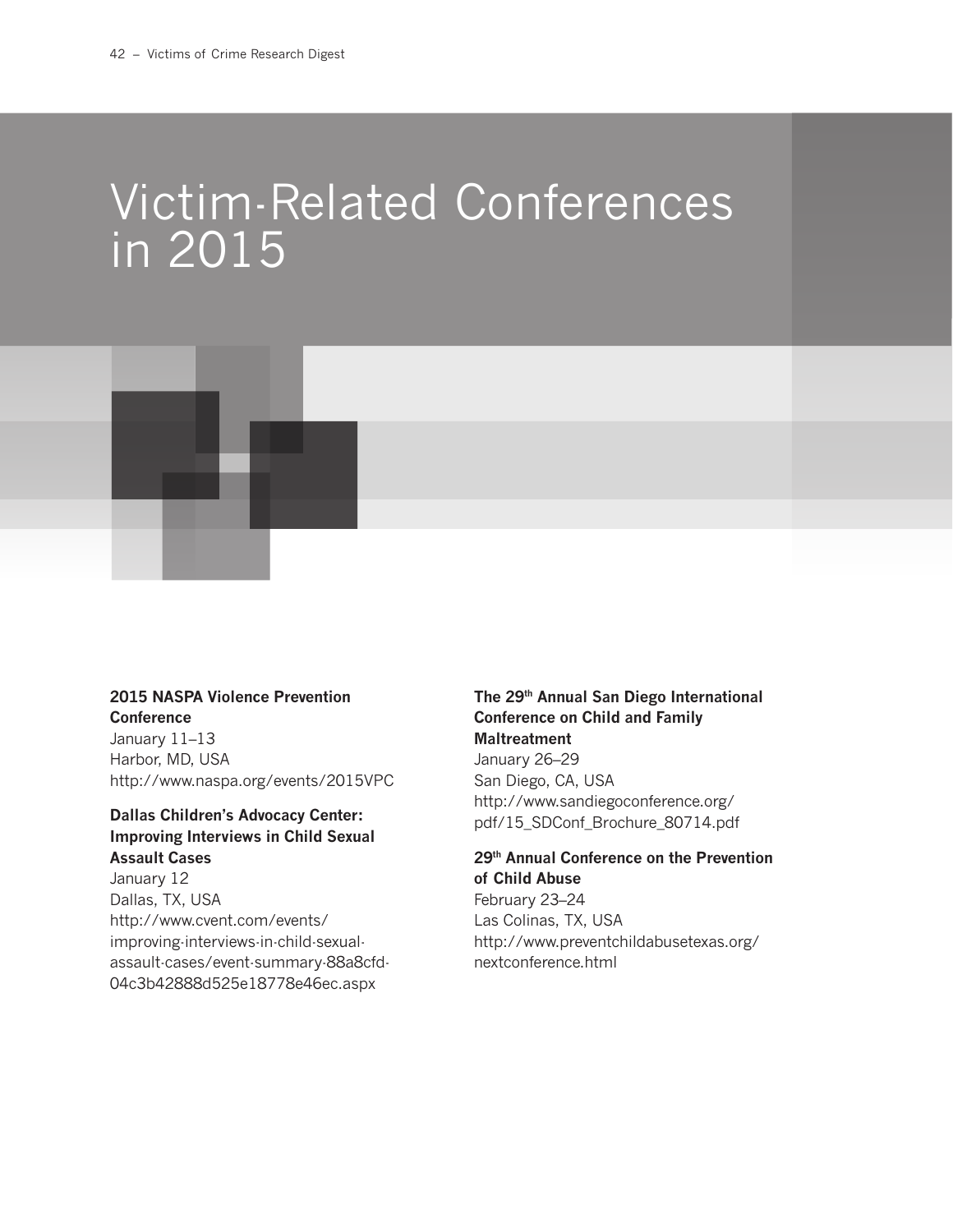# Victim-Related Conferences in 2015

**2015 NASPA Violence Prevention Conference**
January 11–13
Harbor, MD, USA
http://www.naspa.org/events/2015VPC

**Dallas Children's Advocacy Center: Improving Interviews in Child Sexual Assault Cases**
January 12
Dallas, TX, USA
http://www.cvent.com/events/improving-interviews-in-child-sexual-assault-cases/event-summary-88a8cfd04c3b42888d525e18778e46ec.aspx

**The 29th Annual San Diego International Conference on Child and Family Maltreatment**
January 26–29
San Diego, CA, USA
http://www.sandiegoconference.org/pdf/15_SDConf_Brochure_80714.pdf

**29th Annual Conference on the Prevention of Child Abuse**
February 23–24
Las Colinas, TX, USA
http://www.preventchildabusetexas.org/nextconference.html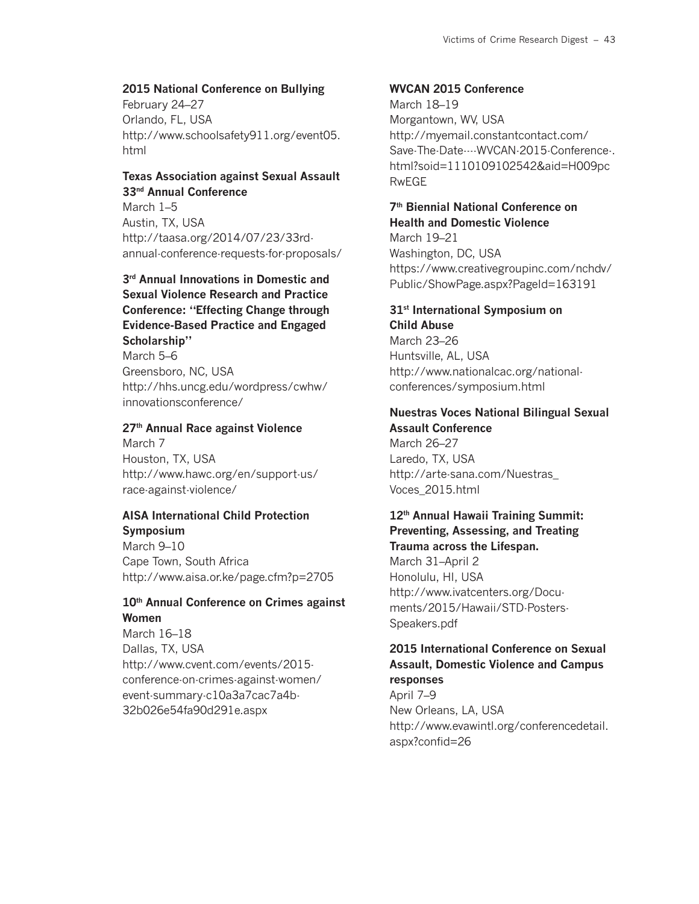**2015 National Conference on Bullying**
February 24–27
Orlando, FL, USA
http://www.schoolsafety911.org/event05.html

**Texas Association against Sexual Assault 33nd Annual Conference**
March 1–5
Austin, TX, USA
http://taasa.org/2014/07/23/33rd-annual-conference-requests-for-proposals/

**3rd Annual Innovations in Domestic and Sexual Violence Research and Practice Conference: "Effecting Change through Evidence-Based Practice and Engaged Scholarship"**
March 5–6
Greensboro, NC, USA
http://hhs.uncg.edu/wordpress/cwhw/innovationsconference/

**27th Annual Race against Violence**
March 7
Houston, TX, USA
http://www.hawc.org/en/support-us/race-against-violence/

**AISA International Child Protection Symposium**
March 9–10
Cape Town, South Africa
http://www.aisa.or.ke/page.cfm?p=2705

**10th Annual Conference on Crimes against Women**
March 16–18
Dallas, TX, USA
http://www.cvent.com/events/2015-conference-on-crimes-against-women/event-summary-c10a3a7cac7a4b-32b026e54fa90d291e.aspx

**WVCAN 2015 Conference**
March 18–19
Morgantown, WV, USA
http://myemail.constantcontact.com/Save-The-Date----WVCAN-2015-Conference-.html?soid=1110109102542&aid=H009pcRwEGE

**7th Biennial National Conference on Health and Domestic Violence**
March 19–21
Washington, DC, USA
https://www.creativegroupinc.com/nchdv/Public/ShowPage.aspx?PageId=163191

**31st International Symposium on Child Abuse**
March 23–26
Huntsville, AL, USA
http://www.nationalcac.org/national-conferences/symposium.html

**Nuestras Voces National Bilingual Sexual Assault Conference**
March 26–27
Laredo, TX, USA
http://arte-sana.com/Nuestras_Voces_2015.html

**12th Annual Hawaii Training Summit: Preventing, Assessing, and Treating Trauma across the Lifespan.**
March 31–April 2
Honolulu, HI, USA
http://www.ivatcenters.org/Documents/2015/Hawaii/STD-Posters-Speakers.pdf

**2015 International Conference on Sexual Assault, Domestic Violence and Campus responses**
April 7–9
New Orleans, LA, USA
http://www.evawintl.org/conferencedetail.aspx?confid=26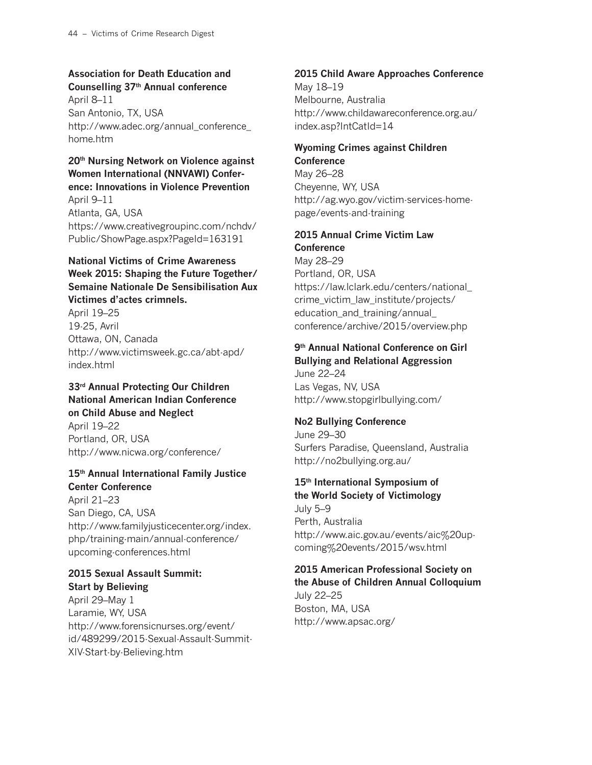**Association for Death Education and Counselling 37th Annual conference**
April 8–11
San Antonio, TX, USA
http://www.adec.org/annual_conference_home.htm

**20th Nursing Network on Violence against Women International (NNVAWI) Conference: Innovations in Violence Prevention**
April 9–11
Atlanta, GA, USA
https://www.creativegroupinc.com/nchdv/Public/ShowPage.aspx?PageId=163191

**National Victims of Crime Awareness Week 2015: Shaping the Future Together/ Semaine Nationale De Sensibilisation Aux Victimes d'actes crimnels.**
April 19–25
19-25, Avril
Ottawa, ON, Canada
http://www.victimsweek.gc.ca/abt-apd/index.html

**33rd Annual Protecting Our Children National American Indian Conference on Child Abuse and Neglect**
April 19–22
Portland, OR, USA
http://www.nicwa.org/conference/

**15th Annual International Family Justice Center Conference**
April 21–23
San Diego, CA, USA
http://www.familyjusticecenter.org/index.php/training-main/annual-conference/upcoming-conferences.html

**2015 Sexual Assault Summit: Start by Believing**
April 29–May 1
Laramie, WY, USA
http://www.forensicnurses.org/event/id/489299/2015-Sexual-Assault-Summit-XIV-Start-by-Believing.htm

**2015 Child Aware Approaches Conference**
May 18–19
Melbourne, Australia
http://www.childawareconference.org.au/index.asp?IntCatId=14

**Wyoming Crimes against Children Conference**
May 26–28
Cheyenne, WY, USA
http://ag.wyo.gov/victim-services-home-page/events-and-training

**2015 Annual Crime Victim Law Conference**
May 28–29
Portland, OR, USA
https://law.lclark.edu/centers/national_crime_victim_law_institute/projects/education_and_training/annual_conference/archive/2015/overview.php

**9th Annual National Conference on Girl Bullying and Relational Aggression**
June 22–24
Las Vegas, NV, USA
http://www.stopgirlbullying.com/

**No2 Bullying Conference**
June 29–30
Surfers Paradise, Queensland, Australia
http://no2bullying.org.au/

**15th International Symposium of the World Society of Victimology**
July 5–9
Perth, Australia
http://www.aic.gov.au/events/aic%20upcoming%20events/2015/wsv.html

**2015 American Professional Society on the Abuse of Children Annual Colloquium**
July 22–25
Boston, MA, USA
http://www.apsac.org/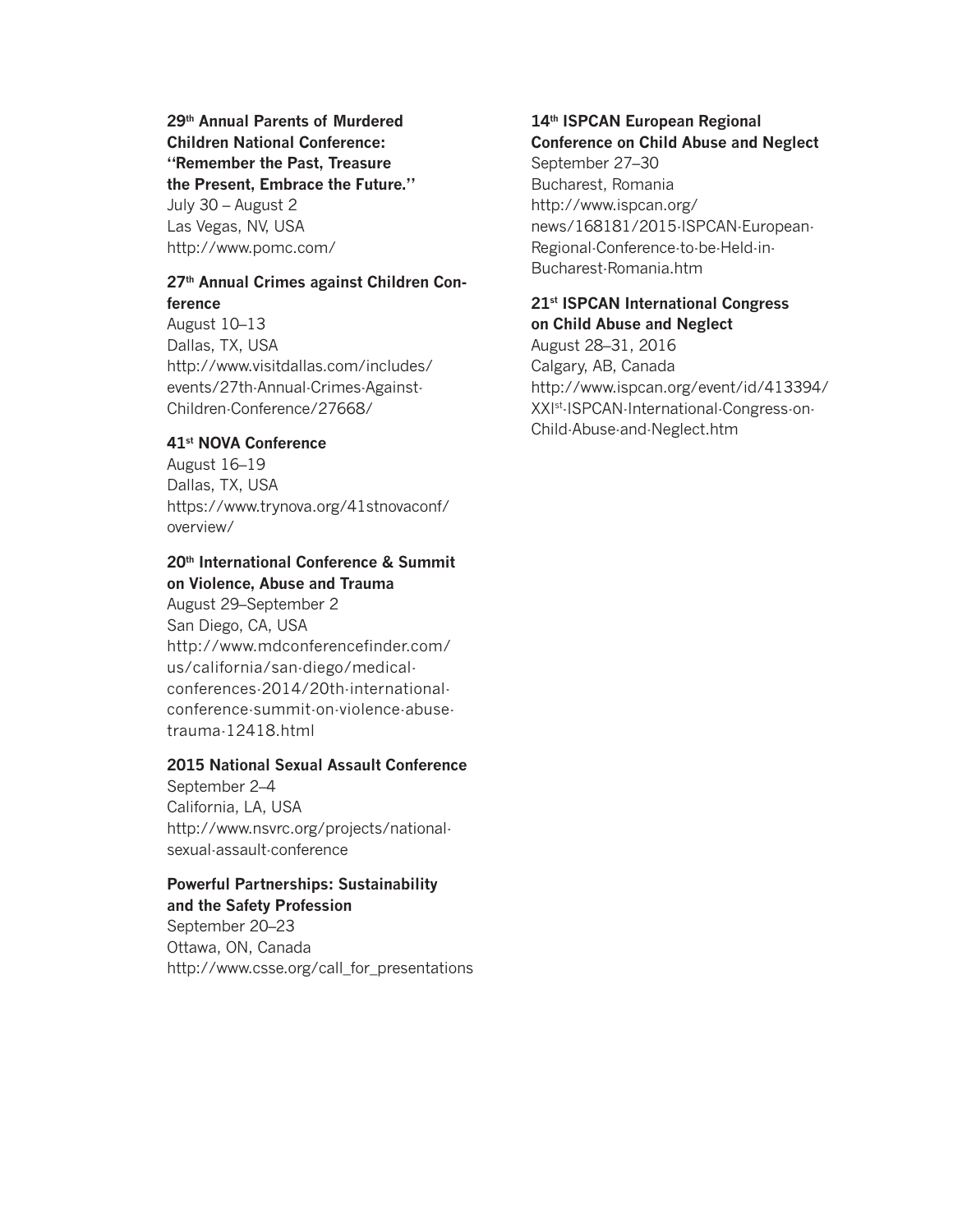**29th Annual Parents of Murdered Children National Conference: "Remember the Past, Treasure the Present, Embrace the Future."**
July 30 – August 2
Las Vegas, NV, USA
http://www.pomc.com/

**27th Annual Crimes against Children Conference**
August 10–13
Dallas, TX, USA
http://www.visitdallas.com/includes/events/27th-Annual-Crimes-Against-Children-Conference/27668/

**41st NOVA Conference**
August 16–19
Dallas, TX, USA
https://www.trynova.org/41stnovaconf/overview/

**20th International Conference & Summit on Violence, Abuse and Trauma**
August 29–September 2
San Diego, CA, USA
http://www.mdconferencefinder.com/us/california/san-diego/medical-conferences-2014/20th-international-conference-summit-on-violence-abuse-trauma-12418.html

**2015 National Sexual Assault Conference**
September 2–4
California, LA, USA
http://www.nsvrc.org/projects/national-sexual-assault-conference

**Powerful Partnerships: Sustainability and the Safety Profession**
September 20–23
Ottawa, ON, Canada
http://www.csse.org/call_for_presentations

**14th ISPCAN European Regional Conference on Child Abuse and Neglect**
September 27–30
Bucharest, Romania
http://www.ispcan.org/news/168181/2015-ISPCAN-European-Regional-Conference-to-be-Held-in-Bucharest-Romania.htm

**21st ISPCAN International Congress on Child Abuse and Neglect**
August 28–31, 2016
Calgary, AB, Canada
http://www.ispcan.org/event/id/413394/XXIst-ISPCAN-International-Congress-on-Child-Abuse-and-Neglect.htm